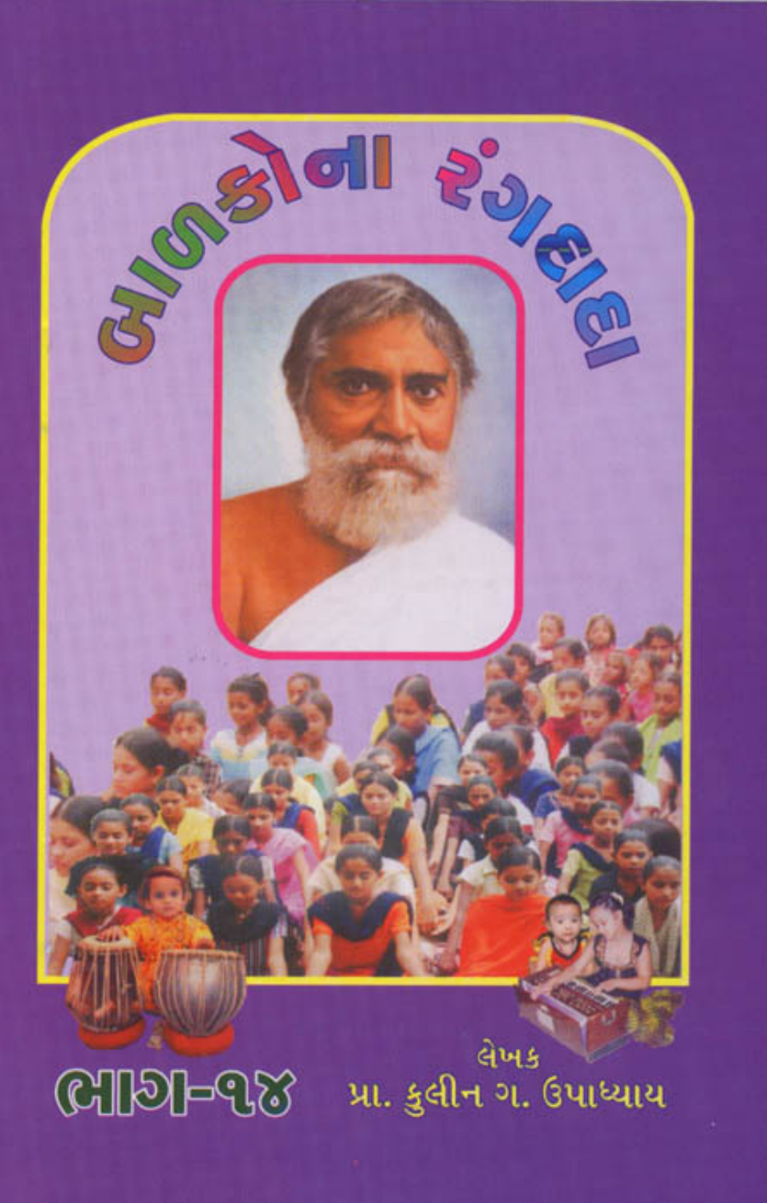# બાળકોના રંગલાલા

## ભાગ-૧૪

લેખક
પ્રા. કુલીન ગ. ઉપાધ્યાય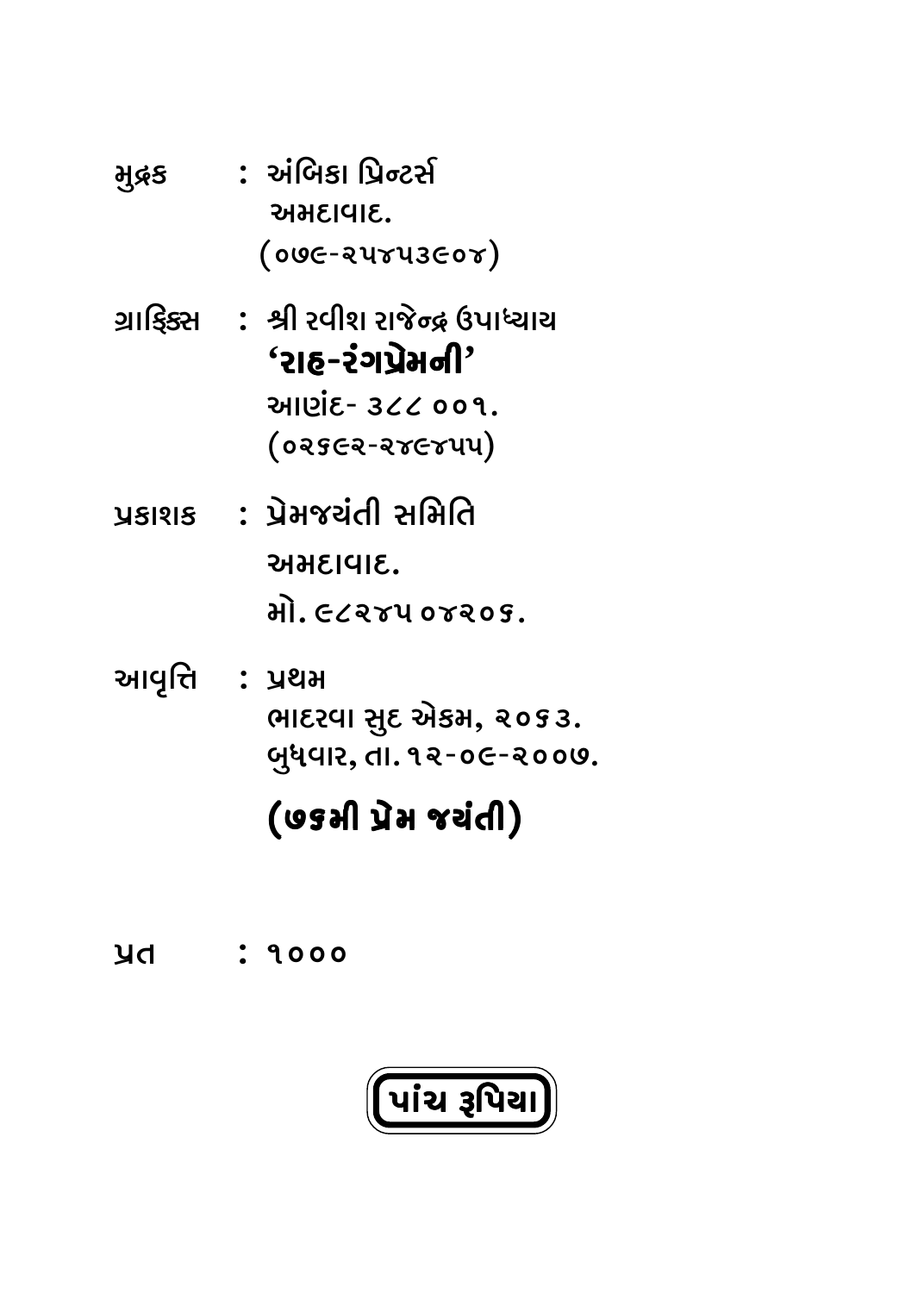મુદ્રક : અંબિકા પ્રિન્ટર્સ
અમદાવાદ.
(૦૭૯-૨૫૪૫૩૯૦૪)

ગ્રાફિક્સ : શ્રી રવીશ રાજેન્દ્ર ઉપાધ્યાય
**'રાહ-રંગપ્રેમની'**
આણંદ- ૩૮૮ ૦૦૧.
(૦૨૬૯૨-૨૪૯૪૫૫)

પ્રકાશક : પ્રેમજયંતી સમિતિ
અમદાવાદ.
મો. ૯૮૨૪૫ ૦૪૨૦૬.

આવૃત્તિ : પ્રથમ
ભાદરવા સુદ એકમ, ૨૦૬૩.
બુધવાર, તા. ૧૨-૦૯-૨૦૦૭.

**(૭૬મી પ્રેમ જયંતી)**

પ્રત : ૧૦૦૦

**પાંચ રૂપિયા**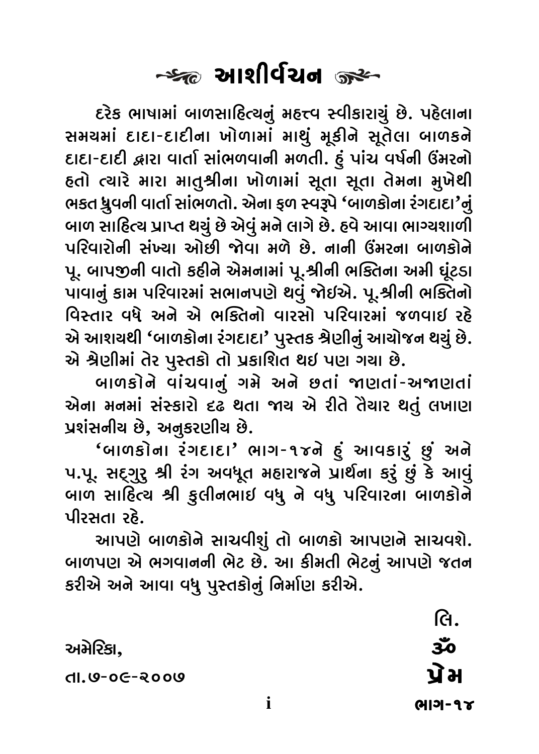# ~ આશીર્વચન ~

દરેક ભાષામાં બાળસાહિત્યનું મહત્ત્વ સ્વીકારાયું છે. પહેલાના સમયમાં દાદા-દાદીના ખોળામાં માથું મૂકીને સૂતેલા બાળકને દાદા-દાદી દ્વારા વાર્તા સાંભળવાની મળતી. હું પાંચ વર્ષની ઉંમરનો હતો ત્યારે મારા માતુશ્રીના ખોળામાં સૂતા સૂતા તેમના મુખેથી ભક્ત ધ્રુવની વાર્તા સાંભળતો. એના ફળ સ્વરૂપે 'બાળકોના રંગદાદા'નું બાળ સાહિત્ય પ્રાપ્ત થયું છે એવું મને લાગે છે. હવે આવા ભાગ્યશાળી પરિવારોની સંખ્યા ઓછી જોવા મળે છે. નાની ઉંમરના બાળકોને પૂ. બાપજીની વાતો કહીને એમનામાં પૂ.શ્રીની ભક્તિના અમી ઘૂંટડા પાવાનું કામ પરિવારમાં સભાનપણે થવું જોઈએ. પૂ.શ્રીની ભક્તિનો વિસ્તાર વધે અને એ ભક્તિનો વારસો પરિવારમાં જળવાઈ રહે એ આશયથી 'બાળકોના રંગદાદા' પુસ્તક શ્રેણીનું આયોજન થયું છે. એ શ્રેણીમાં તેર પુસ્તકો તો પ્રકાશિત થઈ પણ ગયા છે.

બાળકોને વાંચવાનું ગમે અને છતાં જાણતાં-અજાણતાં એના મનમાં સંસ્કારો દૃઢ થતા જાય એ રીતે તૈયાર થતું લખાણ પ્રશંસનીય છે, અનુકરણીય છે.

'બાળકોના રંગદાદા' ભાગ-૧૪ને હું આવકારું છું અને પ.પૂ. સદ્ગુરુ શ્રી રંગ અવધૂત મહારાજને પ્રાર્થના કરું છું કે આવું બાળ સાહિત્ય શ્રી કુલીનભાઈ વધુ ને વધુ પરિવારના બાળકોને પીરસતા રહે.

આપણે બાળકોને સાચવીશું તો બાળકો આપણને સાચવશે. બાળપણ એ ભગવાનની ભેટ છે. આ કીમતી ભેટનું આપણે જતન કરીએ અને આવા વધુ પુસ્તકોનું નિર્માણ કરીએ.

લિ.

ૐ

પ્રેમ

અમેરિકા,

તા.૭-૦૯-૨૦૦૭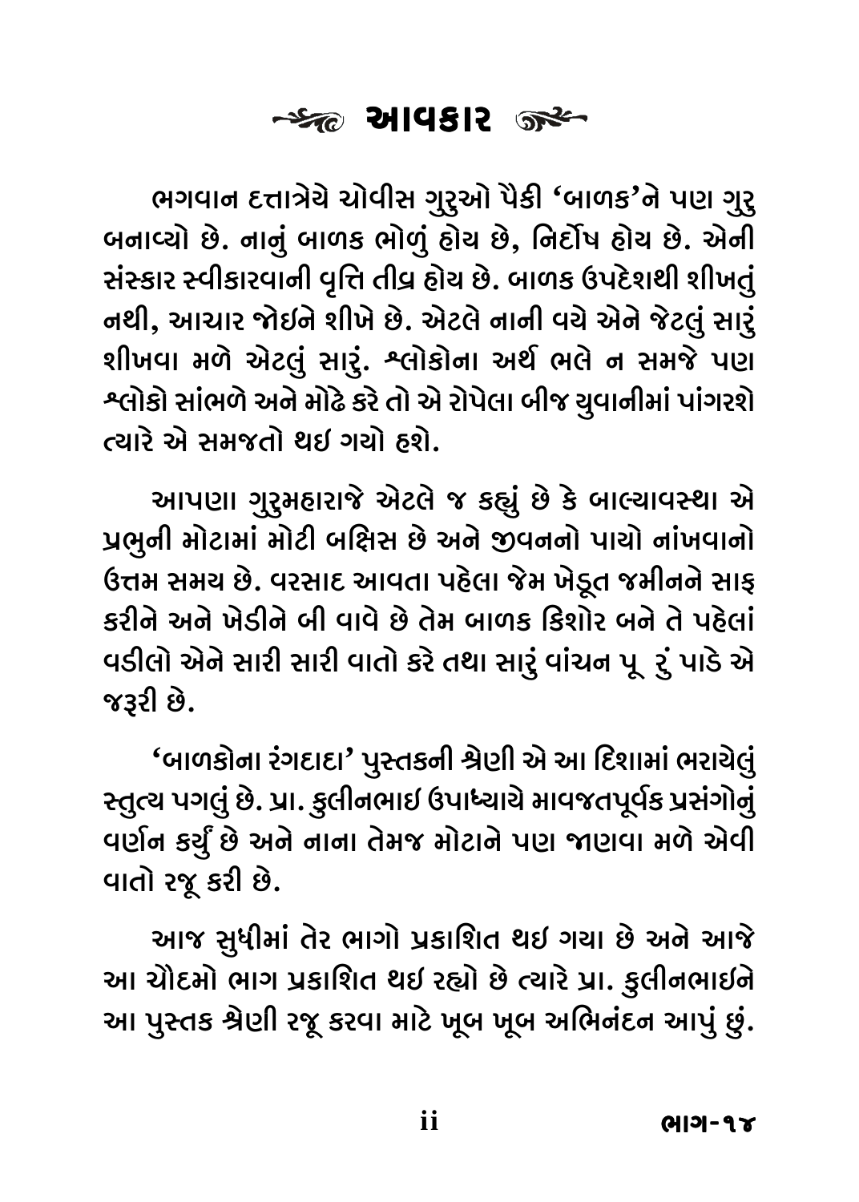# આવકાર

ભગવાન દત્તાત્રેયે ચોવીસ ગુરુઓ પૈકી 'બાળક'ને પણ ગુરુ બનાવ્યો છે. નાનું બાળક ભોળું હોય છે, નિર્દોષ હોય છે. એની સંસ્કાર સ્વીકારવાની વૃત્તિ તીવ્ર હોય છે. બાળક ઉપદેશથી શીખતું નથી, આચાર જોઇને શીખે છે. એટલે નાની વયે એને જેટલું સારું શીખવા મળે એટલું સારું. શ્લોકોના અર્થ ભલે ન સમજે પણ શ્લોકો સાંભળે અને મોઢે કરે તો એ રોપેલા બીજ યુવાનીમાં પાંગરશે ત્યારે એ સમજતો થઇ ગયો હશે.

આપણા ગુરુમહારાજે એટલે જ કહ્યું છે કે બાલ્યાવસ્થા એ પ્રભુની મોટામાં મોટી બક્ષિસ છે અને જીવનનો પાયો નાંખવાનો ઉત્તમ સમય છે. વરસાદ આવતા પહેલા જેમ ખેડૂત જમીનને સાફ કરીને અને ખેડીને બી વાવે છે તેમ બાળક કિશોર બને તે પહેલાં વડીલો એને સારી સારી વાતો કરે તથા સારું વાંચન પૂ રું પાડે એ જરૂરી છે.

'બાળકોના રંગદાદા' પુસ્તકની શ્રેણી એ આ દિશામાં ભરાયેલું સ્તુત્ય પગલું છે. પ્રા. કુલીનભાઇ ઉપાધ્યાયે માવજતપૂર્વક પ્રસંગોનું વર્ણન કર્યું છે અને નાના તેમજ મોટાને પણ જાણવા મળે એવી વાતો રજૂ કરી છે.

આજ સુધીમાં તેર ભાગો પ્રકાશિત થઇ ગયા છે અને આજે આ ચૌદમો ભાગ પ્રકાશિત થઇ રહ્યો છે ત્યારે પ્રા. કુલીનભાઇને આ પુસ્તક શ્રેણી રજૂ કરવા માટે ખૂબ ખૂબ અભિનંદન આપું છું.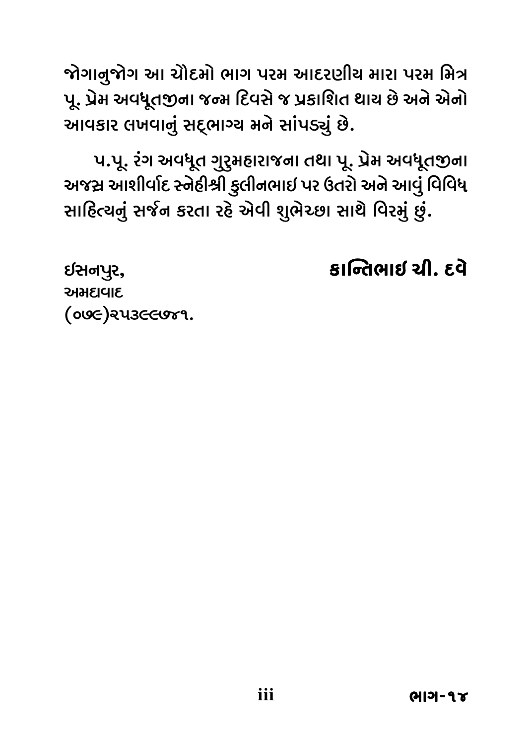જોગાનુજોગ આ ચૌદમો ભાગ પરમ આદરણીય મારા પરમ મિત્ર પૂ. પ્રેમ અવધૂતજીના જન્મ દિવસે જ પ્રકાશિત થાય છે અને એનો આવકાર લખવાનું સદ્ભાગ્ય મને સાંપડ્યું છે.

પ.પૂ. રંગ અવધૂત ગુરુમહારાજના તથા પૂ. પ્રેમ અવધૂતજીના અજસ્ર આશીર્વાદ સ્નેહીશ્રી કુલીનભાઇ પર ઉતરો અને આવું વિવિધ સાહિત્યનું સર્જન કરતા રહે એવી શુભેચ્છા સાથે વિરમું છું.

**કાન્તિભાઇ ચી. દવે**

ઈસનપુર,
અમદાવાદ
(૦૭૯)૨૫૩૯૯૭૪૧.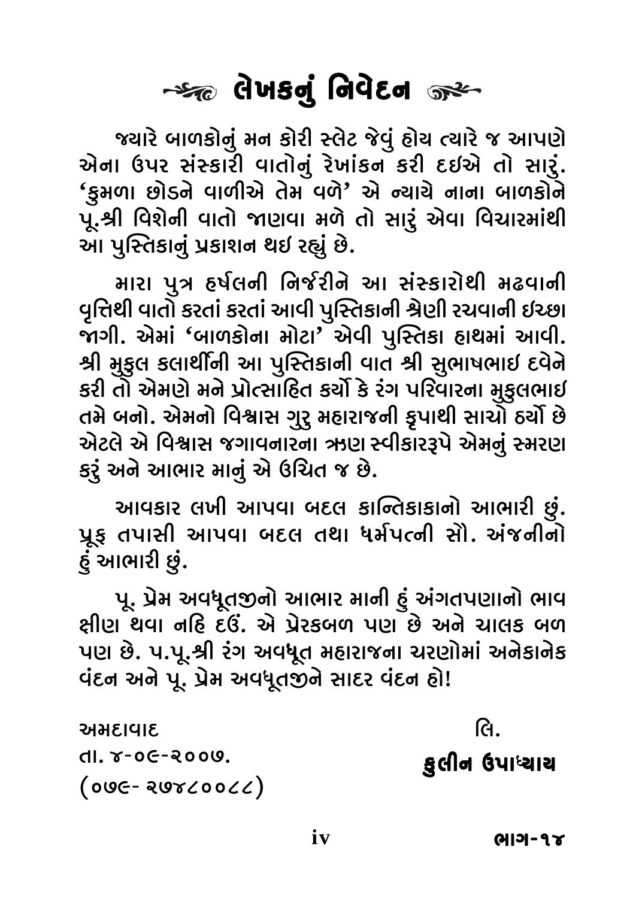# લેખકનું નિવેદન

જ્યારે બાળકોનું મન કોરી સ્લેટ જેવું હોય ત્યારે જ આપણે એના ઉપર સંસ્કારી વાતોનું રેખાંકન કરી દઈએ તો સારું. 'કુમળા છોડને વાળીએ તેમ વળે' એ ન્યાયે નાના બાળકોને પૂ.શ્રી વિશેની વાતો જાણવા મળે તો સારું એવા વિચારમાંથી આ પુસ્તિકાનું પ્રકાશન થઈ રહ્યું છે.

મારા પુત્ર હર્ષલની નિર્જરીને આ સંસ્કારોથી મઢવાની વૃત્તિથી વાતો કરતાં કરતાં આવી પુસ્તિકાની શ્રેણી રચવાની ઈચ્છા જાગી. એમાં 'બાળકોના મોટા' એવી પુસ્તિકા હાથમાં આવી. શ્રી મુકુલ કલાર્થીની આ પુસ્તિકાની વાત શ્રી સુભાષભાઈ દવેને કરી તો એમણે મને પ્રોત્સાહિત કર્યો કે રંગ પરિવારના મુકુલભાઈ તમે બનો. એમનો વિશ્વાસ ગુરુ મહારાજની કૃપાથી સાચો ઠર્યો છે એટલે એ વિશ્વાસ જગાવનારના ઋણ સ્વીકારરૂપે એમનું સ્મરણ કરું અને આભાર માનું એ ઉચિત જ છે.

આવકાર લખી આપવા બદલ કાન્તિકાકાનો આભારી છું. પ્રૂફ તપાસી આપવા બદલ તથા ધર્મપત્ની સૌ. અંજનીનો હું આભારી છું.

પૂ. પ્રેમ અવધૂતજીનો આભાર માની હું અંગતપણાનો ભાવ ક્ષીણ થવા નહિ દઉં. એ પ્રેરકબળ પણ છે અને ચાલક બળ પણ છે. પ.પૂ.શ્રી રંગ અવધૂત મહારાજના ચરણોમાં અનેકાનેક વંદન અને પૂ. પ્રેમ અવધૂતજીને સાદર વંદન હો!

અમદાવાદ
તા. ૪-૦૯-૨૦૦૭.
(૦૭૯- ૨૭૪૮૦૦૮૮)

લિ.
**કુલીન ઉપાધ્યાય**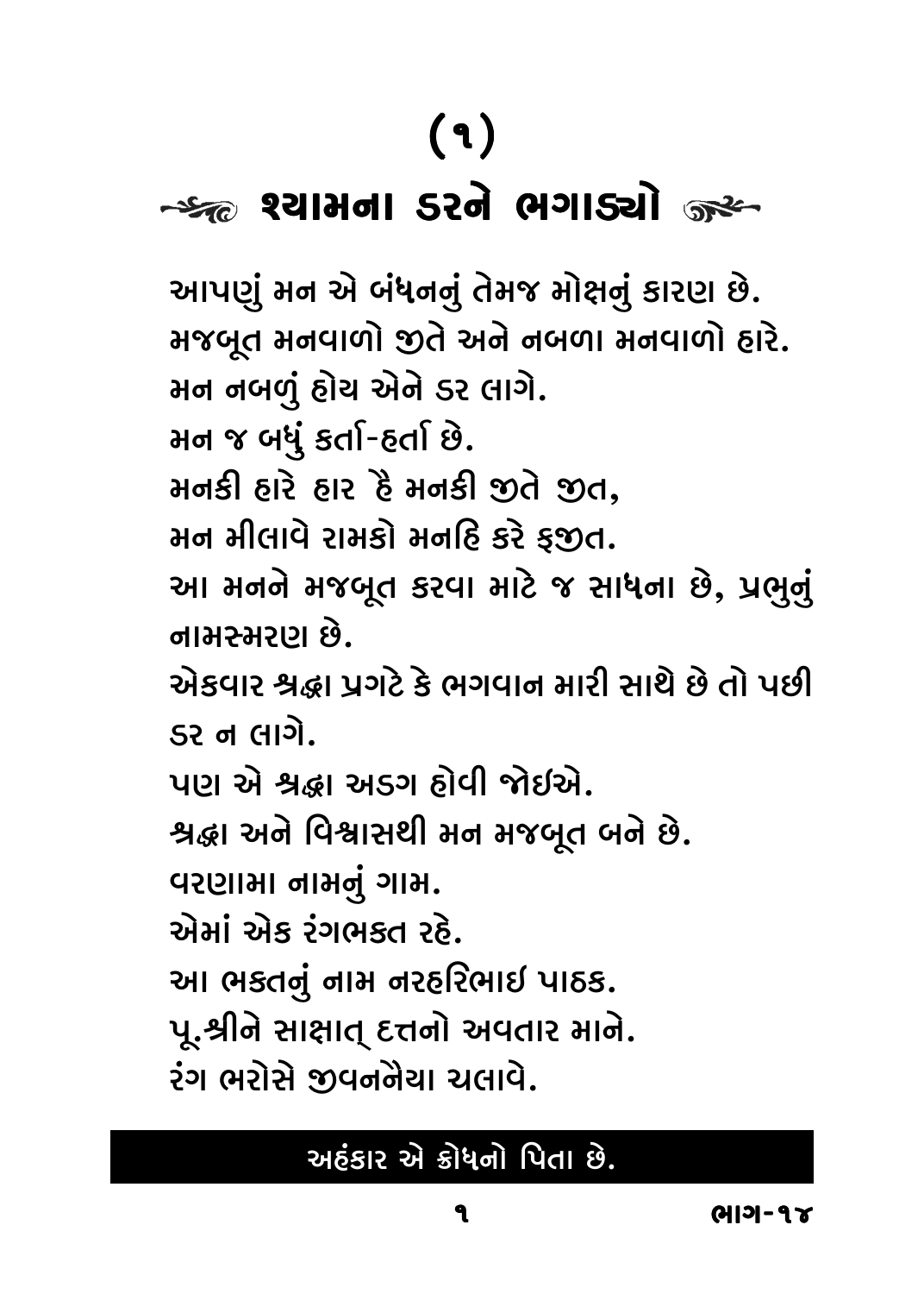# (૧)

## શ્યામના ડરને ભગાડ્યો

આપણું મન એ બંધનનું તેમજ મોક્ષનું કારણ છે.
મજબૂત મનવાળો જીતે અને નબળા મનવાળો હારે.
મન નબળું હોય એને ડર લાગે.
મન જ બધું કર્તા-હર્તા છે.
મનકી હારે હાર હૈ મનકી જીતે જીત,
મન મીલાવે રામકો મનહિ કરે ફજીત.
આ મનને મજબૂત કરવા માટે જ સાધના છે, પ્રભુનું નામસ્મરણ છે.
એકવાર શ્રદ્ધા પ્રગટે કે ભગવાન મારી સાથે છે તો પછી ડર ન લાગે.
પણ એ શ્રદ્ધા અડગ હોવી જોઈએ.
શ્રદ્ધા અને વિશ્વાસથી મન મજબૂત બને છે.
વરણામા નામનું ગામ.
એમાં એક રંગભક્ત રહે.
આ ભક્તનું નામ નરહરિભાઈ પાઠક.
પૂ.શ્રીને સાક્ષાત્ દત્તનો અવતાર માને.
રંગ ભરોસે જીવનનૈયા ચલાવે.

**અહંકાર એ ક્રોધનો પિતા છે.**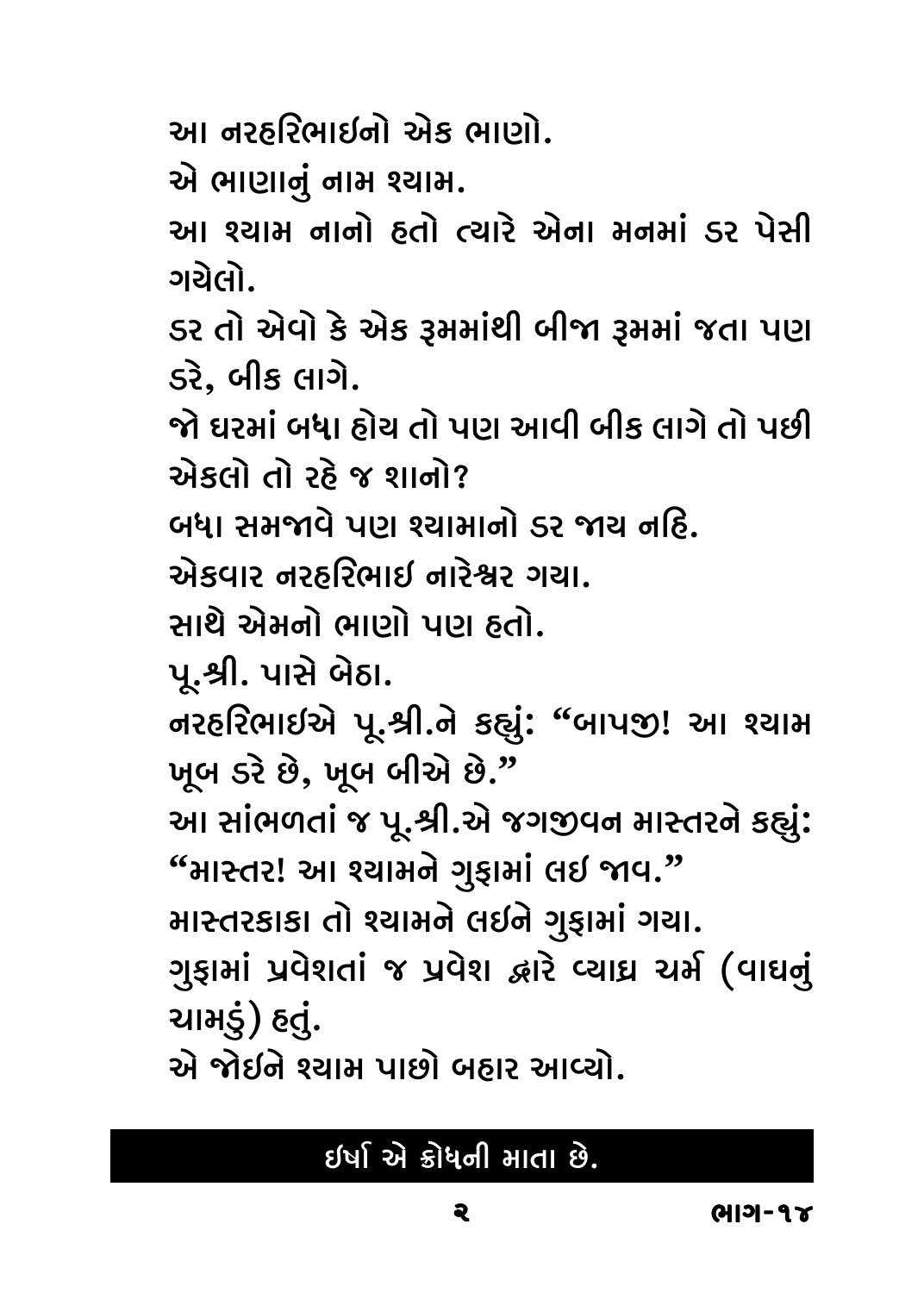આ નરહરિભાઈનો એક ભાણો.

એ ભાણાનું નામ શ્યામ.

આ શ્યામ નાનો હતો ત્યારે એના મનમાં ડર પેસી ગયેલો.

ડર તો એવો કે એક રૂમમાંથી બીજા રૂમમાં જતા પણ ડરે, બીક લાગે.

જો ઘરમાં બધા હોય તો પણ આવી બીક લાગે તો પછી એકલો તો રહે જ શાનો?

બધા સમજાવે પણ શ્યામાનો ડર જાય નહિ.

એકવાર નરહરિભાઈ નારેશ્વર ગયા.

સાથે એમનો ભાણો પણ હતો.

પૂ.શ્રી. પાસે બેઠા.

નરહરિભાઈએ પૂ.શ્રી.ને કહ્યું: "બાપજી! આ શ્યામ ખૂબ ડરે છે, ખૂબ બીએ છે."

આ સાંભળતાં જ પૂ.શ્રી.એ જગજીવન માસ્તરને કહ્યું: "માસ્તર! આ શ્યામને ગુફામાં લઈ જાવ."

માસ્તરકાકા તો શ્યામને લઈને ગુફામાં ગયા.

ગુફામાં પ્રવેશતાં જ પ્રવેશ દ્વારે વ્યાઘ્ર ચર્મ (વાઘનું ચામડું) હતું.

એ જોઈને શ્યામ પાછો બહાર આવ્યો.

**ઈર્ષા એ ક્રોધની માતા છે.**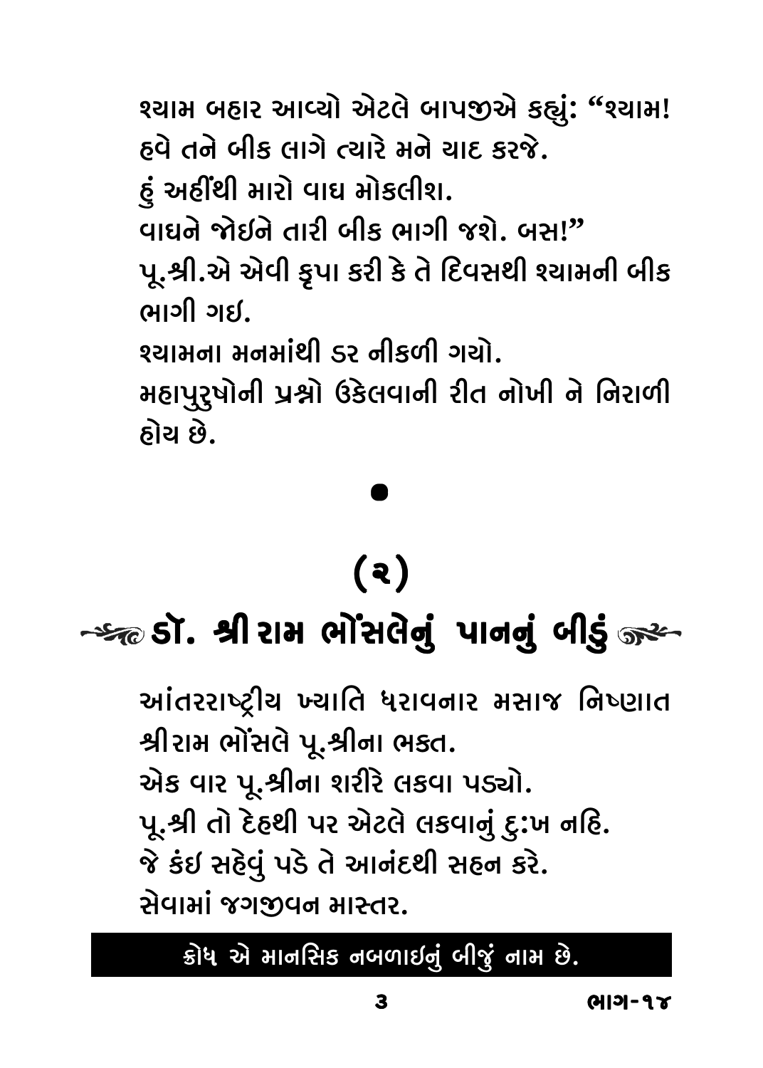શ્યામ બહાર આવ્યો એટલે બાપજીએ કહ્યું: "શ્યામ! હવે તને બીક લાગે ત્યારે મને યાદ કરજે.

હું અહીંથી મારો વાઘ મોકલીશ.

વાઘને જોઇને તારી બીક ભાગી જશે. બસ!"

પૂ.શ્રી.એ એવી કૃપા કરી કે તે દિવસથી શ્યામની બીક ભાગી ગઇ.

શ્યામના મનમાંથી ડર નીકળી ગયો.

મહાપુરુષોની પ્રશ્નો ઉકેલવાની રીત નોખી ને નિરાળી હોય છે.

●

## (૨)

## ડૉ. શ્રીરામ ભોંસલેનું પાનનું બીડું

આંતરરાષ્ટ્રીય ખ્યાતિ ધરાવનાર મસાજ નિષ્ણાત શ્રીરામ ભોંસલે પૂ.શ્રીના ભકત.

એક વાર પૂ.શ્રીના શરીરે લકવા પડ્યો.

પૂ.શ્રી તો દેહથી પર એટલે લકવાનું દુ:ખ નહિ.

જે કંઇ સહેવું પડે તે આનંદથી સહન કરે.

સેવામાં જગજીવન માસ્તર.

**ક્રોધ એ માનસિક નબળાઇનું બીજું નામ છે.**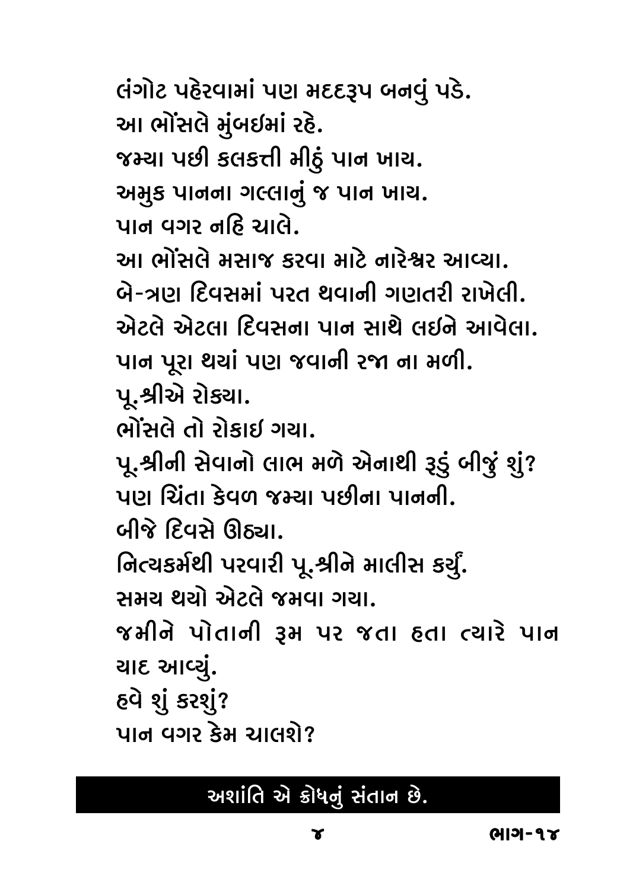લંગોટ પહેરવામાં પણ મદદરૂપ બનવું પડે.
આ ભોંસલે મુંબઈમાં રહે.
જમ્યા પછી કલકત્તી મીઠું પાન ખાય.
અમુક પાનના ગલ્લાનું જ પાન ખાય.
પાન વગર નહિ ચાલે.
આ ભોંસલે મસાજ કરવા માટે નારેશ્વર આવ્યા.
બે-ત્રણ દિવસમાં પરત થવાની ગણતરી રાખેલી.
એટલે એટલા દિવસના પાન સાથે લઈને આવેલા.
પાન પૂરા થયાં પણ જવાની રજા ના મળી.
પૂ.શ્રીએ રોક્યા.
ભોંસલે તો રોકાઈ ગયા.
પૂ.શ્રીની સેવાનો લાભ મળે એનાથી રૂડું બીજું શું?
પણ ચિંતા કેવળ જમ્યા પછીના પાનની.
બીજે દિવસે ઊઠ્યા.
નિત્યકર્મથી પરવારી પૂ.શ્રીને માલીસ કર્યું.
સમય થયો એટલે જમવા ગયા.
જમીને પોતાની રૂમ પર જતા હતા ત્યારે પાન યાદ આવ્યું.
હવે શું કરશું?
પાન વગર કેમ ચાલશે?

**અશાંતિ એ ક્રોધનું સંતાન છે.**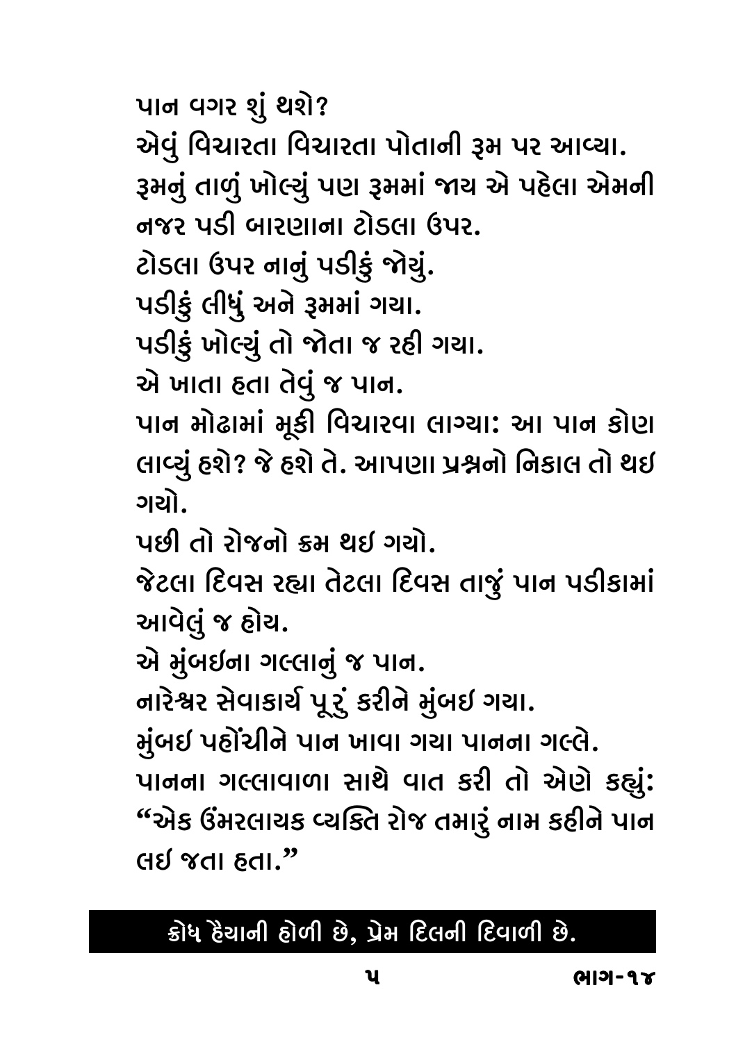પાન વગર શું થશે?

એવું વિચારતા વિચારતા પોતાની રૂમ પર આવ્યા.

રૂમનું તાળું ખોલ્યું પણ રૂમમાં જાય એ પહેલા એમની નજર પડી બારણાના ટોડલા ઉપર.

ટોડલા ઉપર નાનું પડીકું જોયું.

પડીકું લીધું અને રૂમમાં ગયા.

પડીકું ખોલ્યું તો જોતા જ રહી ગયા.

એ ખાતા હતા તેવું જ પાન.

પાન મોઢામાં મૂકી વિચારવા લાગ્યા: આ પાન કોણ લાવ્યું હશે? જે હશે તે. આપણા પ્રશ્નનો નિકાલ તો થઈ ગયો.

પછી તો રોજનો ક્રમ થઈ ગયો.

જેટલા દિવસ રહ્યા તેટલા દિવસ તાજું પાન પડીકામાં આવેલું જ હોય.

એ મુંબઈના ગલ્લાનું જ પાન.

નારેશ્વર સેવાકાર્ય પૂરું કરીને મુંબઈ ગયા.

મુંબઈ પહોંચીને પાન ખાવા ગયા પાનના ગલ્લે.

પાનના ગલ્લાવાળા સાથે વાત કરી તો એણે કહ્યું: "એક ઉંમરલાયક વ્યક્તિ રોજ તમારું નામ કહીને પાન લઈ જતા હતા."

**ક્રોધ હૈયાની હોળી છે, પ્રેમ દિલની દિવાળી છે.**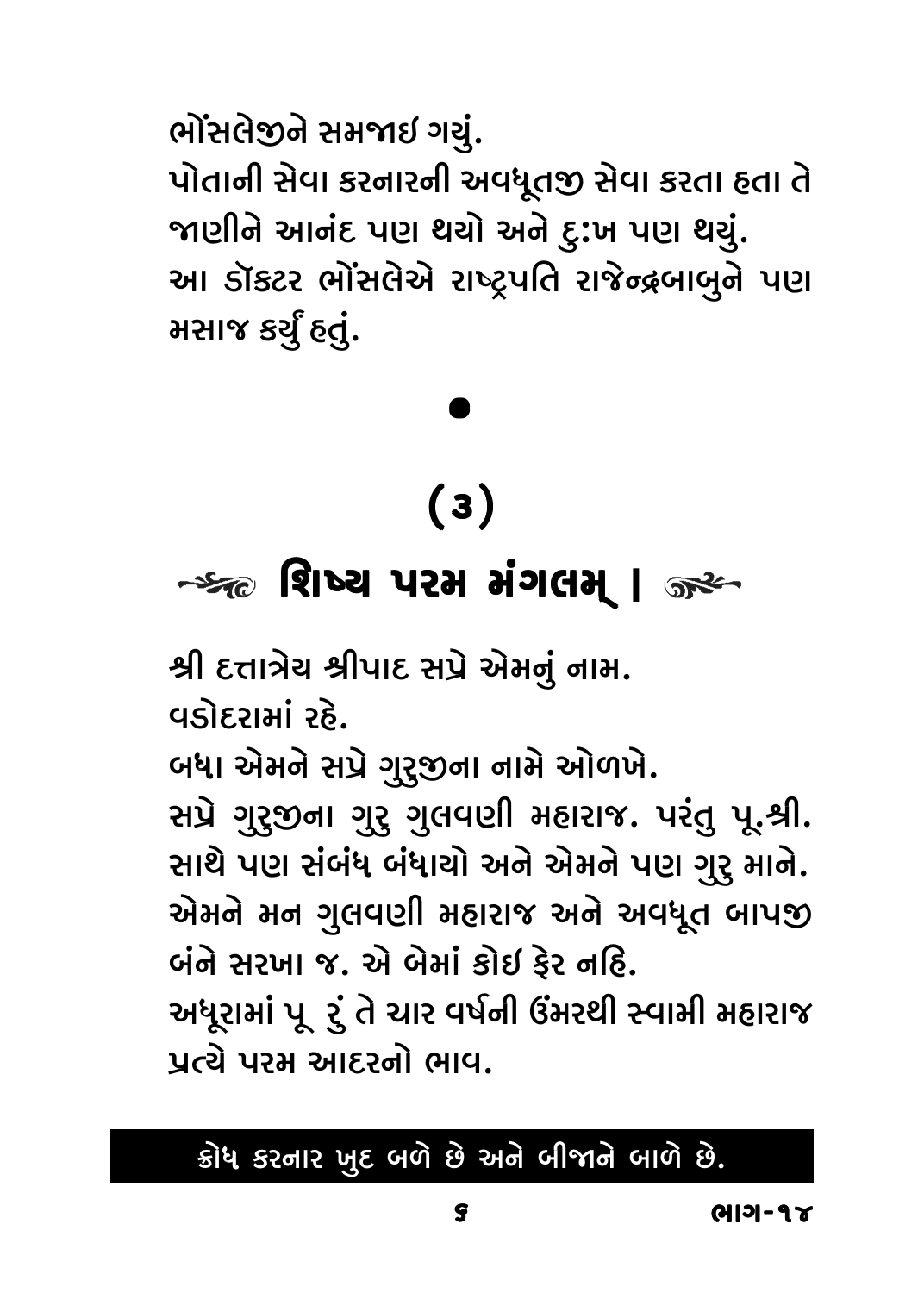ભોંસલેજીને સમજાઇ ગયું.
પોતાની સેવા કરનારની અવધૂતજી સેવા કરતા હતા તે જાણીને આનંદ પણ થયો અને દુઃખ પણ થયું.
આ ડૉક્ટર ભોંસલેએ રાષ્ટ્રપતિ રાજેન્દ્રબાબુને પણ મસાજ કર્યું હતું.

•

## (૩)

## શિષ્ય પરમ મંગલમ્ ।

શ્રી દત્તાત્રેય શ્રીપાદ સપ્રે એમનું નામ.
વડોદરામાં રહે.
બધા એમને સપ્રે ગુરુજીના નામે ઓળખે.
સપ્રે ગુરુજીના ગુરુ ગુલવણી મહારાજ. પરંતુ પૂ.શ્રી. સાથે પણ સંબંધ બંધાયો અને એમને પણ ગુરુ માને.
એમને મન ગુલવણી મહારાજ અને અવધૂત બાપજી બંને સરખા જ. એ બેમાં કોઇ ફેર નહિ.
અધૂરામાં પૂ રું તે ચાર વર્ષની ઉંમરથી સ્વામી મહારાજ પ્રત્યે પરમ આદરનો ભાવ.

**ક્રોધ કરનાર ખુદ બળે છે અને બીજાને બાળે છે.**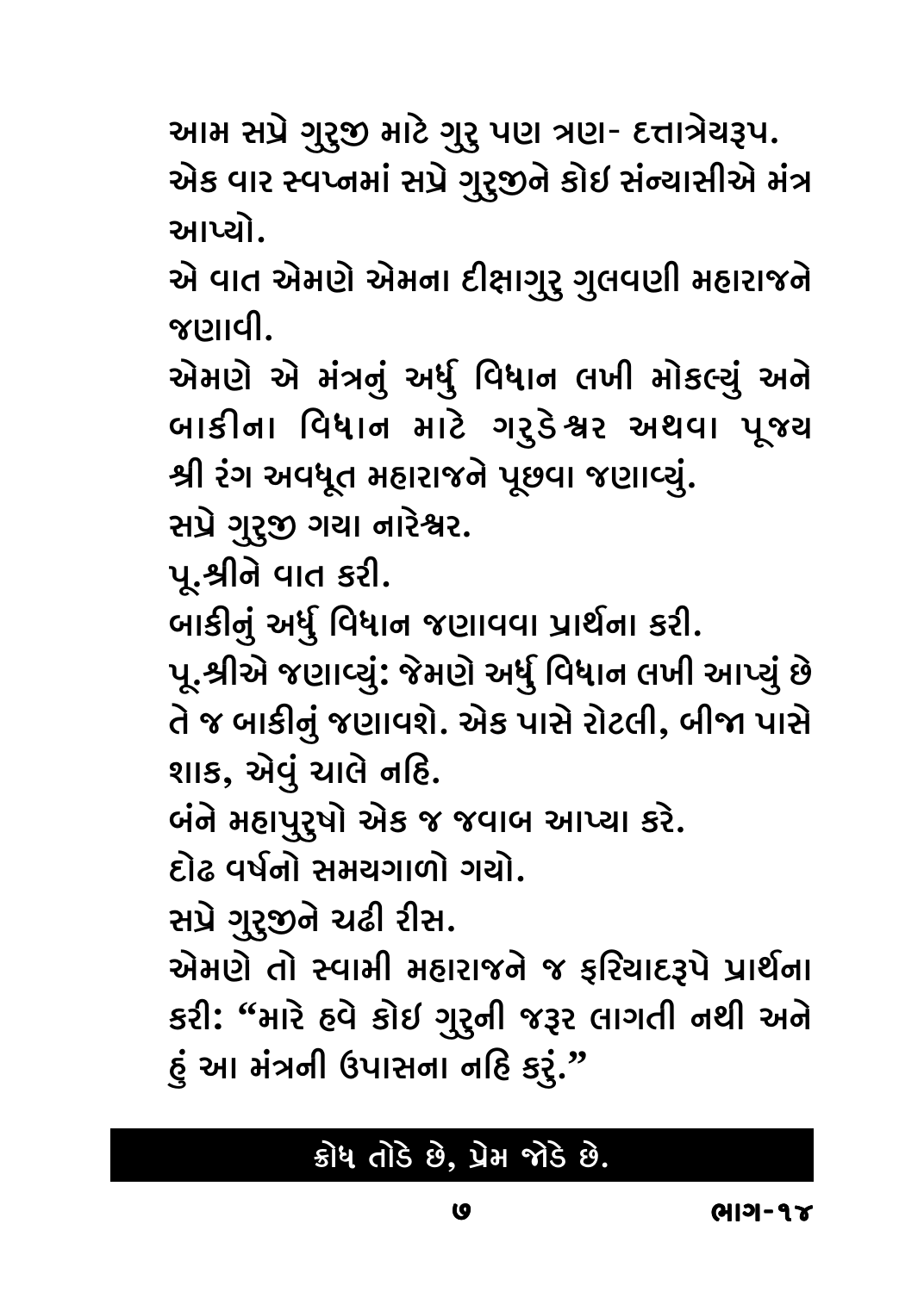આમ સપ્રે ગુરુજી માટે ગુરુ પણ ત્રણ- દત્તાત્રેયરૂપ.

એક વાર સ્વપ્નમાં સપ્રે ગુરુજીને કોઇ સંન્યાસીએ મંત્ર આપ્યો.

એ વાત એમણે એમના દીક્ષાગુરુ ગુલવણી મહારાજને જણાવી.

એમણે એ મંત્રનું અર્ધુ વિધાન લખી મોકલ્યું અને બાકીના વિધાન માટે ગરુડેશ્વર અથવા પૂજ્ય શ્રી રંગ અવધૂત મહારાજને પૂછવા જણાવ્યું.

સપ્રે ગુરુજી ગયા નારેશ્વર.

પૂ.શ્રીને વાત કરી.

બાકીનું અર્ધુ વિધાન જણાવવા પ્રાર્થના કરી.

પૂ.શ્રીએ જણાવ્યું: જેમણે અર્ધુ વિધાન લખી આપ્યું છે તે જ બાકીનું જણાવશે. એક પાસે રોટલી, બીજા પાસે શાક, એવું ચાલે નહિ.

બંને મહાપુરુષો એક જ જવાબ આપ્યા કરે.

દોઢ વર્ષનો સમયગાળો ગયો.

સપ્રે ગુરુજીને ચઢી રીસ.

એમણે તો સ્વામી મહારાજને જ ફરિયાદરૂપે પ્રાર્થના કરી: "મારે હવે કોઇ ગુરુની જરૂર લાગતી નથી અને હું આ મંત્રની ઉપાસના નહિ કરું."

**ક્રોધ તોડે છે, પ્રેમ જોડે છે.**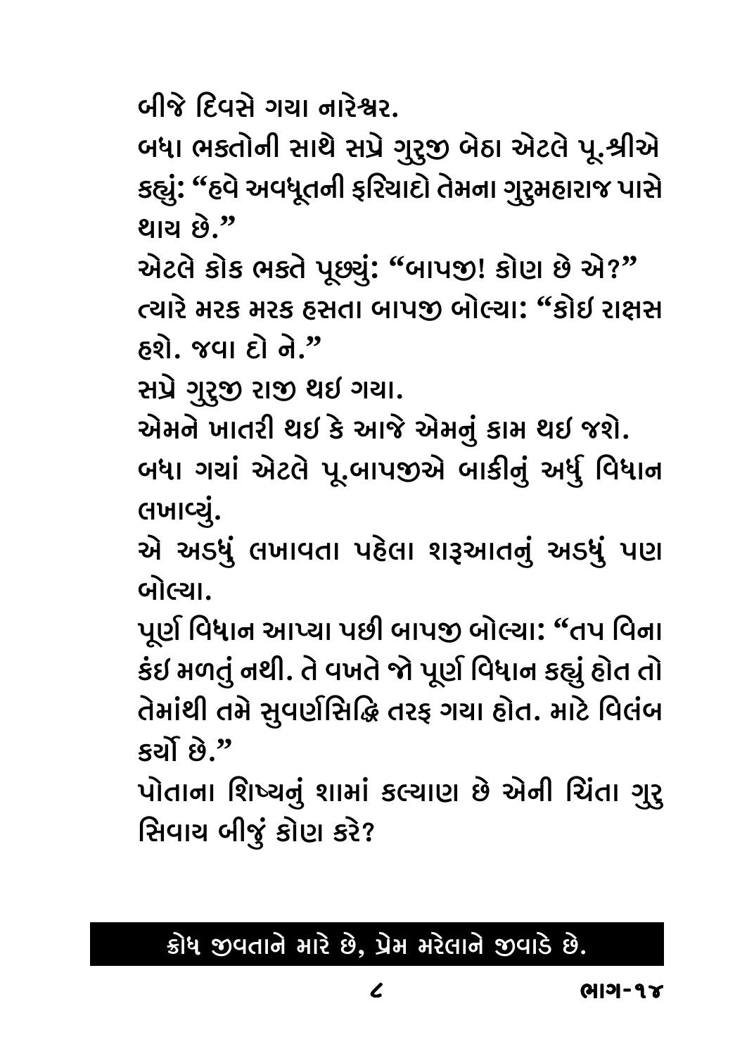બીજે દિવસે ગયા નારેશ્વર.

બધા ભક્તોની સાથે સપ્રે ગુરુજી બેઠા એટલે પૂ.શ્રીએ કહ્યું: "હવે અવધૂતની ફરિયાદો તેમના ગુરુમહારાજ પાસે થાય છે."

એટલે કોક ભક્તે પૂછ્યું: "બાપજી! કોણ છે એ?"

ત્યારે મરક મરક હસતા બાપજી બોલ્યા: "કોઇ રાક્ષસ હશે. જવા દો ને."

સપ્રે ગુરુજી રાજી થઇ ગયા.

એમને ખાતરી થઇ કે આજે એમનું કામ થઇ જશે.

બધા ગયાં એટલે પૂ.બાપજીએ બાકીનું અર્ધુ વિધાન લખાવ્યું.

એ અડધું લખાવતા પહેલા શરૂઆતનું અડધું પણ બોલ્યા.

પૂર્ણ વિધાન આપ્યા પછી બાપજી બોલ્યા: "તપ વિના કંઇ મળતું નથી. તે વખતે જો પૂર્ણ વિધાન કહ્યું હોત તો તેમાંથી તમે સુવર્ણસિદ્ધિ તરફ ગયા હોત. માટે વિલંબ કર્યો છે."

પોતાના શિષ્યનું શામાં કલ્યાણ છે એની ચિંતા ગુરુ સિવાય બીજું કોણ કરે?

**ક્રોધ જીવતાને મારે છે, પ્રેમ મરેલાને જીવાડે છે.**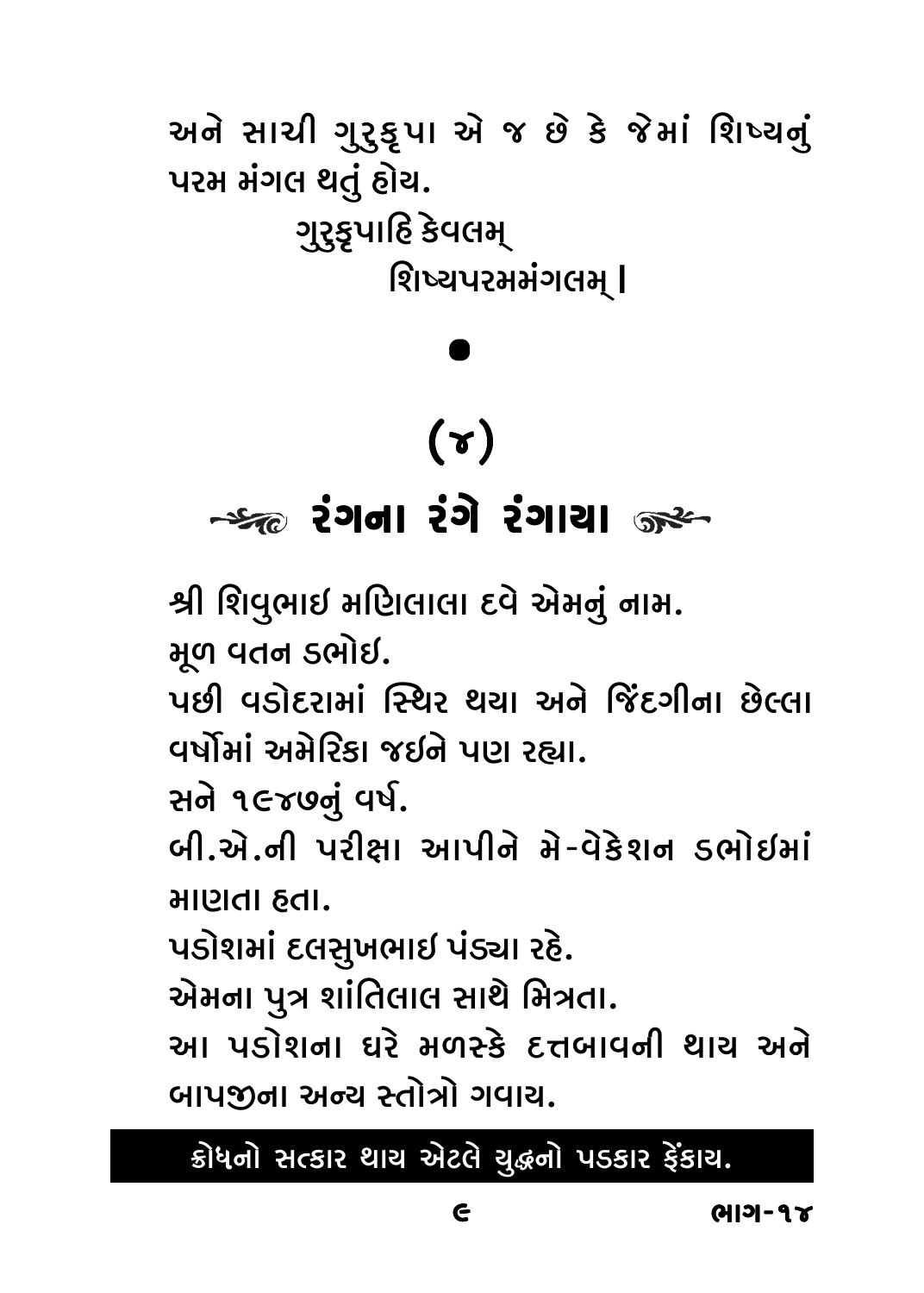અને સાચી ગુરુકૃપા એ જ છે કે જેમાં શિષ્યનું પરમ મંગલ થતું હોય.

ગુરુકૃપાહિ કેવલમ્
શિષ્યપરમમંગલમ્ ।

•

## (૪)

## રંગના રંગે રંગાયા

શ્રી શિવુભાઈ મણિલાલા દવે એમનું નામ.

મૂળ વતન ડભોઈ.

પછી વડોદરામાં સ્થિર થયા અને જિંદગીના છેલ્લા વર્ષોમાં અમેરિકા જઈને પણ રહ્યા.

સને ૧૯૪૭નું વર્ષ.

બી.એ.ની પરીક્ષા આપીને મે-વેકેશન ડભોઈમાં માણતા હતા.

પડોશમાં દલસુખભાઈ પંડ્યા રહે.

એમના પુત્ર શાંતિલાલ સાથે મિત્રતા.

આ પડોશના ઘરે મળસ્કે દત્તબાવની થાય અને બાપજીના અન્ય સ્તોત્રો ગવાય.

**ક્રોધનો સત્કાર થાય એટલે યુદ્ધનો પડકાર ફેંકાય.**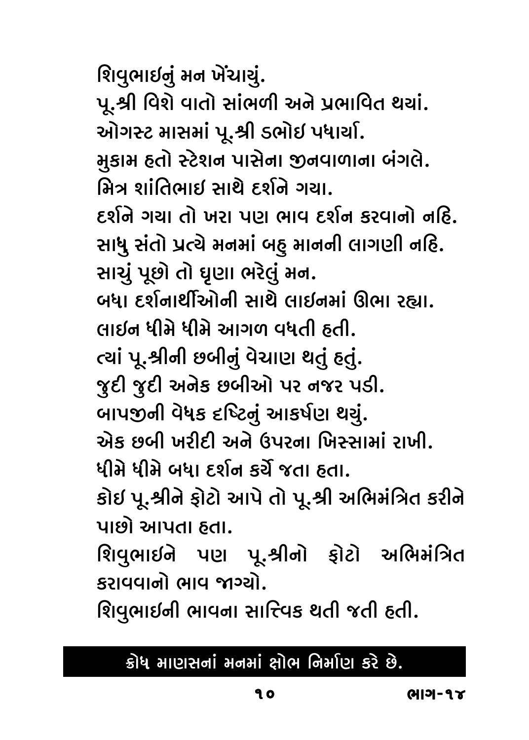શિવુભાઇનું મન ખેંચાયું.
પૂ.શ્રી વિશે વાતો સાંભળી અને પ્રભાવિત થયાં.
ઓગસ્ટ માસમાં પૂ.શ્રી ડભોઇ પધાર્યા.
મુકામ હતો સ્ટેશન પાસેના જીનવાળાના બંગલે.
મિત્ર શાંતિભાઇ સાથે દર્શને ગયા.
દર્શને ગયા તો ખરા પણ ભાવ દર્શન કરવાનો નહિ.
સાધુ સંતો પ્રત્યે મનમાં બહુ માનની લાગણી નહિ.
સાચું પૂછો તો ઘૃણા ભરેલું મન.
બધા દર્શનાર્થીઓની સાથે લાઇનમાં ઊભા રહ્યા.
લાઇન ધીમે ધીમે આગળ વધતી હતી.
ત્યાં પૂ.શ્રીની છબીનું વેચાણ થતું હતું.
જુદી જુદી અનેક છબીઓ પર નજર પડી.
બાપજીની વેધક દૃષ્ટિનું આકર્ષણ થયું.
એક છબી ખરીદી અને ઉપરના ખિસ્સામાં રાખી.
ધીમે ધીમે બધા દર્શન કર્યે જતા હતા.
કોઇ પૂ.શ્રીને ફોટો આપે તો પૂ.શ્રી અભિમંત્રિત કરીને પાછો આપતા હતા.
શિવુભાઇને પણ પૂ.શ્રીનો ફોટો અભિમંત્રિત કરાવવાનો ભાવ જાગ્યો.
શિવુભાઇની ભાવના સાત્ત્વિક થતી જતી હતી.

**ક્રોધ માણસનાં મનમાં ક્ષોભ નિર્માણ કરે છે.**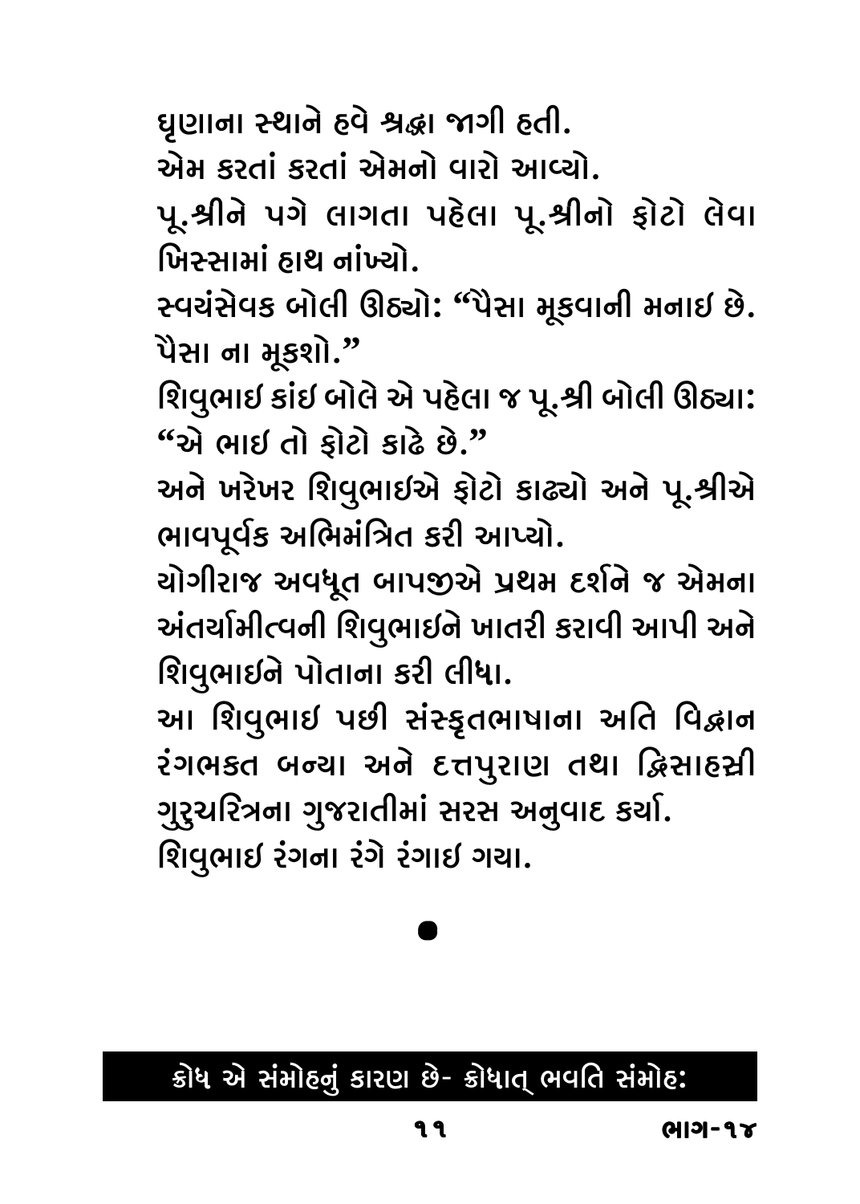ઘૃણાના સ્થાને હવે શ્રદ્ધા જાગી હતી.

એમ કરતાં કરતાં એમનો વારો આવ્યો.

પૂ.શ્રીને પગે લાગતા પહેલા પૂ.શ્રીનો ફોટો લેવા ખિસ્સામાં હાથ નાંખ્યો.

સ્વયંસેવક બોલી ઊઠ્યો: "પૈસા મૂકવાની મનાઇ છે. પૈસા ના મૂકશો."

શિવુભાઇ કાંઇ બોલે એ પહેલા જ પૂ.શ્રી બોલી ઊઠ્યા: "એ ભાઇ તો ફોટો કાઢે છે."

અને ખરેખર શિવુભાઇએ ફોટો કાઢ્યો અને પૂ.શ્રીએ ભાવપૂર્વક અભિમંત્રિત કરી આપ્યો.

યોગીરાજ અવધૂત બાપજીએ પ્રથમ દર્શને જ એમના અંતર્યામીત્વની શિવુભાઇને ખાતરી કરાવી આપી અને શિવુભાઇને પોતાના કરી લીધા.

આ શિવુભાઇ પછી સંસ્કૃતભાષાના અતિ વિદ્વાન રંગભકત બન્યા અને દત્તપુરાણ તથા દ્વિસાહસ્રી ગુરુચરિત્રના ગુજરાતીમાં સરસ અનુવાદ કર્યા.

શિવુભાઇ રંગના રંગે રંગાઇ ગયા.

●

**ક્રોધ એ સંમોહનું કારણ છે- ક્રોધાત્ ભવતિ સંમોહ:**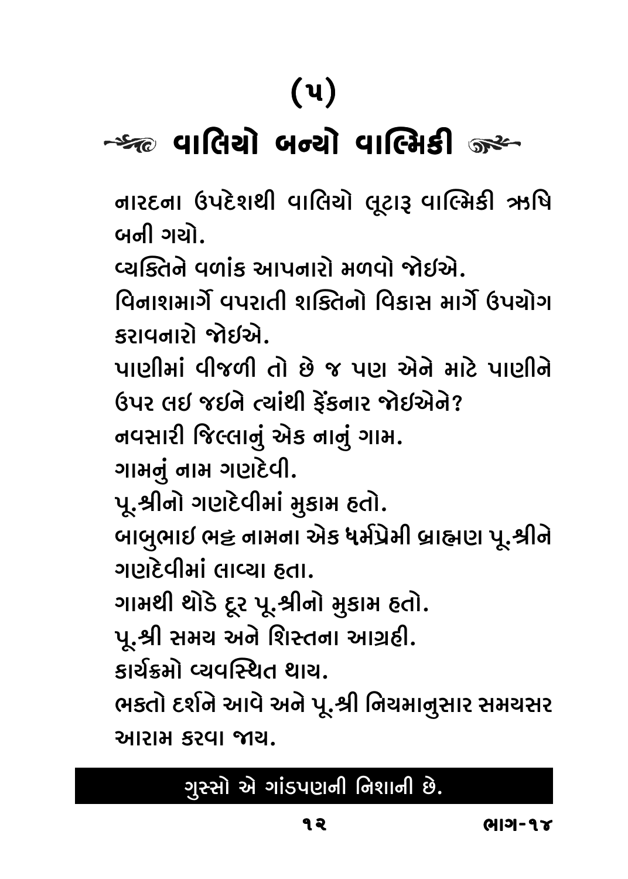# (૫)

## વાલિયો બન્યો વાલ્મિકી

નારદના ઉપદેશથી વાલિયો લૂટારૂ વાલ્મિકી ઋષિ બની ગયો.

વ્યક્તિને વળાંક આપનારો મળવો જોઇએ.

વિનાશમાર્ગે વપરાતી શક્તિનો વિકાસ માર્ગે ઉપયોગ કરાવનારો જોઇએ.

પાણીમાં વીજળી તો છે જ પણ એને માટે પાણીને ઉપર લઇ જઇને ત્યાંથી ફેંકનાર જોઇએને?

નવસારી જિલ્લાનું એક નાનું ગામ.

ગામનું નામ ગણદેવી.

પૂ.શ્રીનો ગણદેવીમાં મુકામ હતો.

બાબુભાઇ ભટ્ટ નામના એક ધર્મપ્રેમી બ્રાહ્મણ પૂ.શ્રીને ગણદેવીમાં લાવ્યા હતા.

ગામથી થોડે દૂર પૂ.શ્રીનો મુકામ હતો.

પૂ.શ્રી સમય અને શિસ્તના આગ્રહી.

કાર્યક્રમો વ્યવસ્થિત થાય.

ભક્તો દર્શને આવે અને પૂ.શ્રી નિયમાનુસાર સમયસર આરામ કરવા જાય.

**ગુસ્સો એ ગાંડપણની નિશાની છે.**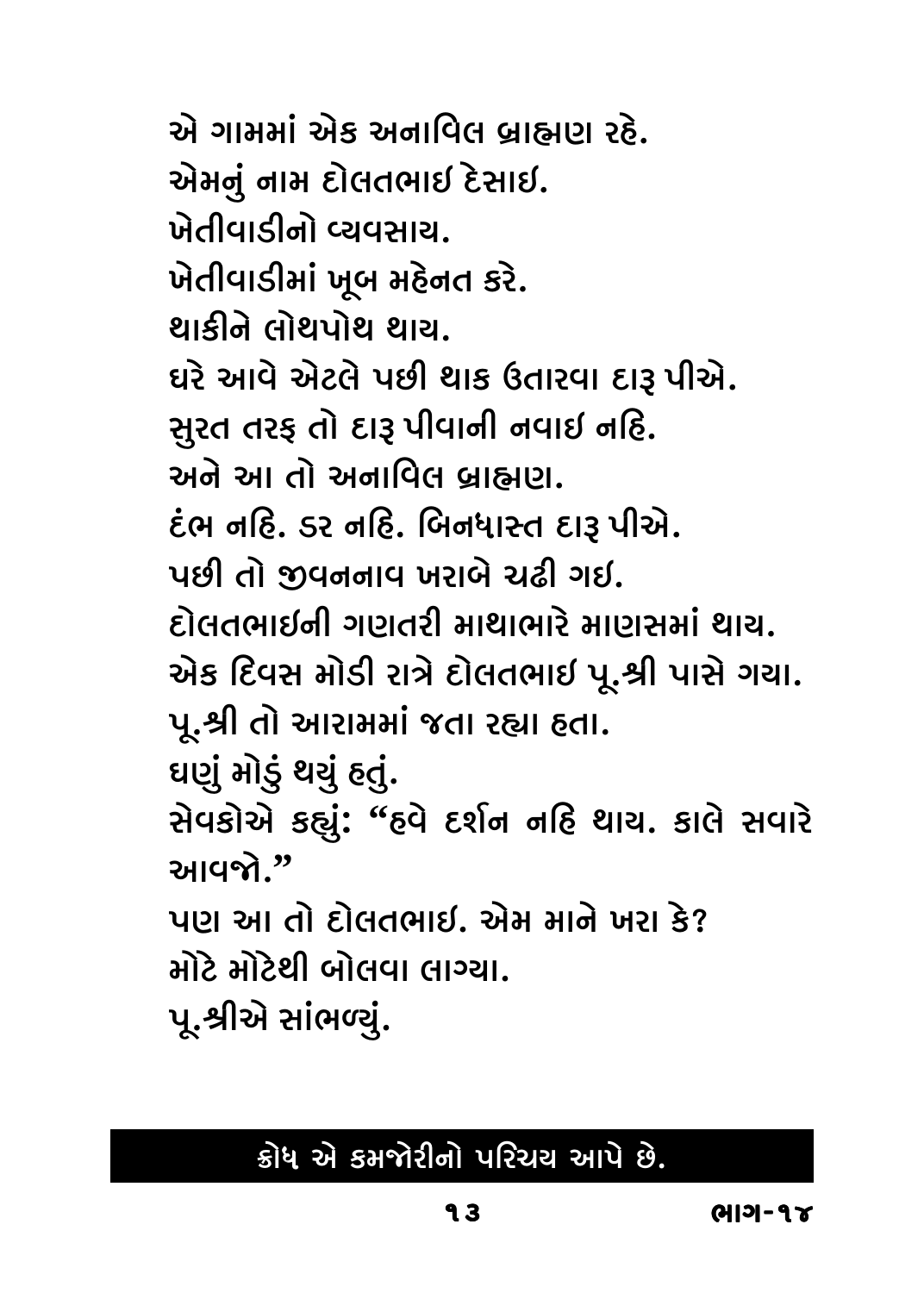એ ગામમાં એક અનાવિલ બ્રાહ્મણ રહે.
એમનું નામ દોલતભાઈ દેસાઈ.
ખેતીવાડીનો વ્યવસાય.
ખેતીવાડીમાં ખૂબ મહેનત કરે.
થાકીને લોથપોથ થાય.
ઘરે આવે એટલે પછી થાક ઉતારવા દારૂ પીએ.
સુરત તરફ તો દારૂ પીવાની નવાઈ નહિ.
અને આ તો અનાવિલ બ્રાહ્મણ.
દંભ નહિ. ડર નહિ. બિનધાસ્ત દારૂ પીએ.
પછી તો જીવનનાવ ખરાબે ચઢી ગઈ.
દોલતભાઈની ગણતરી માથાભારે માણસમાં થાય.
એક દિવસ મોડી રાત્રે દોલતભાઈ પૂ.શ્રી પાસે ગયા.
પૂ.શ્રી તો આરામમાં જતા રહ્યા હતા.
ઘણું મોડું થયું હતું.
સેવકોએ કહ્યું: "હવે દર્શન નહિ થાય. કાલે સવારે આવજો."
પણ આ તો દોલતભાઈ. એમ માને ખરા કે?
મોટે મોટેથી બોલવા લાગ્યા.
પૂ.શ્રીએ સાંભળ્યું.

**ક્રોધ એ કમજોરીનો પરિચય આપે છે.**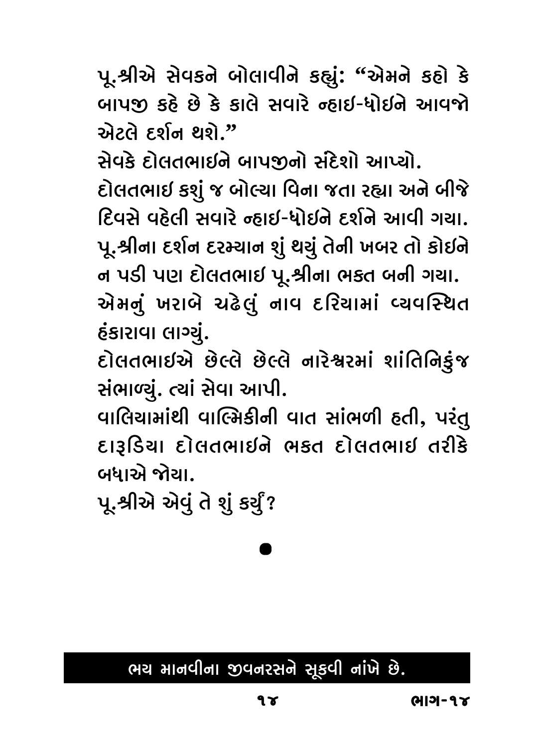પૂ.શ્રીએ સેવકને બોલાવીને કહ્યું: “એમને કહો કે બાપજી કહે છે કે કાલે સવારે ન્હાઇ-ધોઇને આવજો એટલે દર્શન થશે.”

સેવકે દોલતભાઇને બાપજીનો સંદેશો આપ્યો.

દોલતભાઇ કશું જ બોલ્યા વિના જતા રહ્યા અને બીજે દિવસે વહેલી સવારે ન્હાઇ-ધોઇને દર્શને આવી ગયા.

પૂ.શ્રીના દર્શન દરમ્યાન શું થયું તેની ખબર તો કોઇને ન પડી પણ દોલતભાઇ પૂ.શ્રીના ભકત બની ગયા.

એમનું ખરાબે ચઢેલું નાવ દરિયામાં વ્યવસ્થિત હંકારાવા લાગ્યું.

દોલતભાઇએ છેલ્લે છેલ્લે નારેશ્વરમાં શાંતિનિકુંજ સંભાળ્યું. ત્યાં સેવા આપી.

વાલિયામાંથી વાલ્મિકીની વાત સાંભળી હતી, પરંતુ દારૂડિયા દોલતભાઇને ભકત દોલતભાઇ તરીકે બધાએ જોયા.

પૂ.શ્રીએ એવું તે શું કર્યું?

•

**ભય માનવીના જીવનરસને સૂકવી નાંખે છે.**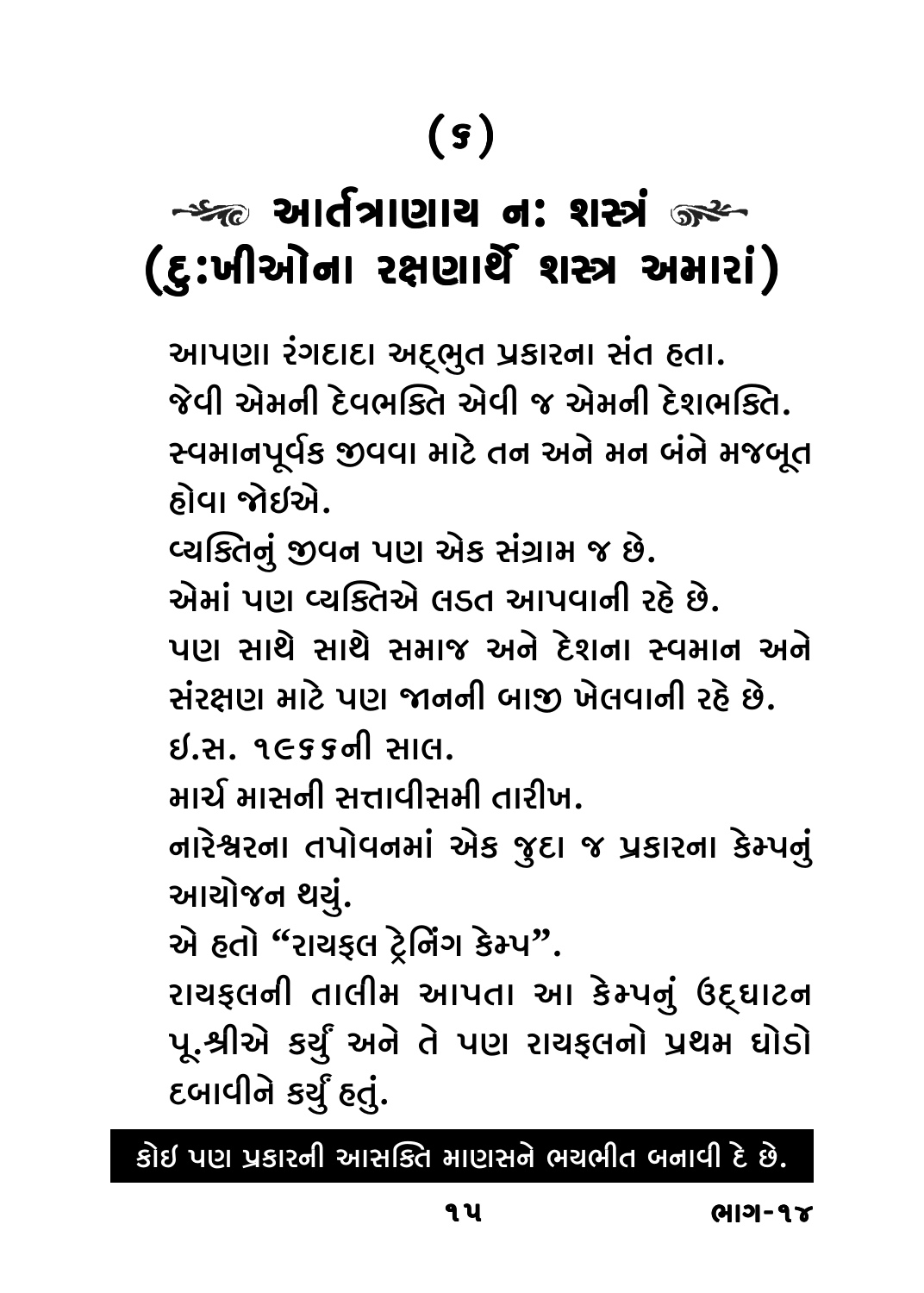# (૬)

## આર્તત્રાણાય નઃ શસ્ત્રં
## (દુઃખીઓના રક્ષણાર્થે શસ્ત્ર અમારાં)

આપણા રંગદાદા અદ્ભુત પ્રકારના સંત હતા.
જેવી એમની દેવભક્તિ એવી જ એમની દેશભક્તિ.
સ્વમાનપૂર્વક જીવવા માટે તન અને મન બંને મજબૂત હોવા જોઈએ.
વ્યક્તિનું જીવન પણ એક સંગ્રામ જ છે.
એમાં પણ વ્યક્તિએ લડત આપવાની રહે છે.
પણ સાથે સાથે સમાજ અને દેશના સ્વમાન અને સંરક્ષણ માટે પણ જાનની બાજી ખેલવાની રહે છે.
ઈ.સ. ૧૯૬૬ની સાલ.
માર્ચ માસની સત્તાવીસમી તારીખ.
નારેશ્વરના તપોવનમાં એક જુદા જ પ્રકારના કેમ્પનું આયોજન થયું.
એ હતો "રાયફલ ટ્રેનિંગ કેમ્પ".
રાયફલની તાલીમ આપતા આ કેમ્પનું ઉદ્ઘાટન પૂ.શ્રીએ કર્યું અને તે પણ રાયફલનો પ્રથમ ઘોડો દબાવીને કર્યું હતું.

**કોઈ પણ પ્રકારની આસક્તિ માણસને ભયભીત બનાવી દે છે.**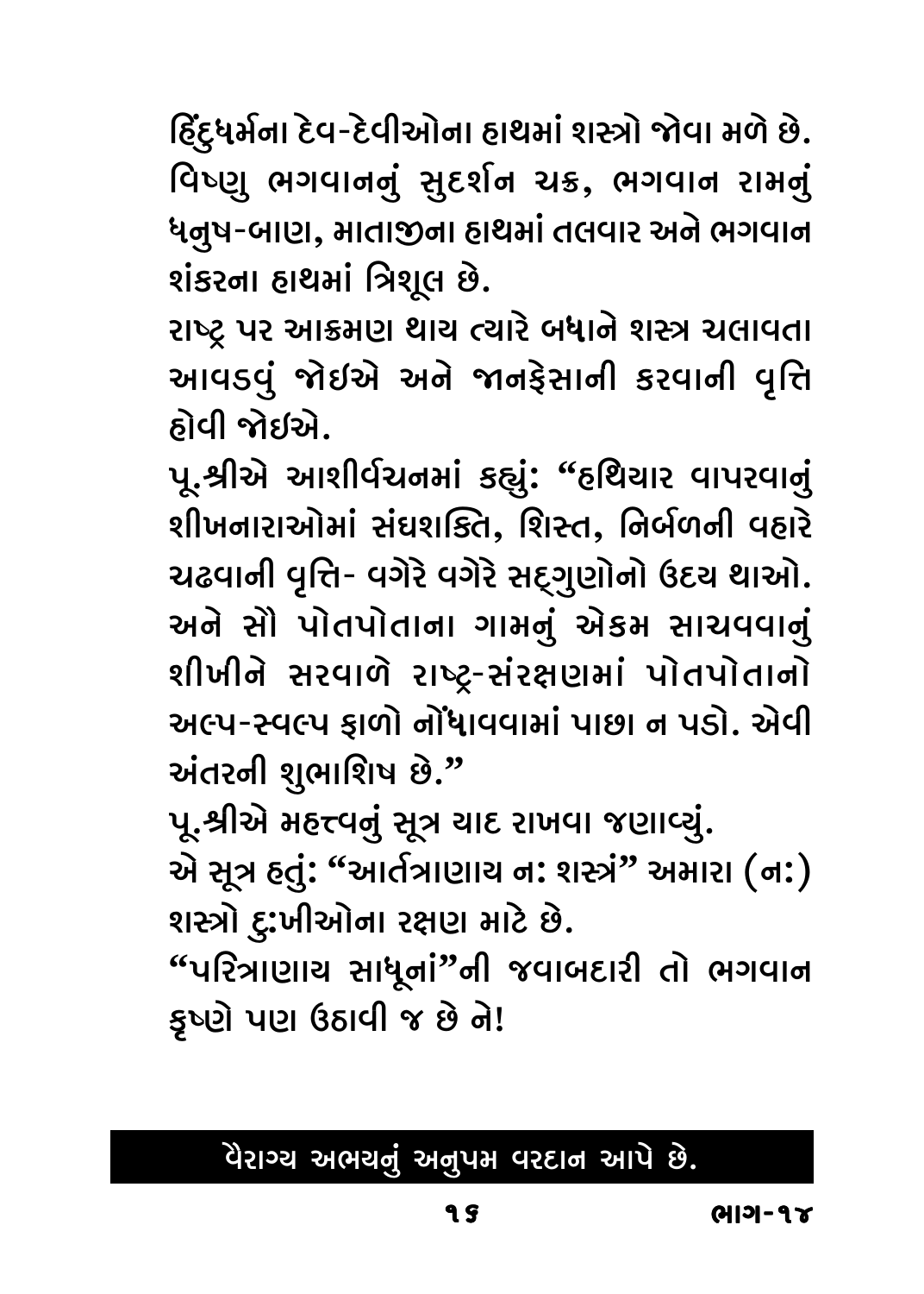હિંદુધર્મના દેવ-દેવીઓના હાથમાં શસ્ત્રો જોવા મળે છે. વિષ્ણુ ભગવાનનું સુદર્શન ચક્ર, ભગવાન રામનું ધનુષ-બાણ, માતાજીના હાથમાં તલવાર અને ભગવાન શંકરના હાથમાં ત્રિશૂલ છે.

રાષ્ટ્ર પર આક્રમણ થાય ત્યારે બધાને શસ્ત્ર ચલાવતા આવડવું જોઈએ અને જાનફેસાની કરવાની વૃત્તિ હોવી જોઈએ.

પૂ.શ્રીએ આશીર્વચનમાં કહ્યું: "હથિયાર વાપરવાનું શીખનારાઓમાં સંઘશક્તિ, શિસ્ત, નિર્બળની વહારે ચઢવાની વૃત્તિ- વગેરે વગેરે સદ્‌ગુણોનો ઉદય થાઓ. અને સૌ પોતપોતાના ગામનું એકમ સાચવવાનું શીખીને સરવાળે રાષ્ટ્ર-સંરક્ષણમાં પોતપોતાનો અલ્પ-સ્વલ્પ ફાળો નોંધાવવામાં પાછા ન પડો. એવી અંતરની શુભાશિષ છે."

પૂ.શ્રીએ મહત્ત્વનું સૂત્ર યાદ રાખવા જણાવ્યું.

એ સૂત્ર હતું: "આર્તત્રાણાય નઃ શસ્ત્રં" અમારા (નઃ) શસ્ત્રો દુઃખીઓના રક્ષણ માટે છે.

"પરિત્રાણાય સાધૂનાં"ની જવાબદારી તો ભગવાન કૃષ્ણે પણ ઉઠાવી જ છે ને!

**વૈરાગ્ય અભયનું અનુપમ વરદાન આપે છે.**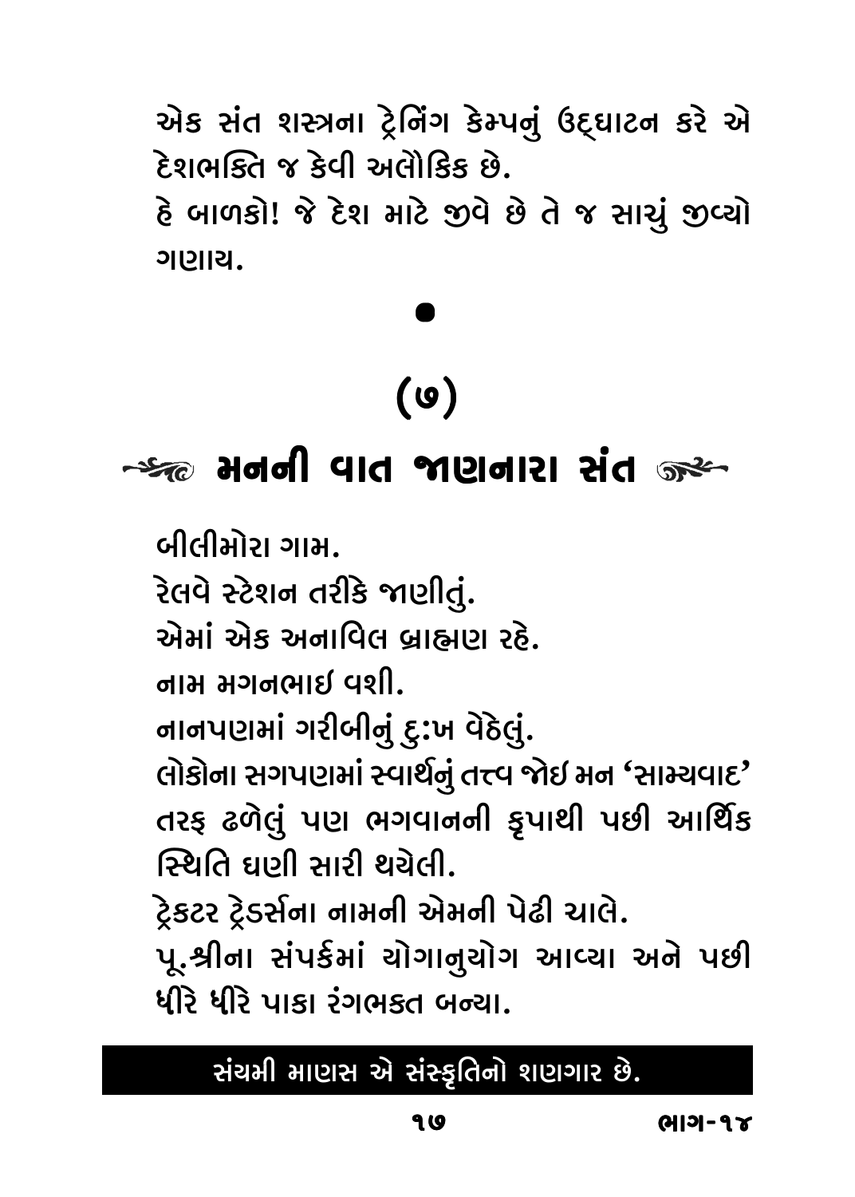એક સંત શસ્ત્રના ટ્રેનિંગ કેમ્પનું ઉદ્‌ઘાટન કરે એ દેશભક્તિ જ કેવી અલૌકિક છે.

હે બાળકો! જે દેશ માટે જીવે છે તે જ સાચું જીવ્યો ગણાય.

•

# (૭)

## મનની વાત જાણનારા સંત

બીલીમોરા ગામ.

રેલવે સ્ટેશન તરીકે જાણીતું.

એમાં એક અનાવિલ બ્રાહ્મણ રહે.

નામ મગનભાઈ વશી.

નાનપણમાં ગરીબીનું દુ:ખ વેંઠેલું.

લોકોના સગપણમાં સ્વાર્થનું તત્ત્વ જોઈ મન 'સામ્યવાદ' તરફ ઢળેલું પણ ભગવાનની કૃપાથી પછી આર્થિક સ્થિતિ ઘણી સારી થયેલી.

ટ્રેકટર ટ્રેડર્સના નામની એમની પેઢી ચાલે.

પૂ.શ્રીના સંપર્કમાં યોગાનુયોગ આવ્યા અને પછી ધીરે ધીરે પાકા રંગભક્ત બન્યા.

**સંયમી માણસ એ સંસ્કૃતિનો શણગાર છે.**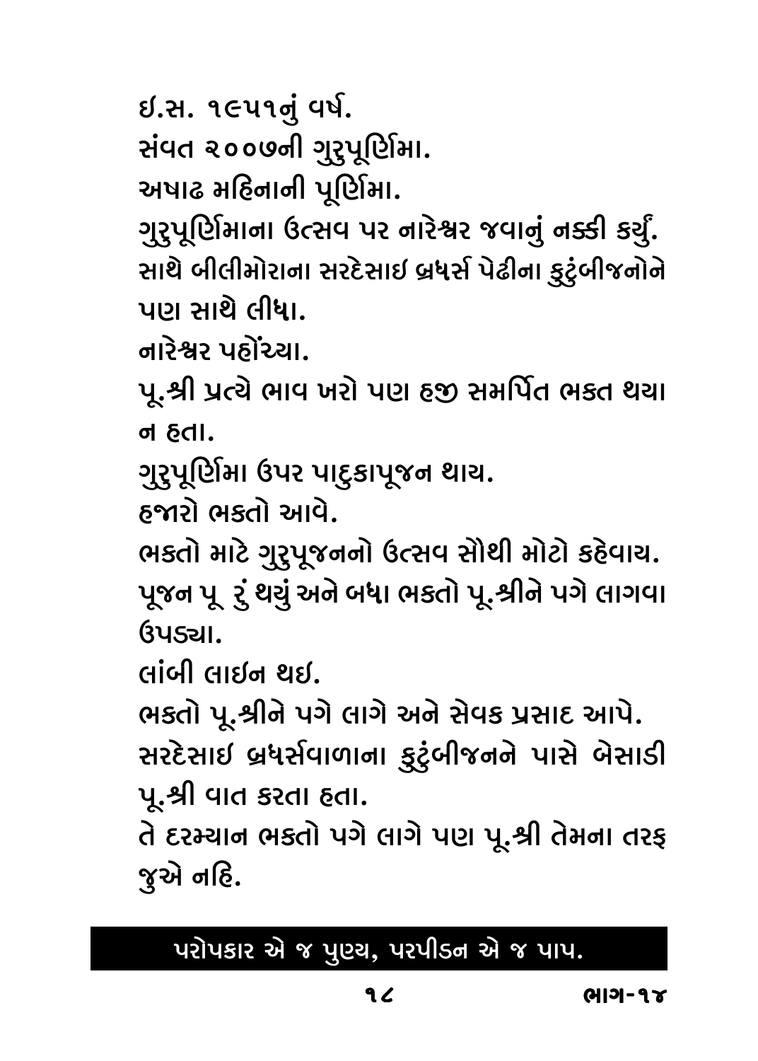ઈ.સ. ૧૯૫૧નું વર્ષ.

સંવત ૨૦૦૭ની ગુરુપૂર્ણિમા.

અષાઢ મહિનાની પૂર્ણિમા.

ગુરુપૂર્ણિમાના ઉત્સવ પર નારેશ્વર જવાનું નક્કી કર્યું. સાથે બીલીમોરાના સરદેસાઈ બ્રધર્સ પેઢીના કુટુંબીજનોને પણ સાથે લીધા.

નારેશ્વર પહોંચ્યા.

પૂ.શ્રી પ્રત્યે ભાવ ખરો પણ હજી સમર્પિત ભક્ત થયા ન હતા.

ગુરુપૂર્ણિમા ઉપર પાદુકાપૂજન થાય.

હજારો ભક્તો આવે.

ભક્તો માટે ગુરુપૂજનનો ઉત્સવ સૌથી મોટો કહેવાય.

પૂજન પૂ રું થયું અને બધા ભક્તો પૂ.શ્રીને પગે લાગવા ઉપડ્યા.

લાંબી લાઈન થઈ.

ભક્તો પૂ.શ્રીને પગે લાગે અને સેવક પ્રસાદ આપે.

સરદેસાઈ બ્રધર્સવાળાના કુટુંબીજનને પાસે બેસાડી પૂ.શ્રી વાત કરતા હતા.

તે દરમ્યાન ભક્તો પગે લાગે પણ પૂ.શ્રી તેમના તરફ જુએ નહિ.

**પરોપકાર એ જ પુણ્ય, પરપીડન એ જ પાપ.**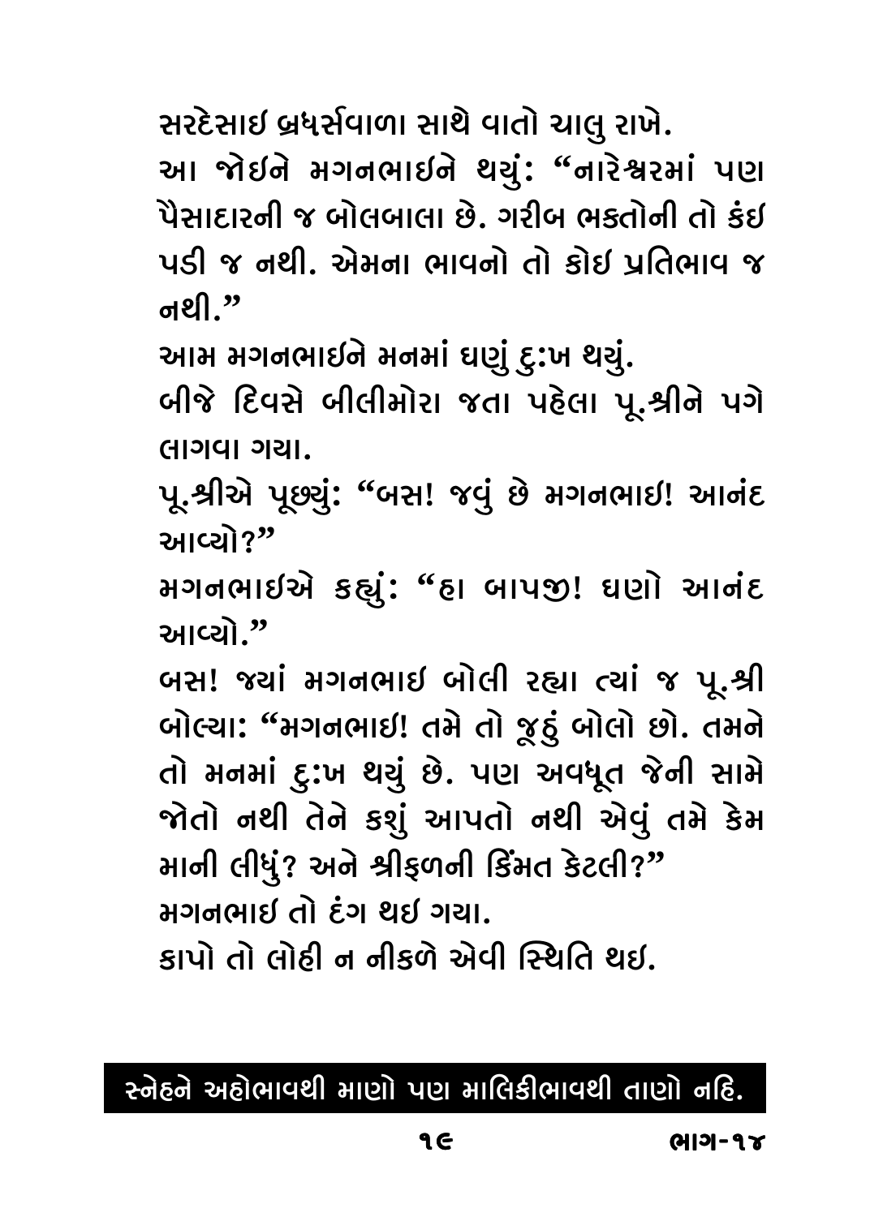સરદેસાઇ બ્રધર્સવાળા સાથે વાતો ચાલુ રાખે.

આ જોઇને મગનભાઇને થયું: "નારેશ્વરમાં પણ પૈસાદારની જ બોલબાલા છે. ગરીબ ભક્તોની તો કંઇ પડી જ નથી. એમના ભાવનો તો કોઇ પ્રતિભાવ જ નથી."

આમ મગનભાઇને મનમાં ઘણું દુ:ખ થયું.

બીજે દિવસે બીલીમોરા જતા પહેલા પૂ.શ્રીને પગે લાગવા ગયા.

પૂ.શ્રીએ પૂછ્યું: "બસ! જવું છે મગનભાઇ! આનંદ આવ્યો?"

મગનભાઇએ કહ્યું: "હા બાપજી! ઘણો આનંદ આવ્યો."

બસ! જ્યાં મગનભાઇ બોલી રહ્યા ત્યાં જ પૂ.શ્રી બોલ્યા: "મગનભાઇ! તમે તો જૂઠું બોલો છો. તમને તો મનમાં દુ:ખ થયું છે. પણ અવધૂત જેની સામે જોતો નથી તેને કશું આપતો નથી એવું તમે કેમ માની લીધું? અને શ્રીફળની કિંમત કેટલી?"

મગનભાઇ તો દંગ થઇ ગયા.

કાપો તો લોહી ન નીકળે એવી સ્થિતિ થઇ.

**સ્નેહને અહોભાવથી માણો પણ માલિકીભાવથી તાણો નહિ.**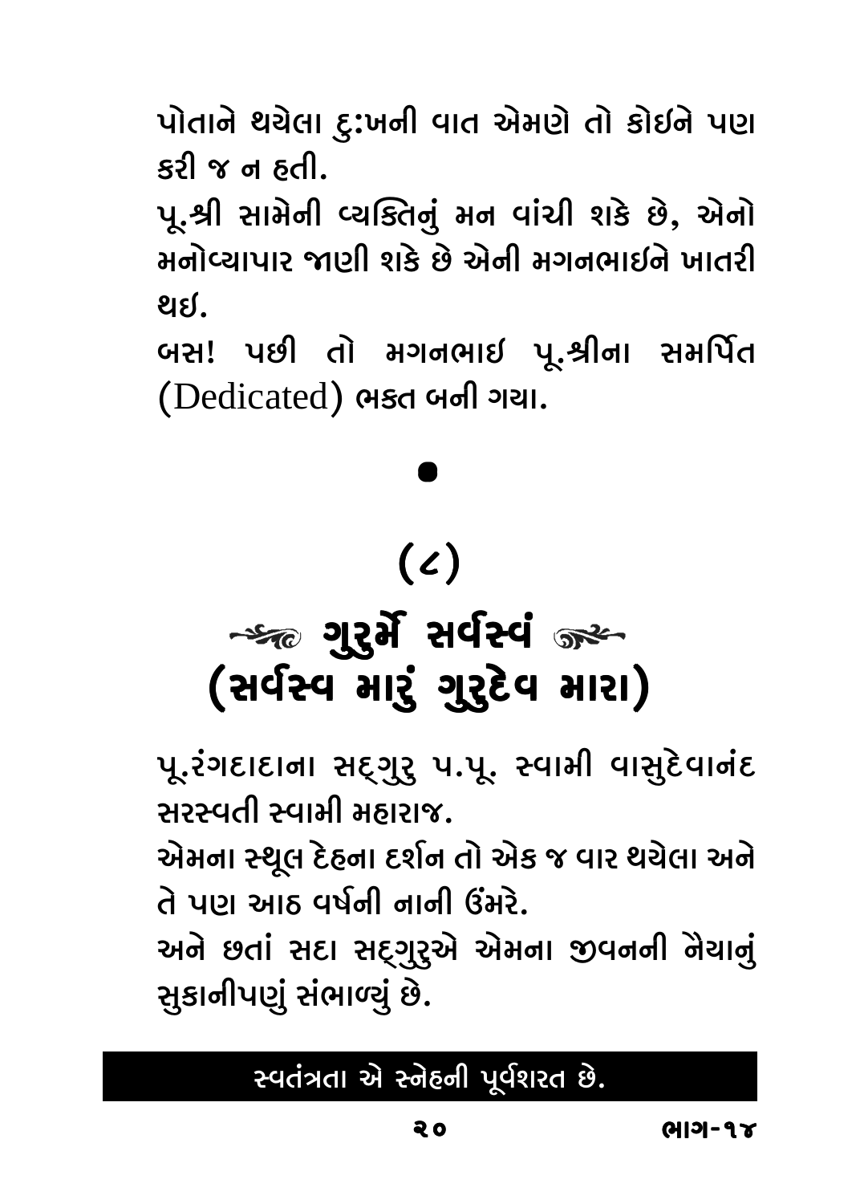પોતાને થયેલા દુ:ખની વાત એમણે તો કોઈને પણ કરી જ ન હતી.

પૂ.શ્રી સામેની વ્યક્તિનું મન વાંચી શકે છે, એનો મનોવ્યાપાર જાણી શકે છે એની મગનભાઈને ખાતરી થઈ.

બસ! પછી તો મગનભાઈ પૂ.શ્રીના સમર્પિત (Dedicated) ભક્ત બની ગયા.

●

## (૮)

## ગુરુર્મે સર્વસ્વં
## (સર્વસ્વ મારું ગુરુદેવ મારા)

પૂ.રંગદાદાના સદ્‌ગુરુ પ.પૂ. સ્વામી વાસુદેવાનંદ સરસ્વતી સ્વામી મહારાજ.

એમના સ્થૂલ દેહના દર્શન તો એક જ વાર થયેલા અને તે પણ આઠ વર્ષની નાની ઉંમરે.

અને છતાં સદા સદ્‌ગુરુએ એમના જીવનની નૈયાનું સુકાનીપણું સંભાળ્યું છે.

**સ્વતંત્રતા એ સ્નેહની પૂર્વશરત છે.**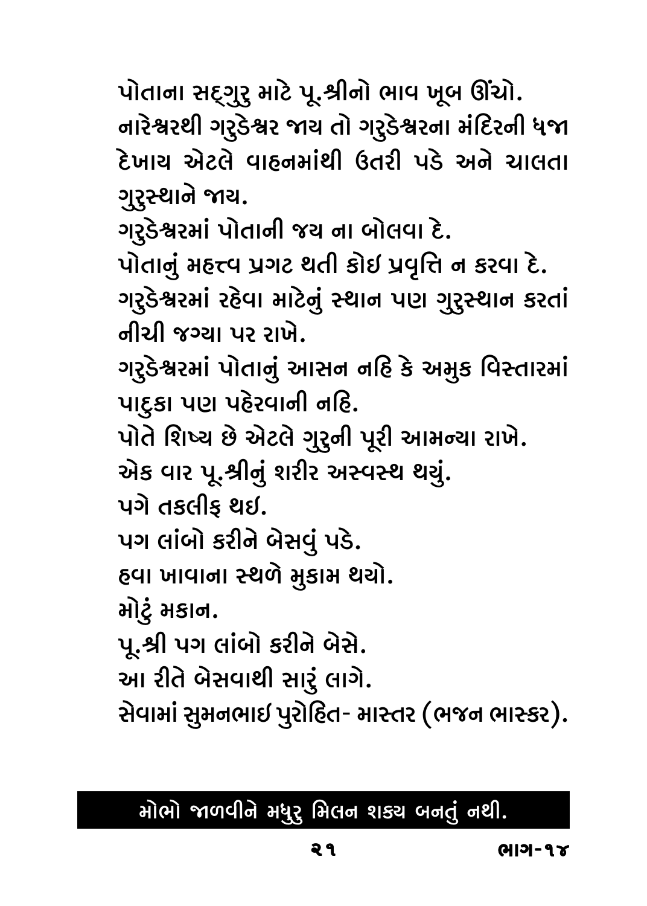પોતાના સદ્‌ગુરુ માટે પૂ.શ્રીનો ભાવ ખૂબ ઊંચો.
નારેશ્વરથી ગરુડેશ્વર જાય તો ગરુડેશ્વરના મંદિરની ધજા દેખાય એટલે વાહનમાંથી ઉતરી પડે અને ચાલતા ગુરુસ્થાને જાય.
ગરુડેશ્વરમાં પોતાની જય ના બોલવા દે.
પોતાનું મહત્ત્વ પ્રગટ થતી કોઇ પ્રવૃત્તિ ન કરવા દે.
ગરુડેશ્વરમાં રહેવા માટેનું સ્થાન પણ ગુરુસ્થાન કરતાં નીચી જગ્યા પર રાખે.
ગરુડેશ્વરમાં પોતાનું આસન નહિ કે અમુક વિસ્તારમાં પાદુકા પણ પહેરવાની નહિ.
પોતે શિષ્ય છે એટલે ગુરુની પૂરી આમન્યા રાખે.
એક વાર પૂ.શ્રીનું શરીર અસ્વસ્થ થયું.
પગે તકલીફ થઇ.
પગ લાંબો કરીને બેસવું પડે.
હવા ખાવાના સ્થળે મુકામ થયો.
મોટું મકાન.
પૂ.શ્રી પગ લાંબો કરીને બેસે.
આ રીતે બેસવાથી સારું લાગે.
સેવામાં સુમનભાઇ પુરોહિત- માસ્તર (ભજન ભાસ્કર).

**મોભો જાળવીને મધુરુ મિલન શક્ય બનતું નથી.**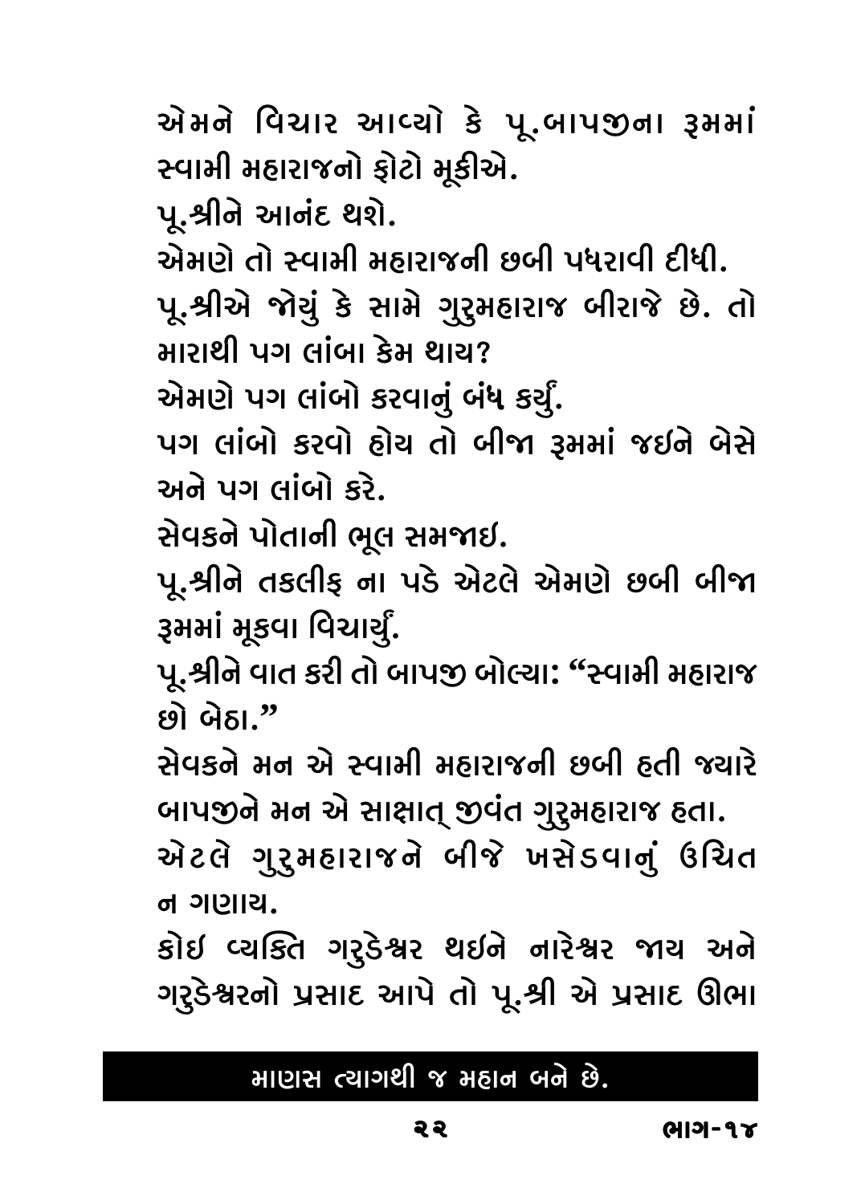એમને વિચાર આવ્યો કે પૂ.બાપજીના રૂમમાં સ્વામી મહારાજનો ફોટો મૂકીએ.

પૂ.શ્રીને આનંદ થશે.

એમણે તો સ્વામી મહારાજની છબી પધરાવી દીધી.

પૂ.શ્રીએ જોયું કે સામે ગુરુમહારાજ બીરાજે છે. તો મારાથી પગ લાંબા કેમ થાય?

એમણે પગ લાંબો કરવાનું બંધ કર્યું.

પગ લાંબો કરવો હોય તો બીજા રૂમમાં જઇને બેસે અને પગ લાંબો કરે.

સેવકને પોતાની ભૂલ સમજાઇ.

પૂ.શ્રીને તકલીફ ના પડે એટલે એમણે છબી બીજા રૂમમાં મૂકવા વિચાર્યું.

પૂ.શ્રીને વાત કરી તો બાપજી બોલ્યા: "સ્વામી મહારાજ છો બેઠા."

સેવકને મન એ સ્વામી મહારાજની છબી હતી જ્યારે બાપજીને મન એ સાક્ષાત્ જીવંત ગુરુમહારાજ હતા.

એટલે ગુરુમહારાજને બીજે ખસેડવાનું ઉચિત ન ગણાય.

કોઇ વ્યક્તિ ગરુડેશ્વર થઇને નારેશ્વર જાય અને ગરુડેશ્વરનો પ્રસાદ આપે તો પૂ.શ્રી એ પ્રસાદ ઊભા

**માણસ ત્યાગથી જ મહાન બને છે.**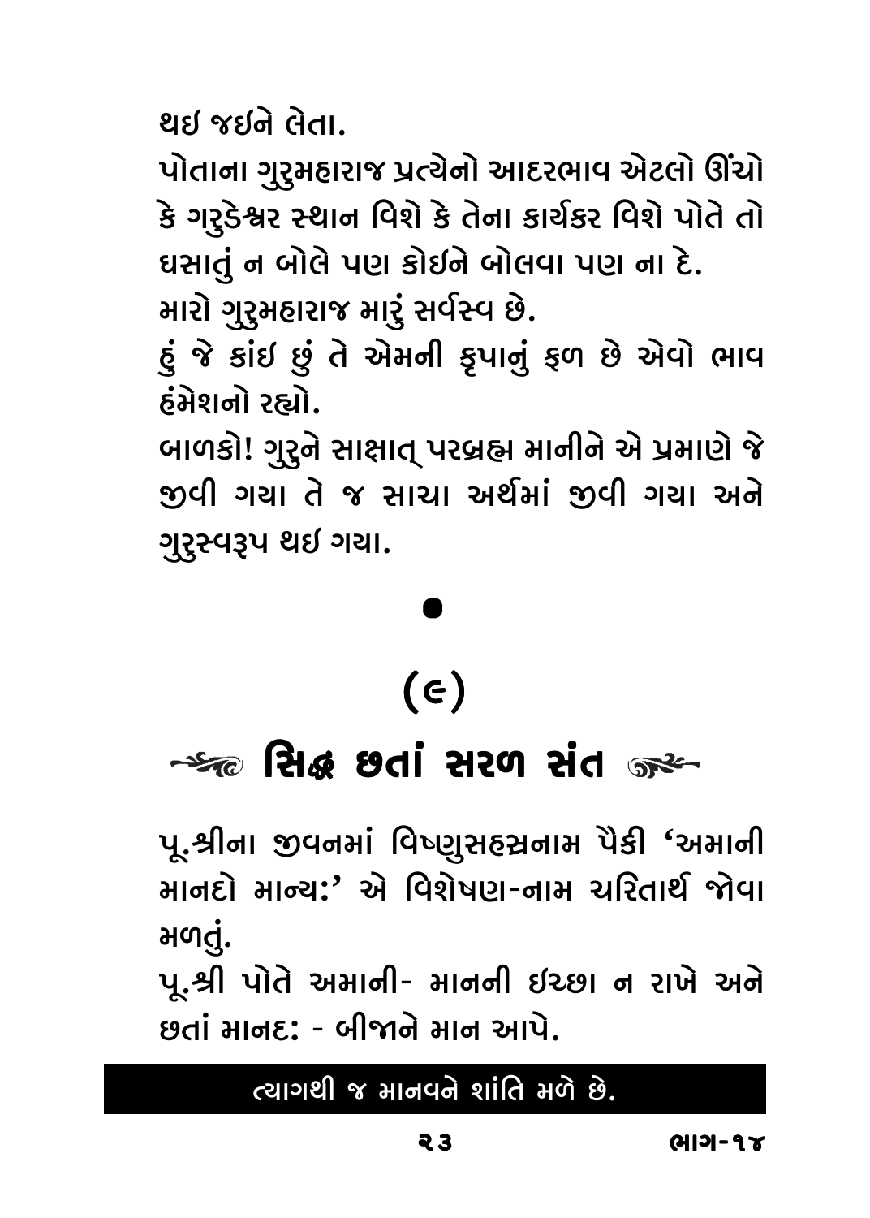થઇ જઇને લેતા.

પોતાના ગુરુમહારાજ પ્રત્યેનો આદરભાવ એટલો ઊંચો કે ગરુડેશ્વર સ્થાન વિશે કે તેના કાર્યકર વિશે પોતે તો ઘસાતું ન બોલે પણ કોઇને બોલવા પણ ના દે.

મારો ગુરુમહારાજ મારું સર્વસ્વ છે.

હું જે કાંઇ છું તે એમની કૃપાનું ફળ છે એવો ભાવ હંમેશનો રહ્યો.

બાળકો! ગુરુને સાક્ષાત્ પરબ્રહ્મ માનીને એ પ્રમાણે જે જીવી ગયા તે જ સાચા અર્થમાં જીવી ગયા અને ગુરુસ્વરૂપ થઇ ગયા.

•

## (૯)

## સિદ્ધ છતાં સરળ સંત

પૂ.શ્રીના જીવનમાં વિષ્ણુસહસ્રનામ પૈકી 'અમાની માનદો માન્ય:' એ વિશેષણ-નામ ચરિતાર્થ જોવા મળતું.

પૂ.શ્રી પોતે અમાની- માનની ઇચ્છા ન રાખે અને છતાં માનદ: - બીજાને માન આપે.

**ત્યાગથી જ માનવને શાંતિ મળે છે.**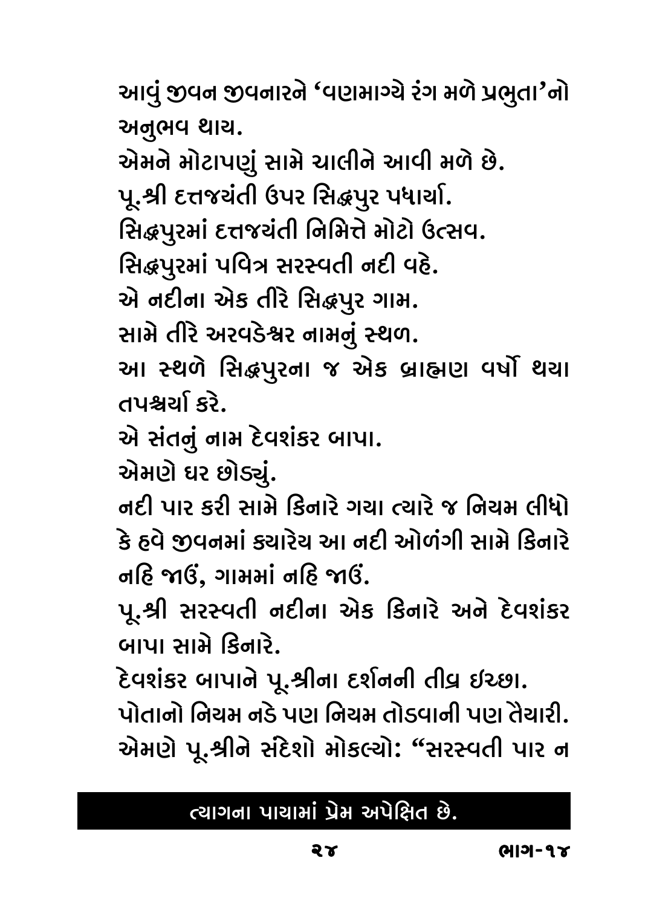આવું જીવન જીવનારને 'વણમાગ્યે રંગ મળે પ્રભુતા'નો અનુભવ થાય.

એમને મોટાપણું સામે ચાલીને આવી મળે છે.

પૂ.શ્રી દત્તજયંતી ઉપર સિદ્ધપુર પધાર્યા.

સિદ્ધપુરમાં દત્તજયંતી નિમિત્તે મોટો ઉત્સવ.

સિદ્ધપુરમાં પવિત્ર સરસ્વતી નદી વહે.

એ નદીના એક તીરે સિદ્ધપુર ગામ.

સામે તીરે અરવડેશ્વર નામનું સ્થળ.

આ સ્થળે સિદ્ધપુરના જ એક બ્રાહ્મણ વર્ષો થયા તપશ્ચર્યા કરે.

એ સંતનું નામ દેવશંકર બાપા.

એમણે ઘર છોડ્યું.

નદી પાર કરી સામે કિનારે ગયા ત્યારે જ નિયમ લીધો કે હવે જીવનમાં ક્યારેય આ નદી ઓળંગી સામે કિનારે નહિ જાઉં, ગામમાં નહિ જાઉં.

પૂ.શ્રી સરસ્વતી નદીના એક કિનારે અને દેવશંકર બાપા સામે કિનારે.

દેવશંકર બાપાને પૂ.શ્રીના દર્શનની તીવ્ર ઇચ્છા.

પોતાનો નિયમ નડે પણ નિયમ તોડવાની પણ તૈયારી.

એમણે પૂ.શ્રીને સંદેશો મોકલ્યો: "સરસ્વતી પાર ન

**ત્યાગના પાયામાં પ્રેમ અપેક્ષિત છે.**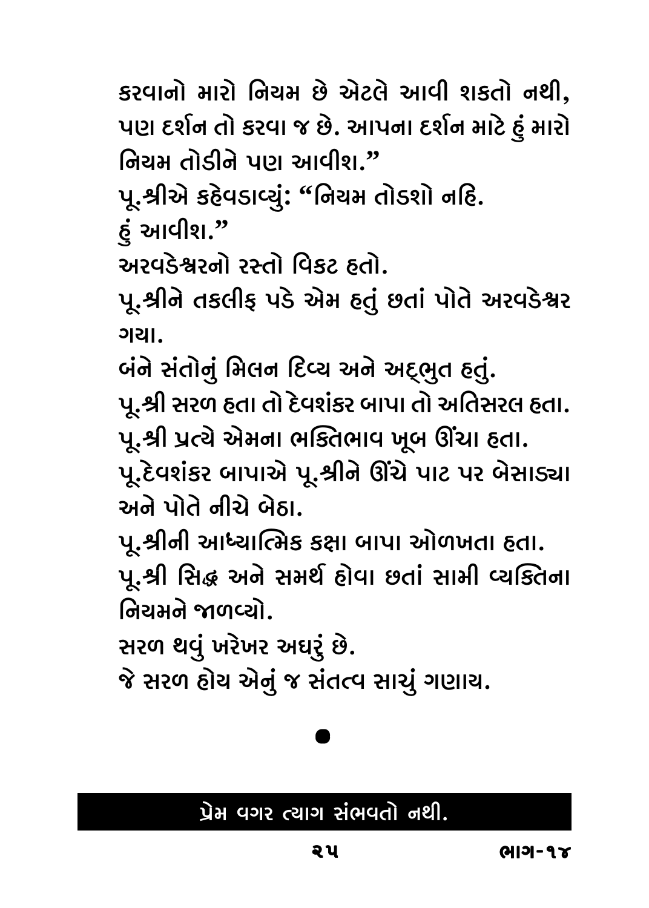કરવાનો મારો નિયમ છે એટલે આવી શકતો નથી, પણ દર્શન તો કરવા જ છે. આપના દર્શન માટે હું મારો નિયમ તોડીને પણ આવીશ."

પૂ.શ્રીએ કહેવડાવ્યું: "નિયમ તોડશો નહિ.
હું આવીશ."

અરવડેશ્વરનો રસ્તો વિકટ હતો.

પૂ.શ્રીને તકલીફ પડે એમ હતું છતાં પોતે અરવડેશ્વર ગયા.

બંને સંતોનું મિલન દિવ્ય અને અદ્‌ભુત હતું.

પૂ.શ્રી સરળ હતા તો દેવશંકર બાપા તો અતિસરલ હતા.

પૂ.શ્રી પ્રત્યે એમના ભક્તિભાવ ખૂબ ઊંચા હતા.

પૂ.દેવશંકર બાપાએ પૂ.શ્રીને ઊંચે પાટ પર બેસાડ્યા અને પોતે નીચે બેઠા.

પૂ.શ્રીની આધ્યાત્મિક કક્ષા બાપા ઓળખતા હતા.

પૂ.શ્રી સિદ્ધ અને સમર્થ હોવા છતાં સામી વ્યક્તિના નિયમને જાળવ્યો.

સરળ થવું ખરેખર અઘરું છે.

જે સરળ હોય એનું જ સંતત્વ સાચું ગણાય.

•

**પ્રેમ વગર ત્યાગ સંભવતો નથી.**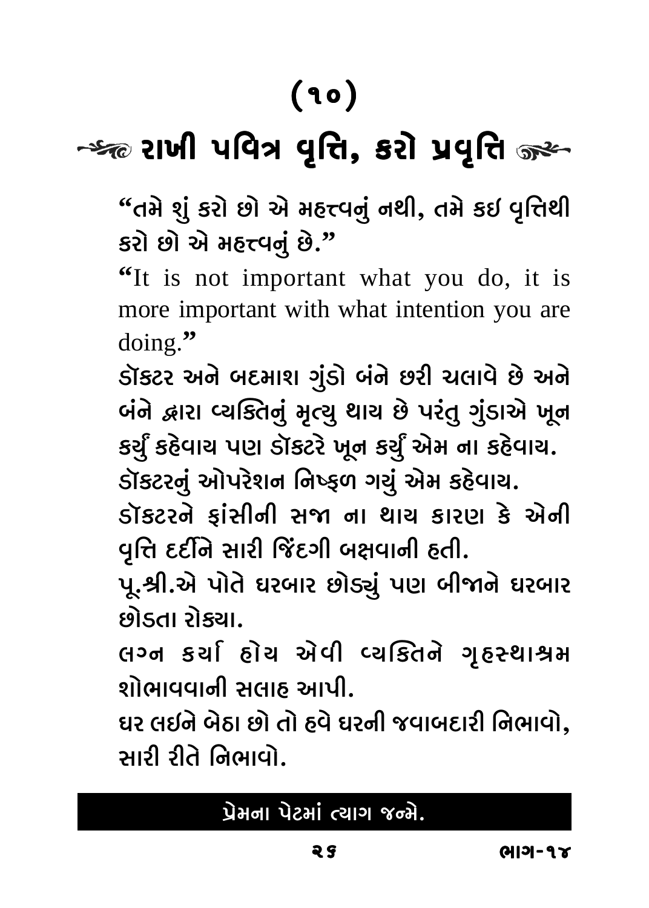# (૧૦)

## રાખી પવિત્ર વૃત્તિ, કરો પ્રવૃત્તિ

**"તમે શું કરો છો એ મહત્ત્વનું નથી, તમે કઈ વૃત્તિથી કરો છો એ મહત્ત્વનું છે."**

"It is not important what you do, it is more important with what intention you are doing."

**ડૉક્ટર અને બદમાશ ગુંડો બંને છરી ચલાવે છે અને બંને દ્વારા વ્યક્તિનું મૃત્યુ થાય છે પરંતુ ગુંડાએ ખૂન કર્યું કહેવાય પણ ડૉક્ટરે ખૂન કર્યું એમ ના કહેવાય.**

**ડૉક્ટરનું ઓપરેશન નિષ્ફળ ગયું એમ કહેવાય.**

**ડૉક્ટરને ફાંસીની સજા ના થાય કારણ કે એની વૃત્તિ દર્દીને સારી જિંદગી બક્ષવાની હતી.**

**પૂ.શ્રી.એ પોતે ઘરબાર છોડ્યું પણ બીજાને ઘરબાર છોડતા રોક્યા.**

**લગ્ન કર્યા હોય એવી વ્યક્તિને ગૃહસ્થાશ્રમ શોભાવવાની સલાહ આપી.**

**ઘર લઈને બેઠા છો તો હવે ઘરની જવાબદારી નિભાવો, સારી રીતે નિભાવો.**

**પ્રેમના પેટમાં ત્યાગ જન્મે.**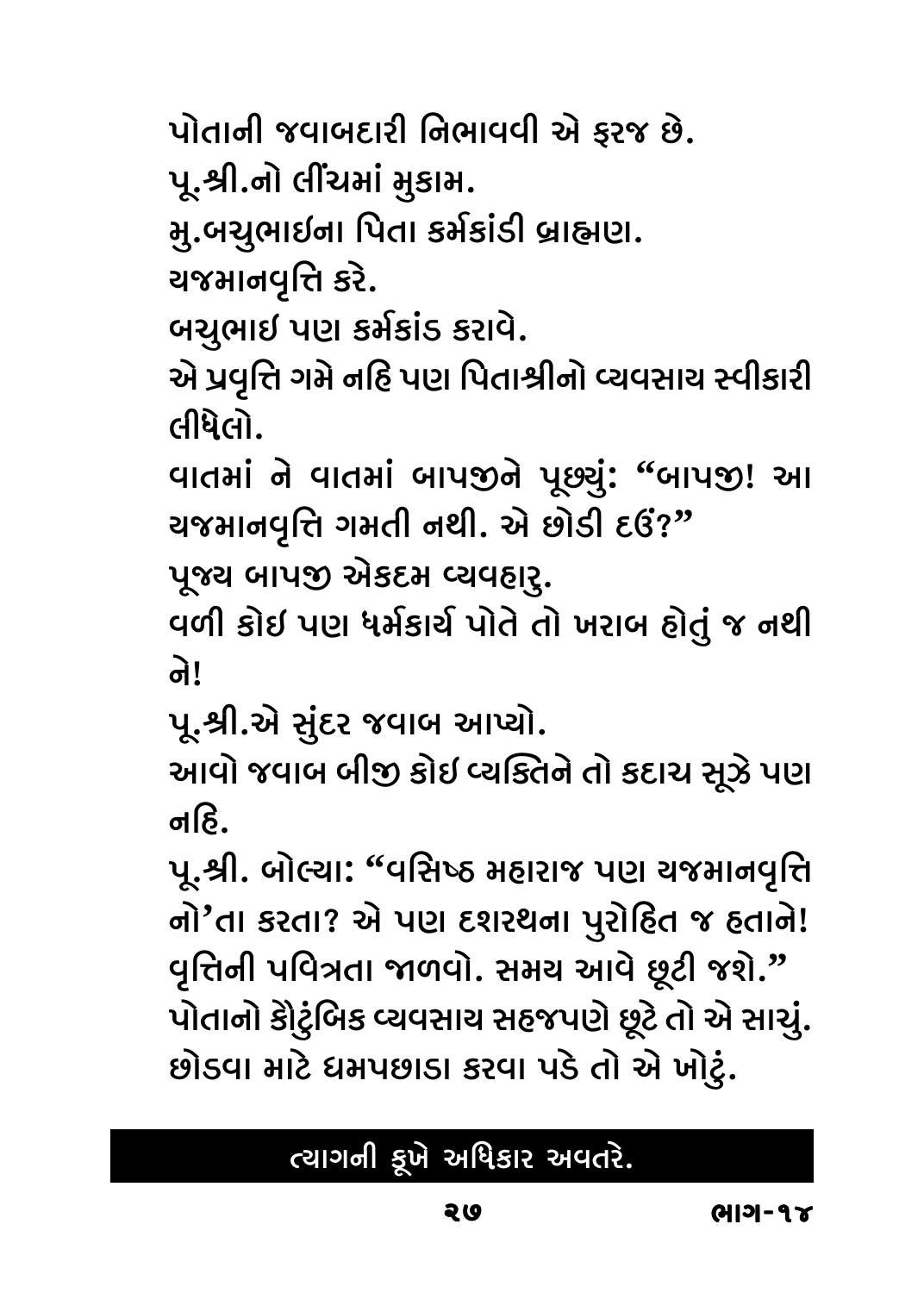પોતાની જવાબદારી નિભાવવી એ ફરજ છે.

પૂ.શ્રી.નો લીંચમાં મુકામ.

મુ.બચુભાઈના પિતા કર્મકાંડી બ્રાહ્મણ.

યજમાનવૃત્તિ કરે.

બચુભાઈ પણ કર્મકાંડ કરાવે.

એ પ્રવૃત્તિ ગમે નહિ પણ પિતાશ્રીનો વ્યવસાય સ્વીકારી લીધેલો.

વાતમાં ને વાતમાં બાપજીને પૂછ્યું: “બાપજી! આ યજમાનવૃત્તિ ગમતી નથી. એ છોડી દઉં?”

પૂજ્ય બાપજી એકદમ વ્યવહારુ.

વળી કોઈ પણ ધર્મકાર્ય પોતે તો ખરાબ હોતું જ નથી ને!

પૂ.શ્રી.એ સુંદર જવાબ આપ્યો.

આવો જવાબ બીજી કોઈ વ્યક્તિને તો કદાચ સૂઝે પણ નહિ.

પૂ.શ્રી. બોલ્યા: “વસિષ્ઠ મહારાજ પણ યજમાનવૃત્તિ નો’તા કરતા? એ પણ દશરથના પુરોહિત જ હતાને! વૃત્તિની પવિત્રતા જાળવો. સમય આવે છૂટી જશે.”

પોતાનો કૌટુંબિક વ્યવસાય સહજપણે છૂટે તો એ સાચું. છોડવા માટે ધમપછાડા કરવા પડે તો એ ખોટું.

**ત્યાગની કૂખે અધિકાર અવતરે.**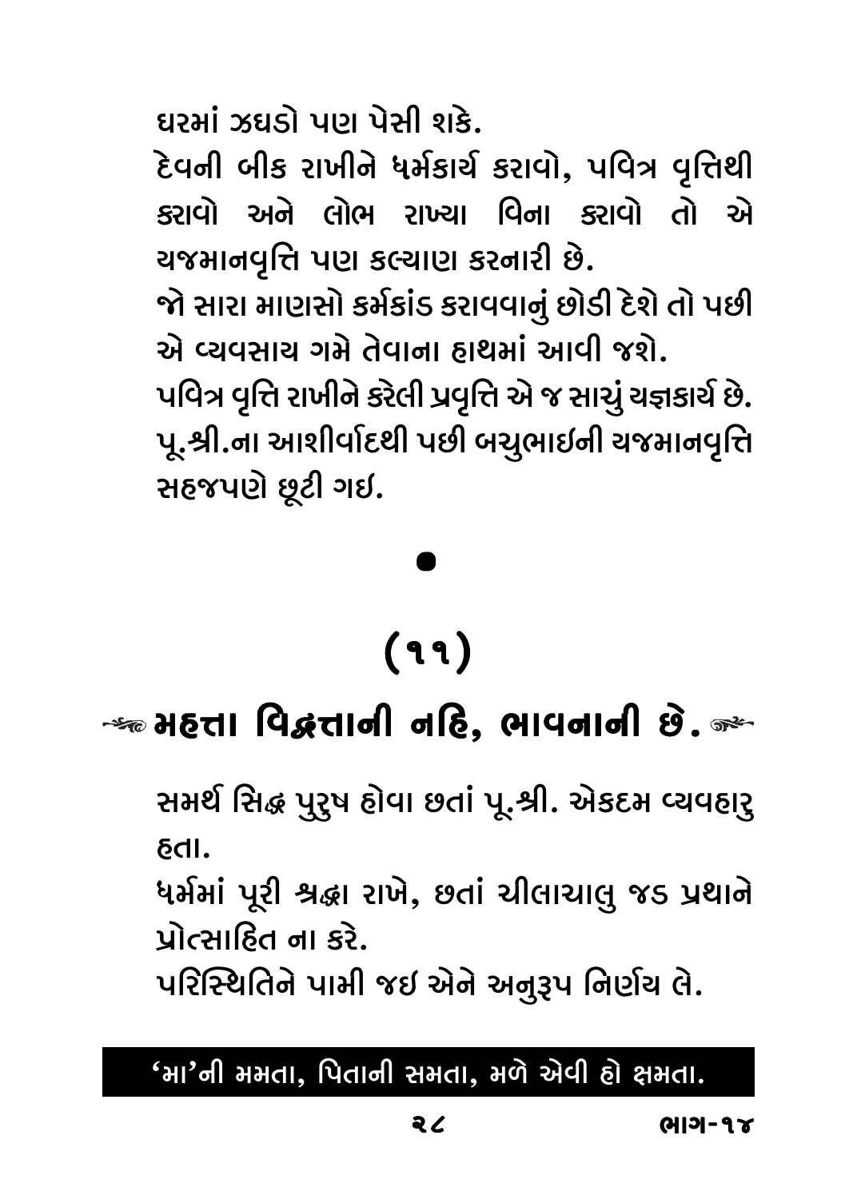ઘરમાં ઝઘડો પણ પેસી શકે.

દેવની બીક રાખીને ધર્મકાર્ય કરાવો, પવિત્ર વૃત્તિથી કરાવો અને લોભ રાખ્યા વિના કરાવો તો એ યજમાનવૃત્તિ પણ કલ્યાણ કરનારી છે.

જો સારા માણસો કર્મકાંડ કરાવવાનું છોડી દેશે તો પછી એ વ્યવસાય ગમે તેવાના હાથમાં આવી જશે.

પવિત્ર વૃત્તિ રાખીને કરેલી પ્રવૃત્તિ એ જ સાચું યજ્ઞકાર્ય છે.

પૂ.શ્રી.ના આશીર્વાદથી પછી બચુભાઈની યજમાનવૃત્તિ સહજપણે છૂટી ગઈ.

●

## (૧૧)

## મહત્તા વિદ્વત્તાની નહિ, ભાવનાની છે.

સમર્થ સિદ્ધ પુરુષ હોવા છતાં પૂ.શ્રી. એકદમ વ્યવહારુ હતા.

ધર્મમાં પૂરી શ્રદ્ધા રાખે, છતાં ચીલાચાલુ જડ પ્રથાને પ્રોત્સાહિત ના કરે.

પરિસ્થિતિને પામી જઈ એને અનુરૂપ નિર્ણય લે.

**'મા'ની મમતા, પિતાની સમતા, મળે એવી હો ક્ષમતા.**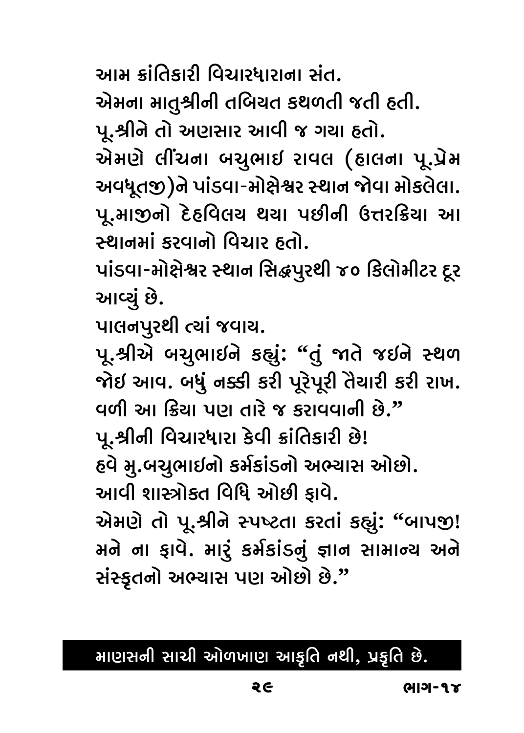આમ ક્રાંતિકારી વિચારધારાના સંત.

એમના માતુશ્રીની તબિયત કથળતી જતી હતી.

પૂ.શ્રીને તો અણસાર આવી જ ગયા હતો.

એમણે લીંચના બચુભાઈ રાવલ (હાલના પૂ.પ્રેમ અવધૂતજી)ને પાંડવા-મોક્ષેશ્વર સ્થાન જોવા મોકલેલા.

પૂ.માજીનો દેહવિલય થયા પછીની ઉત્તરક્રિયા આ સ્થાનમાં કરવાનો વિચાર હતો.

પાંડવા-મોક્ષેશ્વર સ્થાન સિદ્ધપુરથી ૪૦ કિલોમીટર દૂર આવ્યું છે.

પાલનપુરથી ત્યાં જવાય.

પૂ.શ્રીએ બચુભાઈને કહ્યું: "તું જાતે જઈને સ્થળ જોઈ આવ. બધું નક્કી કરી પૂરેપૂરી તૈયારી કરી રાખ. વળી આ ક્રિયા પણ તારે જ કરાવવાની છે."

પૂ.શ્રીની વિચારધારા કેવી ક્રાંતિકારી છે!

હવે મુ.બચુભાઈનો કર્મકાંડનો અભ્યાસ ઓછો.

આવી શાસ્ત્રોક્ત વિધિ ઓછી ફાવે.

એમણે તો પૂ.શ્રીને સ્પષ્ટતા કરતાં કહ્યું: "બાપજી! મને ના ફાવે. મારું કર્મકાંડનું જ્ઞાન સામાન્ય અને સંસ્કૃતનો અભ્યાસ પણ ઓછો છે."

**માણસની સાચી ઓળખાણ આકૃતિ નથી, પ્રકૃતિ છે.**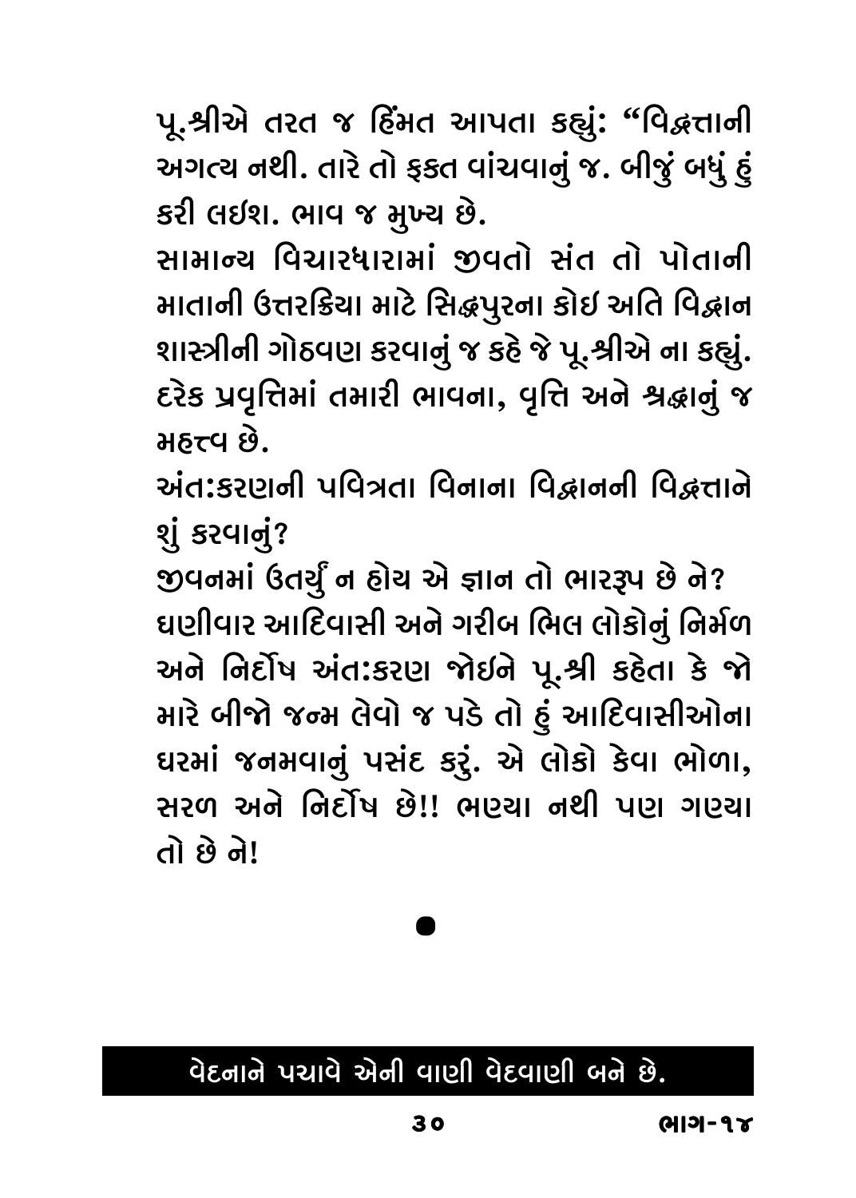પૂ.શ્રીએ તરત જ હિંમત આપતા કહ્યું: "વિદ્વત્તાની અગત્ય નથી. તારે તો ફક્ત વાંચવાનું જ. બીજું બધું હું કરી લઇશ. ભાવ જ મુખ્ય છે.

સામાન્ય વિચારધારામાં જીવતો સંત તો પોતાની માતાની ઉત્તરક્રિયા માટે સિદ્ધપુરના કોઇ અતિ વિદ્વાન શાસ્ત્રીની ગોઠવણ કરવાનું જ કહે જે પૂ.શ્રીએ ના કહ્યું. દરેક પ્રવૃત્તિમાં તમારી ભાવના, વૃત્તિ અને શ્રદ્ધાનું જ મહત્ત્વ છે.

અંતઃકરણની પવિત્રતા વિનાના વિદ્વાનની વિદ્વત્તાને શું કરવાનું?

જીવનમાં ઉતર્યું ન હોય એ જ્ઞાન તો ભારરૂપ છે ને?

ઘણીવાર આદિવાસી અને ગરીબ ભિલ લોકોનું નિર્મળ અને નિર્દોષ અંતઃકરણ જોઇને પૂ.શ્રી કહેતા કે જો મારે બીજો જન્મ લેવો જ પડે તો હું આદિવાસીઓના ઘરમાં જનમવાનું પસંદ કરું. એ લોકો કેવા ભોળા, સરળ અને નિર્દોષ છે!! ભણ્યા નથી પણ ગણ્યા તો છે ને!

●

**વેદનાને પચાવે એની વાણી વેદવાણી બને છે.**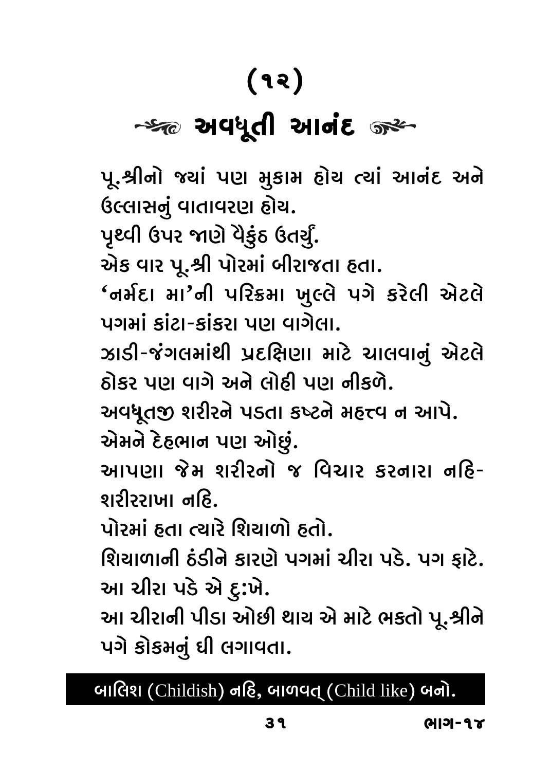# (૧૨)

## અવધૂતી આનંદ

પૂ.શ્રીનો જ્યાં પણ મુકામ હોય ત્યાં આનંદ અને ઉલ્લાસનું વાતાવરણ હોય.

પૃથ્વી ઉપર જાણે વૈકુંઠ ઉતર્યું.

એક વાર પૂ.શ્રી પોરમાં બીરાજતા હતા.

'નર્મદા મા'ની પરિક્રમા ખુલ્લે પગે કરેલી એટલે પગમાં કાંટા-કાંકરા પણ વાગેલા.

ઝાડી-જંગલમાંથી પ્રદક્ષિણા માટે ચાલવાનું એટલે ઠોકર પણ વાગે અને લોહી પણ નીકળે.

અવધૂતજી શરીરને પડતા કષ્ટને મહત્ત્વ ન આપે.

એમને દેહભાન પણ ઓછું.

આપણા જેમ શરીરનો જ વિચાર કરનારા નહિ- શરીરરાખા નહિ.

પોરમાં હતા ત્યારે શિયાળો હતો.

શિયાળાની ઠંડીને કારણે પગમાં ચીરા પડે. પગ ફાટે.

આ ચીરા પડે એ દુ:ખે.

આ ચીરાની પીડા ઓછી થાય એ માટે ભક્તો પૂ.શ્રીને પગે કોકમનું ઘી લગાવતા.

**બાલિશ (Childish) નહિ, બાળવત્ (Child like) બનો.**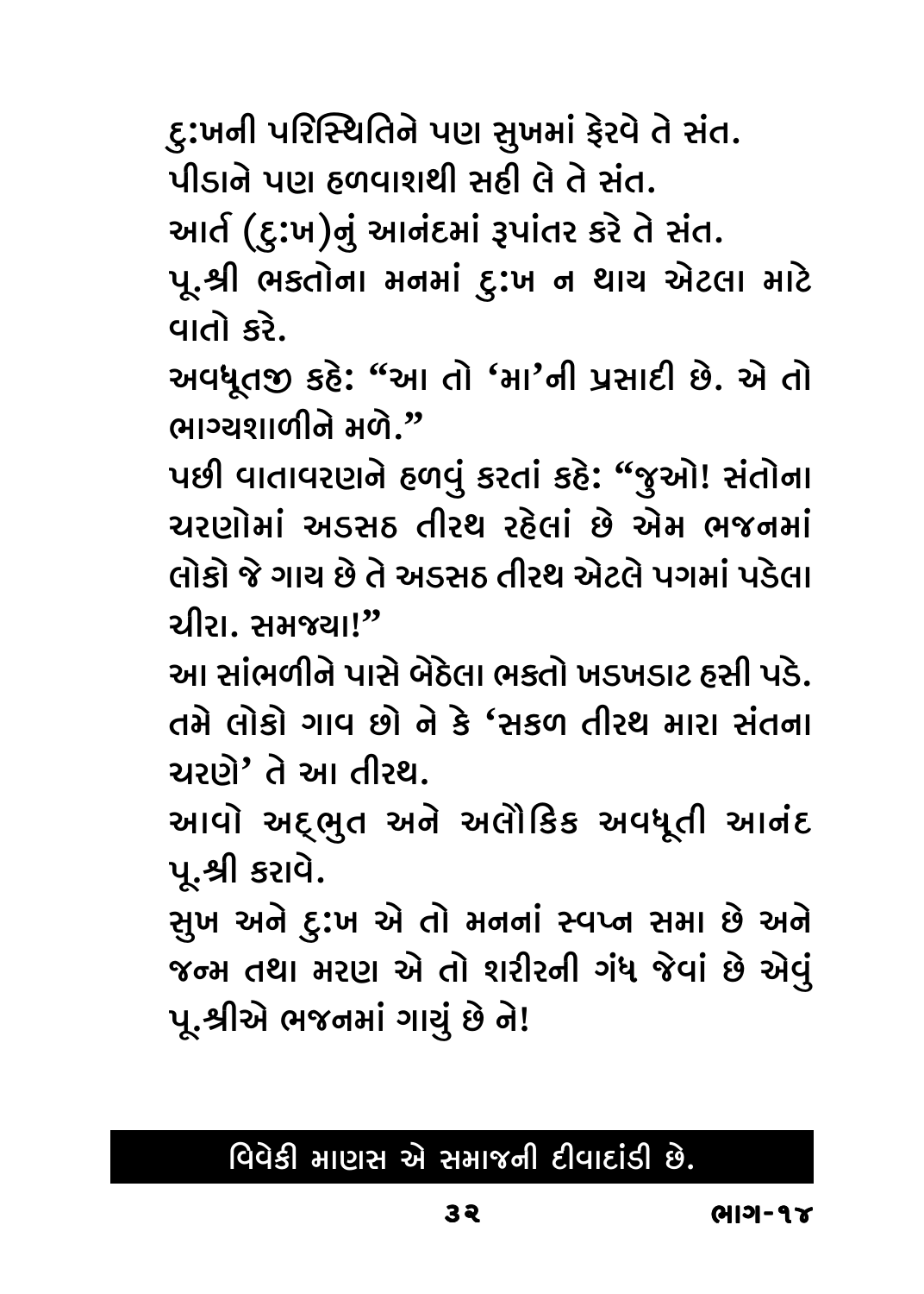દુ:ખની પરિસ્થિતિને પણ સુખમાં ફેરવે તે સંત.
પીડાને પણ હળવાશથી સહી લે તે સંત.
આર્ત (દુ:ખ)નું આનંદમાં રૂપાંતર કરે તે સંત.
પૂ.શ્રી ભક્તોના મનમાં દુ:ખ ન થાય એટલા માટે વાતો કરે.

અવધૂતજી કહે: "આ તો 'મા'ની પ્રસાદી છે. એ તો ભાગ્યશાળીને મળે."

પછી વાતાવરણને હળવું કરતાં કહે: "જુઓ! સંતોના ચરણોમાં અડસઠ તીરથ રહેલાં છે એમ ભજનમાં લોકો જે ગાય છે તે અડસઠ તીરથ એટલે પગમાં પડેલા ચીરા. સમજ્યા!"

આ સાંભળીને પાસે બેઠેલા ભક્તો ખડખડાટ હસી પડે. તમે લોકો ગાવ છો ને કે 'સકળ તીરથ મારા સંતના ચરણે' તે આ તીરથ.

આવો અદ્ભુત અને અલૌકિક અવધૂતી આનંદ પૂ.શ્રી કરાવે.

સુખ અને દુ:ખ એ તો મનનાં સ્વપ્ન સમા છે અને જન્મ તથા મરણ એ તો શરીરની ગંધ જેવાં છે એવું પૂ.શ્રીએ ભજનમાં ગાયું છે ને!

**વિવેકી માણસ એ સમાજની દીવાદાંડી છે.**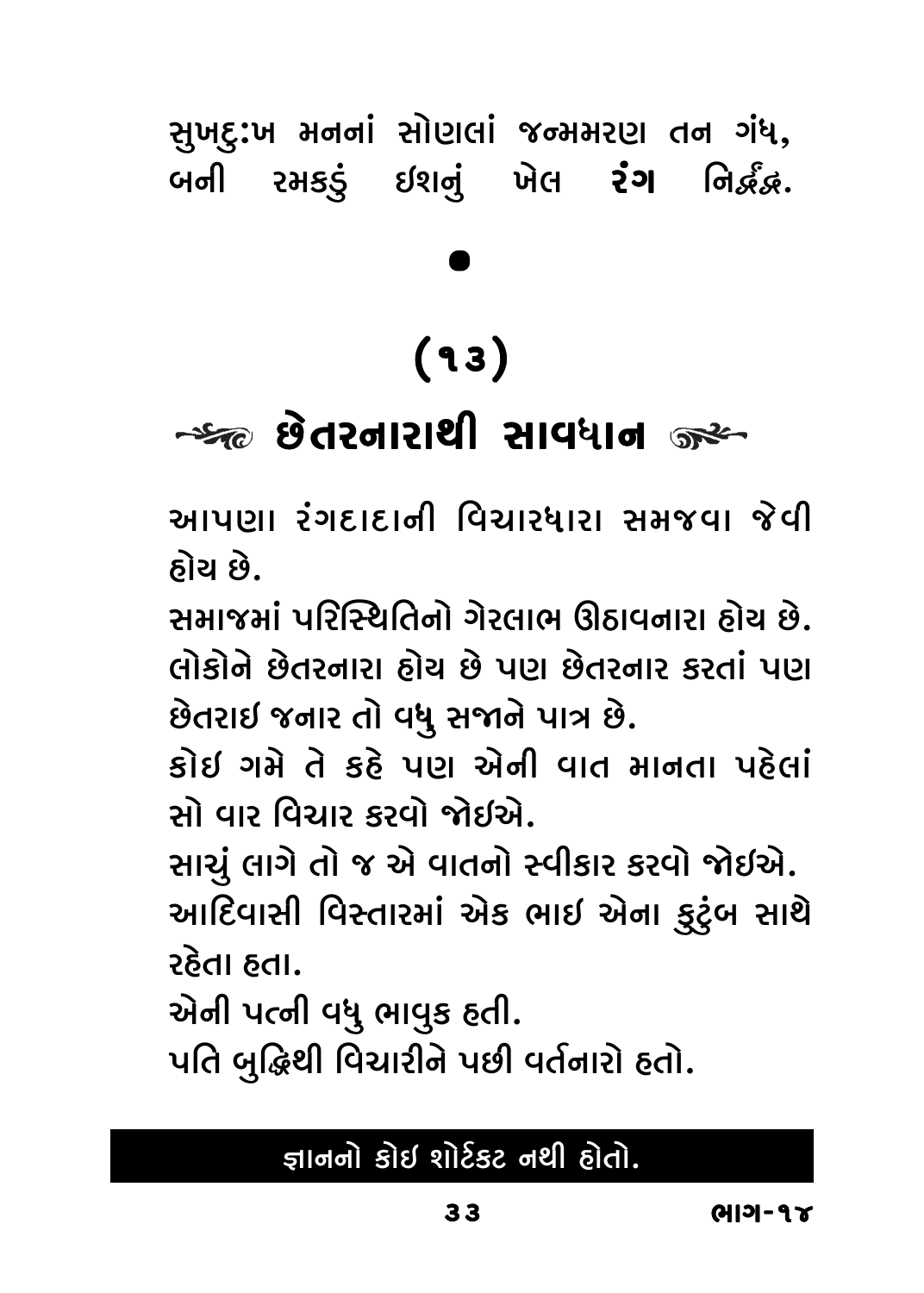સુખદુ:ખ મનનાં સોણલાં જન્મમરણ તન ગંધ,
બની રમકડું ઈશનું ખેલ **રંગ** નિર્દ્વંદ્વ.

•

## (૧૩)

## છેતરનારાથી સાવધાન

આપણા રંગદાદાની વિચારધારા સમજવા જેવી હોય છે.

સમાજમાં પરિસ્થિતિનો ગેરલાભ ઊઠાવનારા હોય છે.

લોકોને છેતરનારા હોય છે પણ છેતરનાર કરતાં પણ છેતરાઈ જનાર તો વધુ સજાને પાત્ર છે.

કોઈ ગમે તે કહે પણ એની વાત માનતા પહેલાં સો વાર વિચાર કરવો જોઈએ.

સાચું લાગે તો જ એ વાતનો સ્વીકાર કરવો જોઈએ.

આદિવાસી વિસ્તારમાં એક ભાઈ એના કુટુંબ સાથે રહેતા હતા.

એની પત્ની વધુ ભાવુક હતી.

પતિ બુદ્ધિથી વિચારીને પછી વર્તનારો હતો.

**જ્ઞાનનો કોઈ શોર્ટકટ નથી હોતો.**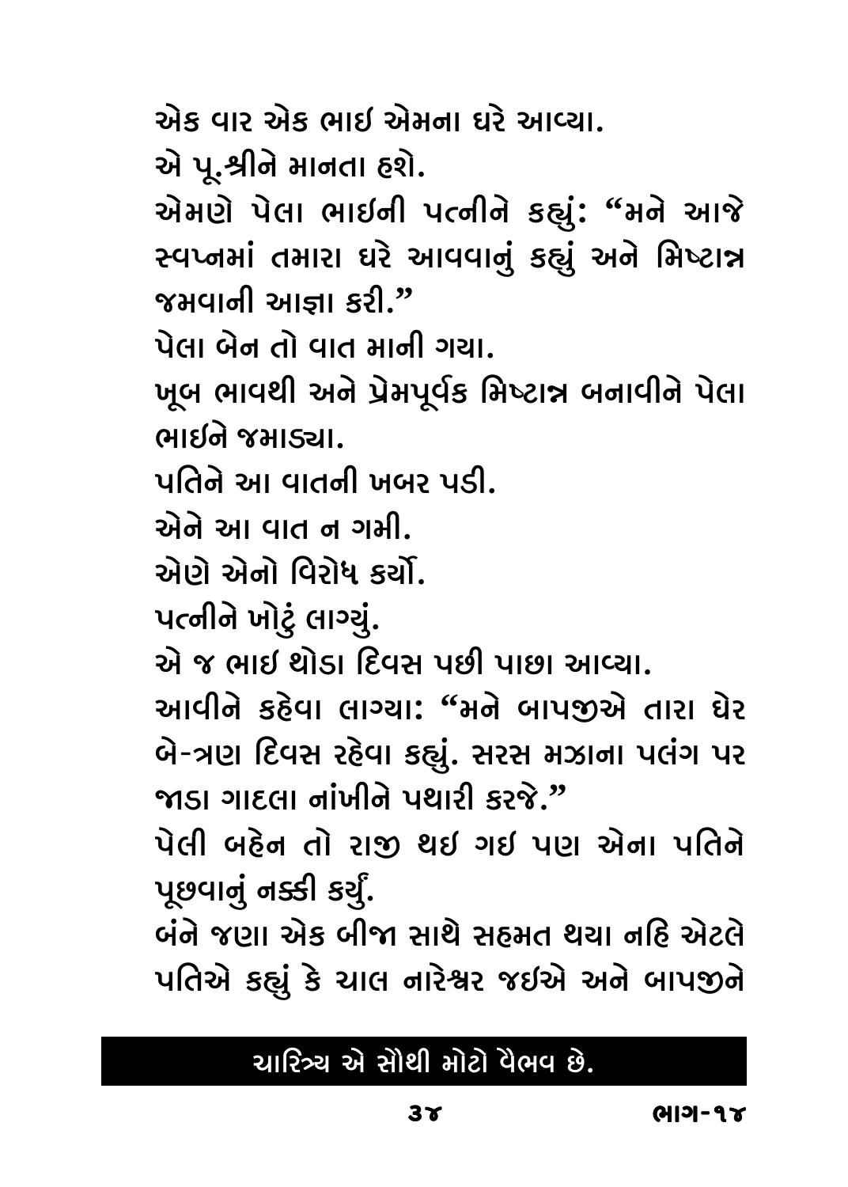એક વાર એક ભાઈ એમના ઘરે આવ્યા.

એ પૂ.શ્રીને માનતા હશે.

એમણે પેલા ભાઈની પત્નીને કહ્યું: "મને આજે સ્વપ્નમાં તમારા ઘરે આવવાનું કહ્યું અને મિષ્ટાન્ન જમવાની આજ્ઞા કરી."

પેલા બેન તો વાત માની ગયા.

ખૂબ ભાવથી અને પ્રેમપૂર્વક મિષ્ટાન્ન બનાવીને પેલા ભાઈને જમાડ્યા.

પતિને આ વાતની ખબર પડી.

એને આ વાત ન ગમી.

એણે એનો વિરોધ કર્યો.

પત્નીને ખોટું લાગ્યું.

એ જ ભાઈ થોડા દિવસ પછી પાછા આવ્યા.

આવીને કહેવા લાગ્યા: "મને બાપજીએ તારા ઘેર બે-ત્રણ દિવસ રહેવા કહ્યું. સરસ મઝાના પલંગ પર જાડા ગાદલા નાંખીને પથારી કરજે."

પેલી બહેન તો રાજી થઈ ગઈ પણ એના પતિને પૂછવાનું નક્કી કર્યું.

બંને જણા એક બીજા સાથે સહમત થયા નહિ એટલે પતિએ કહ્યું કે ચાલ નારેશ્વર જઈએ અને બાપજીને

**ચારિત્ર્ય એ સૌથી મોટો વૈભવ છે.**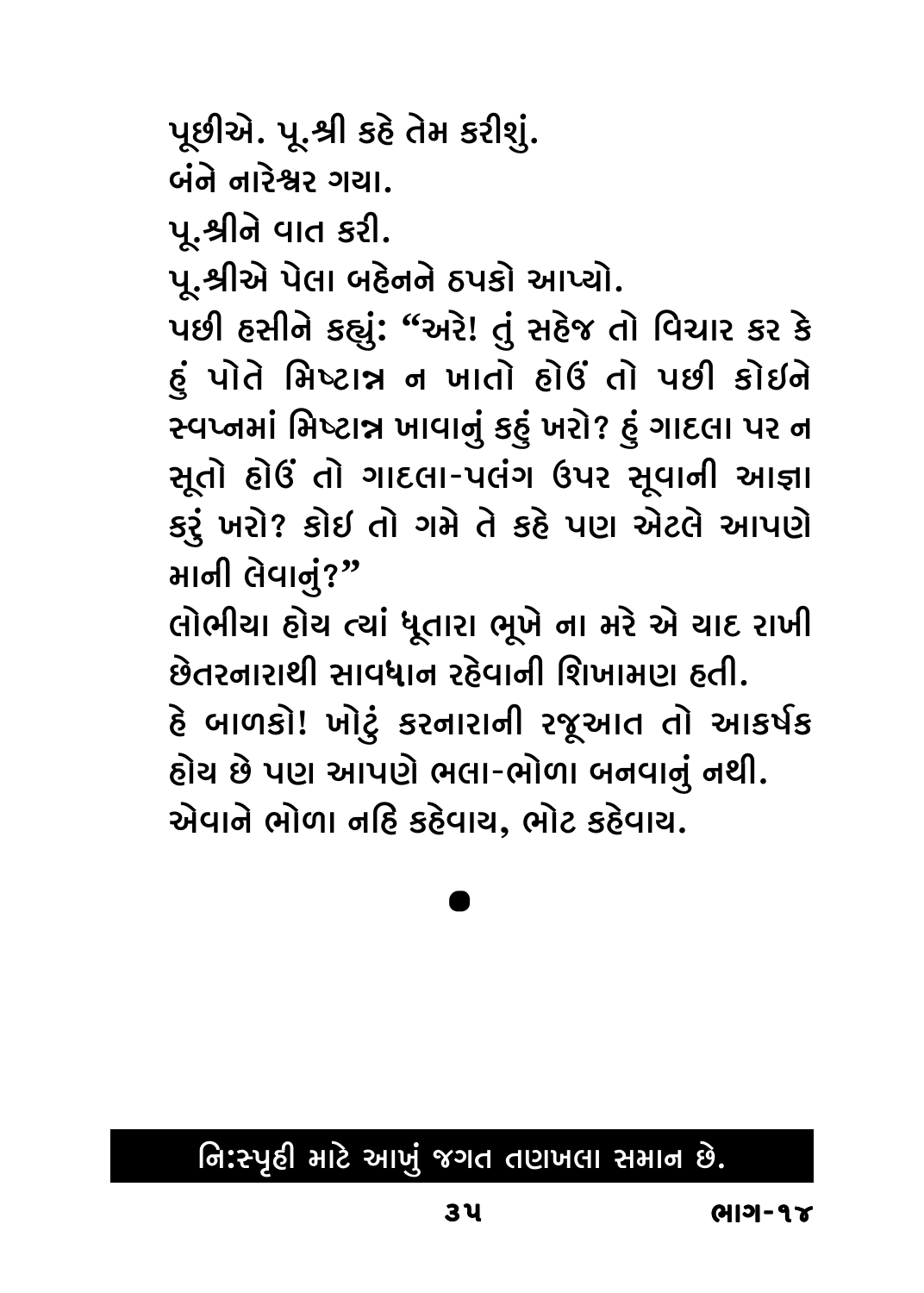પૂછીએ. પૂ.શ્રી કહે તેમ કરીશું.

બંને નારેશ્વર ગયા.

પૂ.શ્રીને વાત કરી.

પૂ.શ્રીએ પેલા બહેનને ઠપકો આપ્યો.

પછી હસીને કહ્યું: "અરે! તું સહેજ તો વિચાર કર કે હું પોતે મિષ્ટાન્ન ન ખાતો હોઉં તો પછી કોઇને સ્વપ્નમાં મિષ્ટાન્ન ખાવાનું કહું ખરો? હું ગાદલા પર ન સૂતો હોઉં તો ગાદલા-પલંગ ઉપર સૂવાની આજ્ઞા કરું ખરો? કોઈ તો ગમે તે કહે પણ એટલે આપણે માની લેવાનું?"

લોભીયા હોય ત્યાં ધૂતારા ભૂખે ના મરે એ યાદ રાખી છેતરનારાથી સાવધાન રહેવાની શિખામણ હતી.

હે બાળકો! ખોટું કરનારાની રજૂઆત તો આકર્ષક હોય છે પણ આપણે ભલા-ભોળા બનવાનું નથી.

એવાને ભોળા નહિ કહેવાય, ભોટ કહેવાય.

●

**નિઃસ્પૃહી માટે આખું જગત તણખલા સમાન છે.**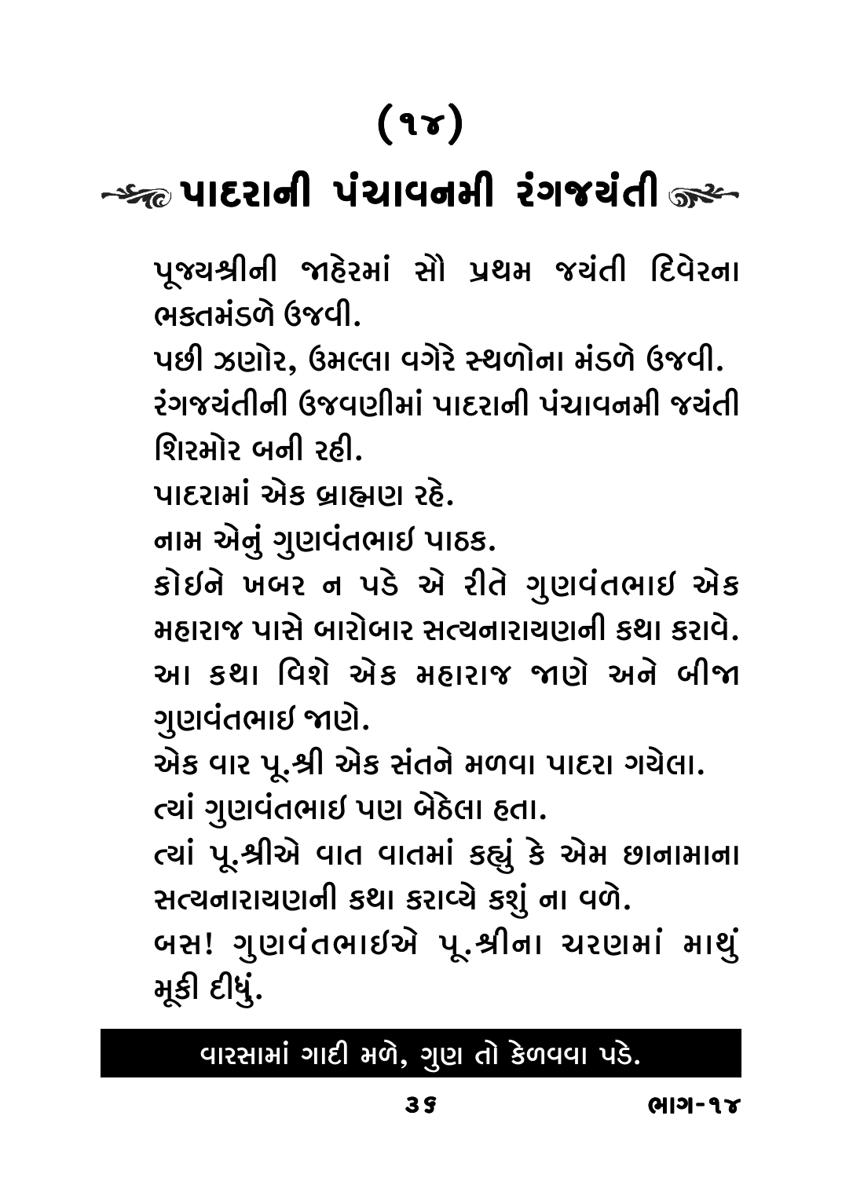# (૧૪)

## પાદરાની પંચાવનમી રંગજયંતી

પૂજ્યશ્રીની જાહેરમાં સૌ પ્રથમ જયંતી દિવેરના ભક્તમંડળે ઉજવી.

પછી ઝણોર, ઉમલ્લા વગેરે સ્થળોના મંડળે ઉજવી.

રંગજયંતીની ઉજવણીમાં પાદરાની પંચાવનમી જયંતી શિરમોર બની રહી.

પાદરામાં એક બ્રાહ્મણ રહે.

નામ એનું ગુણવંતભાઈ પાઠક.

કોઈને ખબર ન પડે એ રીતે ગુણવંતભાઈ એક મહારાજ પાસે બારોબાર સત્યનારાયણની કથા કરાવે.

આ કથા વિશે એક મહારાજ જાણે અને બીજા ગુણવંતભાઈ જાણે.

એક વાર પૂ.શ્રી એક સંતને મળવા પાદરા ગયેલા.

ત્યાં ગુણવંતભાઈ પણ બેઠેલા હતા.

ત્યાં પૂ.શ્રીએ વાત વાતમાં કહ્યું કે એમ છાનામાના સત્યનારાયણની કથા કરાવ્યે કશું ના વળે.

બસ! ગુણવંતભાઈએ પૂ.શ્રીના ચરણમાં માથું મૂકી દીધું.

**વારસામાં ગાદી મળે, ગુણ તો કેળવવા પડે.**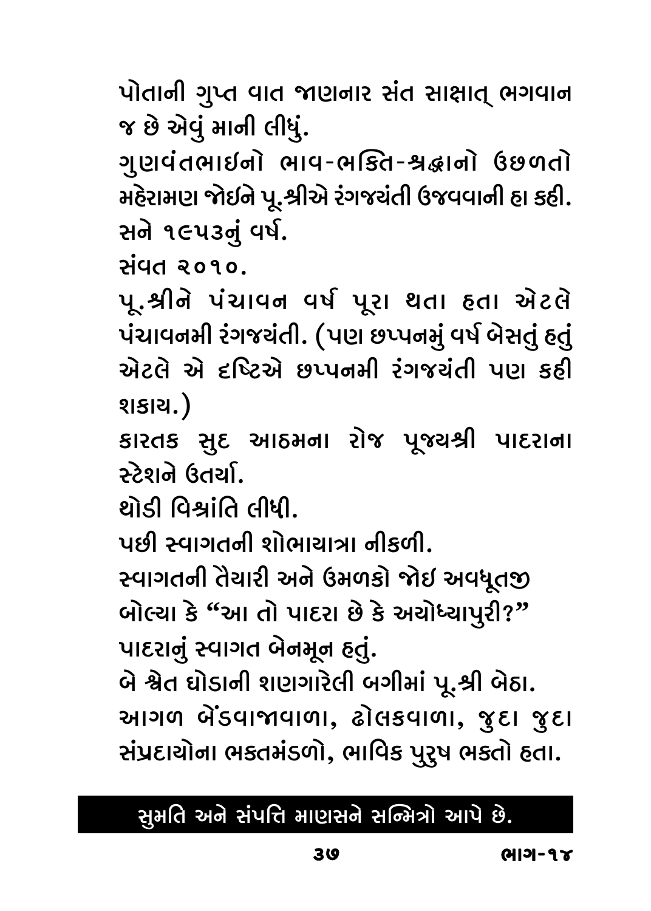પોતાની ગુપ્ત વાત જાણનાર સંત સાક્ષાત્ ભગવાન જ છે એવું માની લીધું.

ગુણવંતભાઇનો ભાવ-ભક્તિ-શ્રદ્ધાનો ઉછળતો મહેરામણ જોઇને પૂ.શ્રીએ રંગજયંતી ઉજવવાની હા કહી.

સને ૧૯૫૩નું વર્ષ.

સંવત ૨૦૧૦.

પૂ.શ્રીને પંચાવન વર્ષ પૂરા થતા હતા એટલે પંચાવનમી રંગજયંતી. (પણ છપ્પનમું વર્ષ બેસતું હતું એટલે એ દૃષ્ટિએ છપ્પનમી રંગજયંતી પણ કહી શકાય.)

કારતક સુદ આઠમના રોજ પૂજ્યશ્રી પાદરાના સ્ટેશને ઉતર્યા.

થોડી વિશ્રાંતિ લીધી.

પછી સ્વાગતની શોભાયાત્રા નીકળી.

સ્વાગતની તૈયારી અને ઉમળકો જોઇ અવધૂતજી બોલ્યા કે "આ તો પાદરા છે કે અયોધ્યાપુરી?"

પાદરાનું સ્વાગત બેનમૂન હતું.

બે શ્વેત ઘોડાની શણગારેલી બગીમાં પૂ.શ્રી બેઠા. આગળ બેંડવાજાવાળા, ઢોલકવાળા, જુદા જુદા સંપ્રદાયોના ભક્તમંડળો, ભાવિક પુરુષ ભક્તો હતા.

**સુમતિ અને સંપત્તિ માણસને સન્મિત્રો આપે છે.**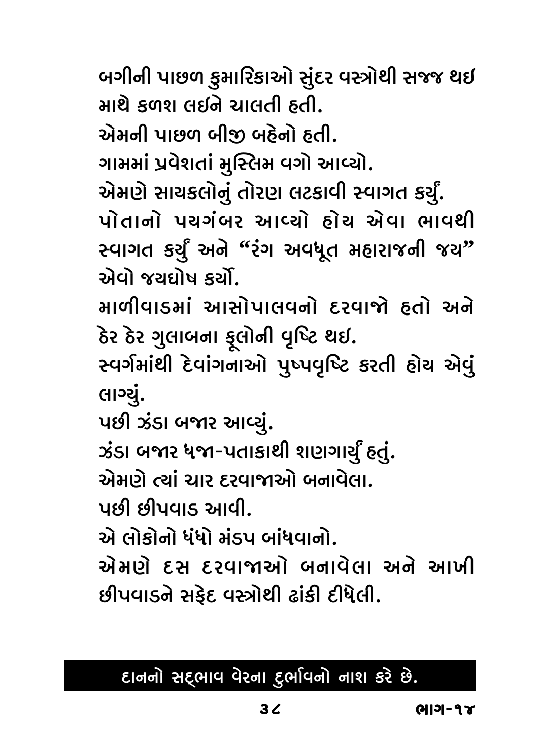બગીની પાછળ કુમારિકાઓ સુંદર વસ્ત્રોથી સજ્જ થઇ માથે કળશ લઇને ચાલતી હતી.

એમની પાછળ બીજી બહેનો હતી.

ગામમાં પ્રવેશતાં મુસ્લિમ વગો આવ્યો.

એમણે સાયકલોનું તોરણ લટકાવી સ્વાગત કર્યું.

પોતાનો પયગંબર આવ્યો હોય એવા ભાવથી સ્વાગત કર્યું અને "રંગ અવધૂત મહારાજની જય" એવો જયઘોષ કર્યો.

માળીવાડમાં આસોપાલવનો દરવાજો હતો અને ઠેર ઠેર ગુલાબના ફૂલોની વૃષ્ટિ થઇ.

સ્વર્ગમાંથી દેવાંગનાઓ પુષ્પવૃષ્ટિ કરતી હોય એવું લાગ્યું.

પછી ઝંડા બજાર આવ્યું.

ઝંડા બજાર ધજા-પતાકાથી શણગાર્યું હતું.

એમણે ત્યાં ચાર દરવાજાઓ બનાવેલા.

પછી છીપવાડ આવી.

એ લોકોનો ધંધો મંડપ બાંધવાનો.

એમણે દસ દરવાજાઓ બનાવેલા અને આખી છીપવાડને સફેદ વસ્ત્રોથી ઢાંકી દીધેલી.

**દાનનો સદ્ભાવ વેરના દુર્ભાવનો નાશ કરે છે.**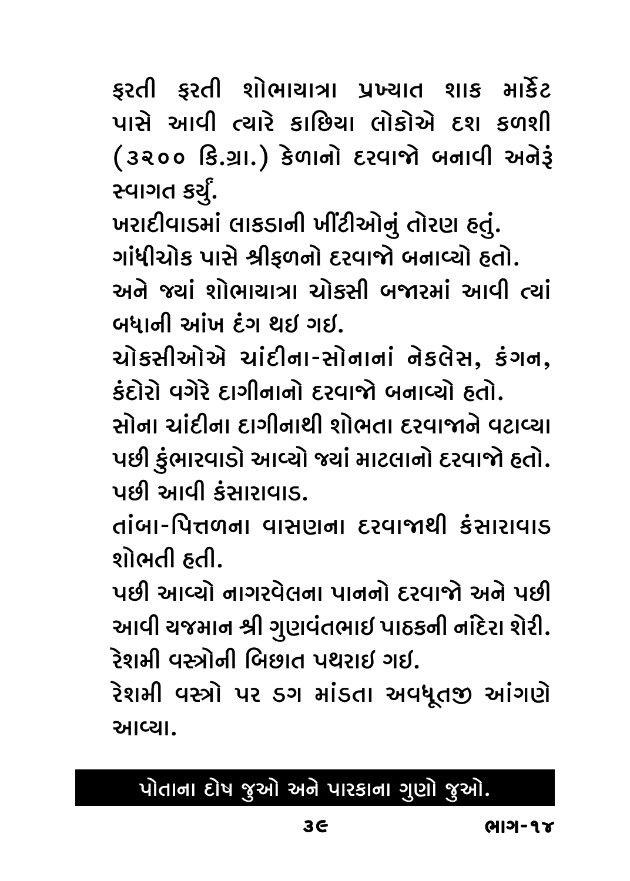ફરતી ફરતી શોભાયાત્રા પ્રખ્યાત શાક માર્કેટ પાસે આવી ત્યારે કાછિયા લોકોએ દશ કળશી (૩૨૦૦ કિ.ગ્રા.) કેળાનો દરવાજો બનાવી અનેરૂં સ્વાગત કર્યું.

ખરાદીવાડમાં લાકડાની ખીંટીઓનું તોરણ હતું.

ગાંધીચોક પાસે શ્રીફળનો દરવાજો બનાવ્યો હતો.

અને જ્યાં શોભાયાત્રા ચોકસી બજારમાં આવી ત્યાં બધાની આંખ દંગ થઇ ગઇ.

ચોકસીઓએ ચાંદીના-સોનાનાં નેકલેસ, કંગન, કંદોરો વગેરે દાગીનાનો દરવાજો બનાવ્યો હતો.

સોના ચાંદીના દાગીનાથી શોભતા દરવાજાને વટાવ્યા પછી કુંભારવાડો આવ્યો જ્યાં માટલાનો દરવાજો હતો.

પછી આવી કંસારાવાડ.

તાંબા-પિત્તળના વાસણના દરવાજાથી કંસારાવાડ શોભતી હતી.

પછી આવ્યો નાગરવેલના પાનનો દરવાજો અને પછી આવી યજમાન શ્રી ગુણવંતભાઇ પાઠકની નાંદિરા શેરી.

રેશમી વસ્ત્રોની બિછાત પથરાઇ ગઇ.

રેશમી વસ્ત્રો પર ડગ માંડતા અવધૂતજી આંગણે આવ્યા.

**પોતાના દોષ જુઓ અને પારકાના ગુણો જુઓ.**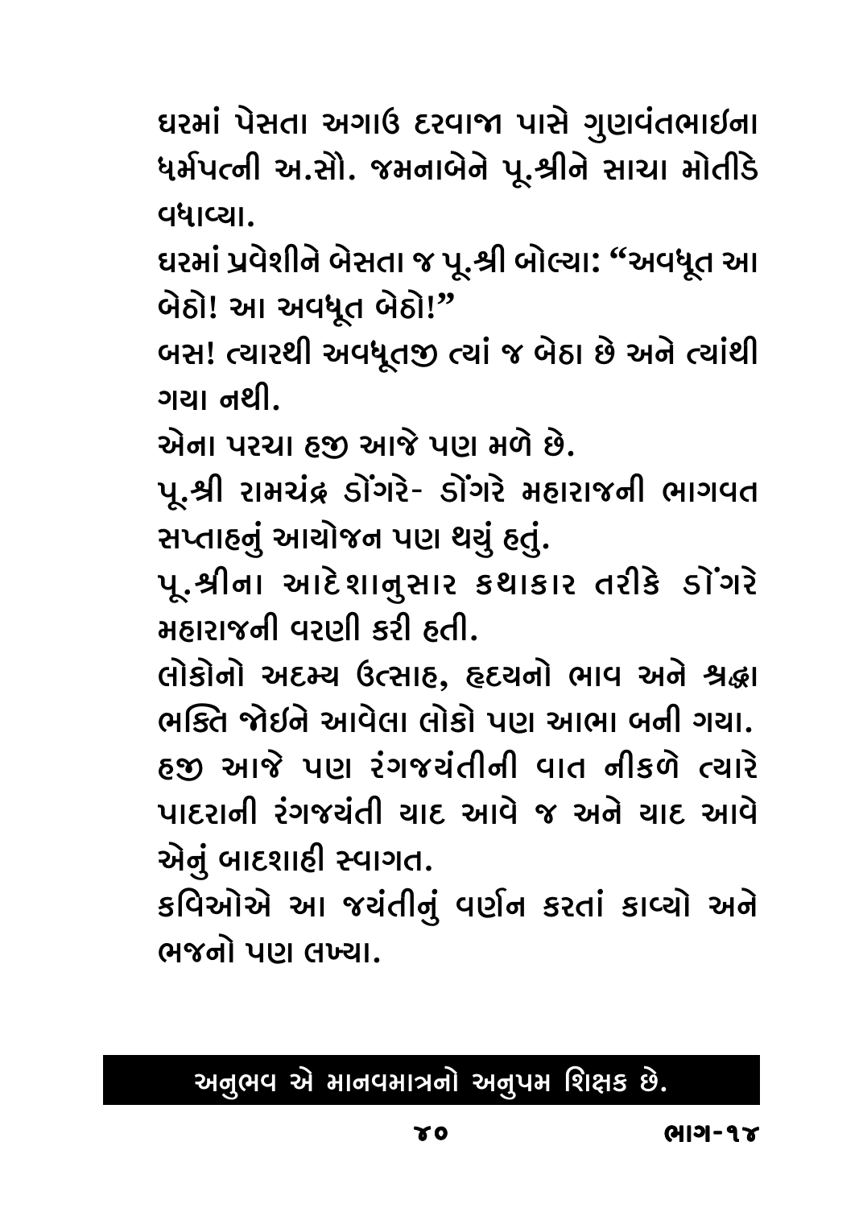ઘરમાં પેસતા અગાઉ દરવાજા પાસે ગુણવંતભાઇના ધર્મપત્ની અ.સૌ. જમનાબેને પૂ.શ્રીને સાચા મોતીડે વધાવ્યા.

ઘરમાં પ્રવેશીને બેસતા જ પૂ.શ્રી બોલ્યા: "અવધૂત આ બેઠો! આ અવધૂત બેઠો!"

બસ! ત્યારથી અવધૂતજી ત્યાં જ બેઠા છે અને ત્યાંથી ગયા નથી.

એના પરચા હજી આજે પણ મળે છે.

પૂ.શ્રી રામચંદ્ર ડોંગરે- ડોંગરે મહારાજની ભાગવત સપ્તાહનું આયોજન પણ થયું હતું.

પૂ.શ્રીના આદેશાનુસાર કથાકાર તરીકે ડોંગરે મહારાજની વરણી કરી હતી.

લોકોનો અદમ્ય ઉત્સાહ, હૃદયનો ભાવ અને શ્રદ્ધા ભક્તિ જોઇને આવેલા લોકો પણ આભા બની ગયા.

હજી આજે પણ રંગજયંતીની વાત નીકળે ત્યારે પાદરાની રંગજયંતી યાદ આવે જ અને યાદ આવે એનું બાદશાહી સ્વાગત.

કવિઓએ આ જયંતીનું વર્ણન કરતાં કાવ્યો અને ભજનો પણ લખ્યા.

**અનુભવ એ માનવમાત્રનો અનુપમ શિક્ષક છે.**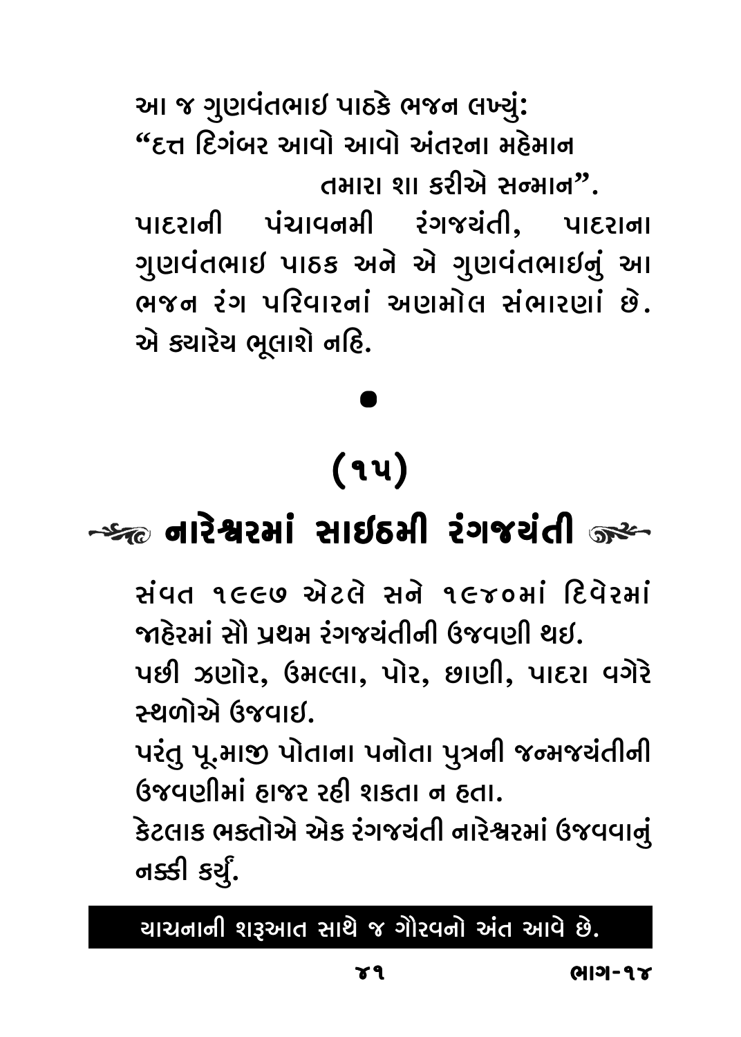આ જ ગુણવંતભાઇ પાઠકે ભજન લખ્યું:
"દત્ત દિગંબર આવો આવો અંતરના મહેમાન
તમારા શા કરીએ સન્માન".

પાદરાની પંચાવનમી રંગજયંતી, પાદરાના ગુણવંતભાઇ પાઠક અને એ ગુણવંતભાઇનું આ ભજન રંગ પરિવારનાં અણમોલ સંભારણાં છે. એ ક્યારેય ભૂલાશે નહિ.

•

# (૧૫)

## નારેશ્વરમાં સાઇઠમી રંગજયંતી

સંવત ૧૯૯૭ એટલે સને ૧૯૪૦માં દિવેરમાં જાહેરમાં સૌ પ્રથમ રંગજયંતીની ઉજવણી થઇ.

પછી ઝણોર, ઉમલ્લા, પોર, છાણી, પાદરા વગેરે સ્થળોએ ઉજવાઇ.

પરંતુ પૂ.માજી પોતાના પનોતા પુત્રની જન્મજયંતીની ઉજવણીમાં હાજર રહી શકતા ન હતા.

કેટલાક ભક્તોએ એક રંગજયંતી નારેશ્વરમાં ઉજવવાનું નક્કી કર્યું.

**ચાચનાની શરૂઆત સાથે જ ગૌરવનો અંત આવે છે.**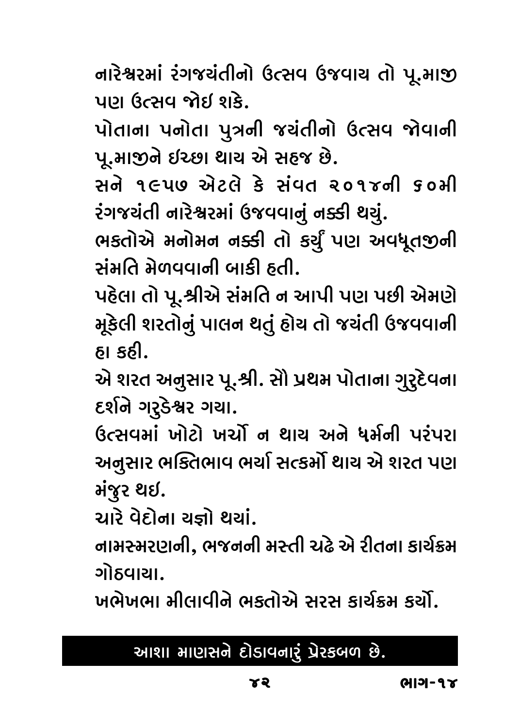નારેશ્વરમાં રંગજયંતીનો ઉત્સવ ઉજવાય તો પૂ.માજી પણ ઉત્સવ જોઈ શકે.

પોતાના પનોતા પુત્રની જયંતીનો ઉત્સવ જોવાની પૂ.માજીને ઇચ્છા થાય એ સહજ છે.

સને ૧૯૫૭ એટલે કે સંવત ૨૦૧૪ની ૬૦મી રંગજયંતી નારેશ્વરમાં ઉજવવાનું નક્કી થયું.

ભક્તોએ મનોમન નક્કી તો કર્યું પણ અવધૂતજીની સંમતિ મેળવવાની બાકી હતી.

પહેલા તો પૂ.શ્રીએ સંમતિ ન આપી પણ પછી એમણે મૂકેલી શરતોનું પાલન થતું હોય તો જયંતી ઉજવવાની હા કહી.

એ શરત અનુસાર પૂ.શ્રી. સૌ પ્રથમ પોતાના ગુરુદેવના દર્શને ગરુડેશ્વર ગયા.

ઉત્સવમાં ખોટો ખર્ચો ન થાય અને ધર્મની પરંપરા અનુસાર ભક્તિભાવ ભર્યા સત્કર્મો થાય એ શરત પણ મંજુર થઈ.

ચારે વેદોના યજ્ઞો થયાં.

નામસ્મરણની, ભજનની મસ્તી ચઢે એ રીતના કાર્યક્રમ ગોઠવાયા.

ખભેખભા મીલાવીને ભક્તોએ સરસ કાર્યક્રમ કર્યો.

**આશા માણસને દોડાવનારું પ્રેરકબળ છે.**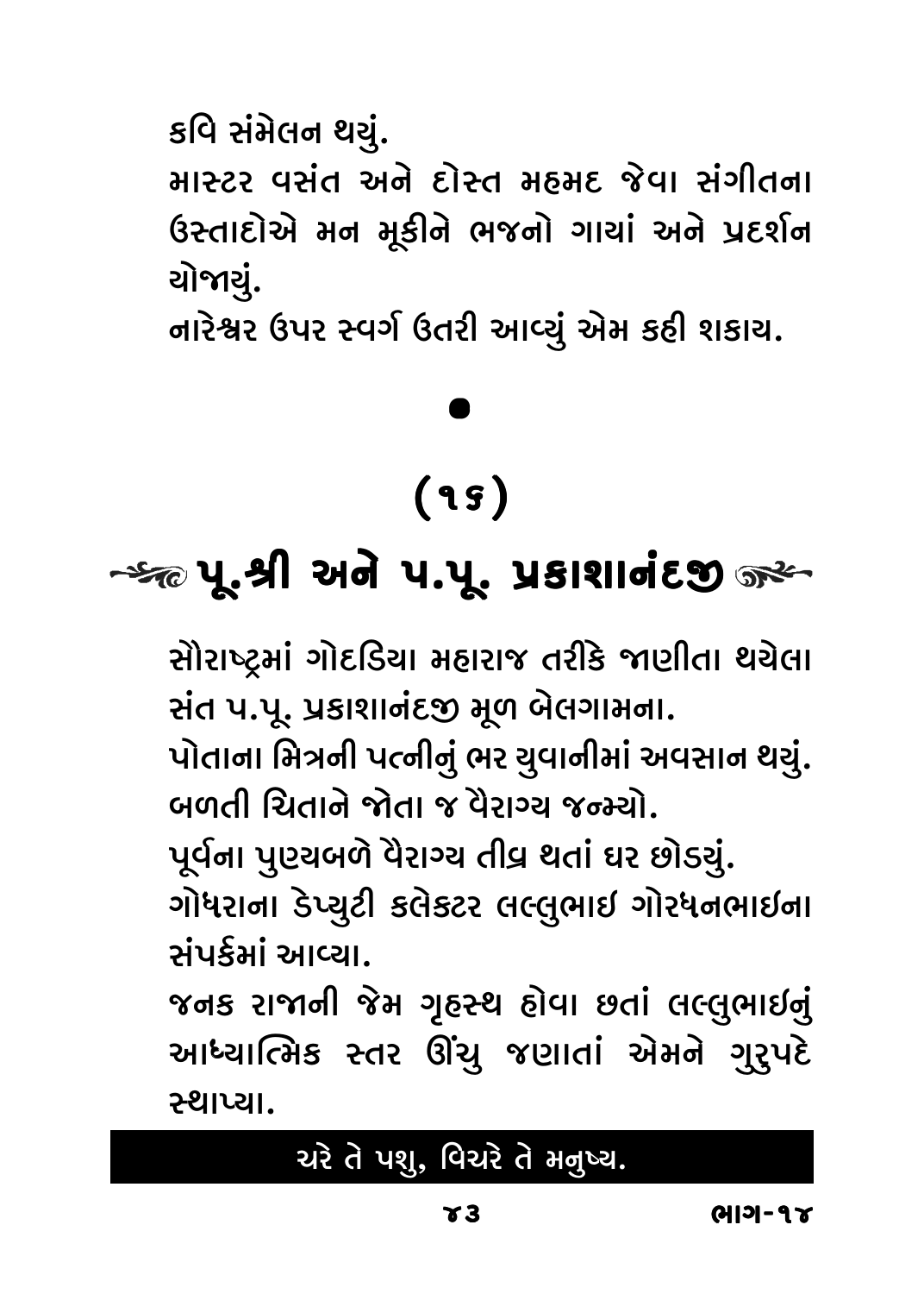કવિ સંમેલન થયું.

માસ્ટર વસંત અને દોસ્ત મહમદ જેવા સંગીતના ઉસ્તાદોએ મન મૂકીને ભજનો ગાયાં અને પ્રદર્શન યોજાયું.

નારેશ્વર ઉપર સ્વર્ગ ઉતરી આવ્યું એમ કહી શકાય.

●

## (૧૬)

## પૂ.શ્રી અને પ.પૂ. પ્રકાશાનંદજી

સૌરાષ્ટ્રમાં ગોદડિયા મહારાજ તરીકે જાણીતા થયેલા સંત પ.પૂ. પ્રકાશાનંદજી મૂળ બેલગામના.

પોતાના મિત્રની પત્નીનું ભર યુવાનીમાં અવસાન થયું.

બળતી ચિતાને જોતા જ વૈરાગ્ય જન્મ્યો.

પૂર્વના પુણ્યબળે વૈરાગ્ય તીવ્ર થતાં ઘર છોડયું.

ગોધરાના ડેપ્યુટી કલેકટર લલ્લુભાઇ ગોરધનભાઇના સંપર્કમાં આવ્યા.

જનક રાજાની જેમ ગૃહસ્થ હોવા છતાં લલ્લુભાઇનું આધ્યાત્મિક સ્તર ઊંચુ જણાતાં એમને ગુરુપદે સ્થાપ્યા.

**ચરે તે પશુ, વિચરે તે મનુષ્ય.**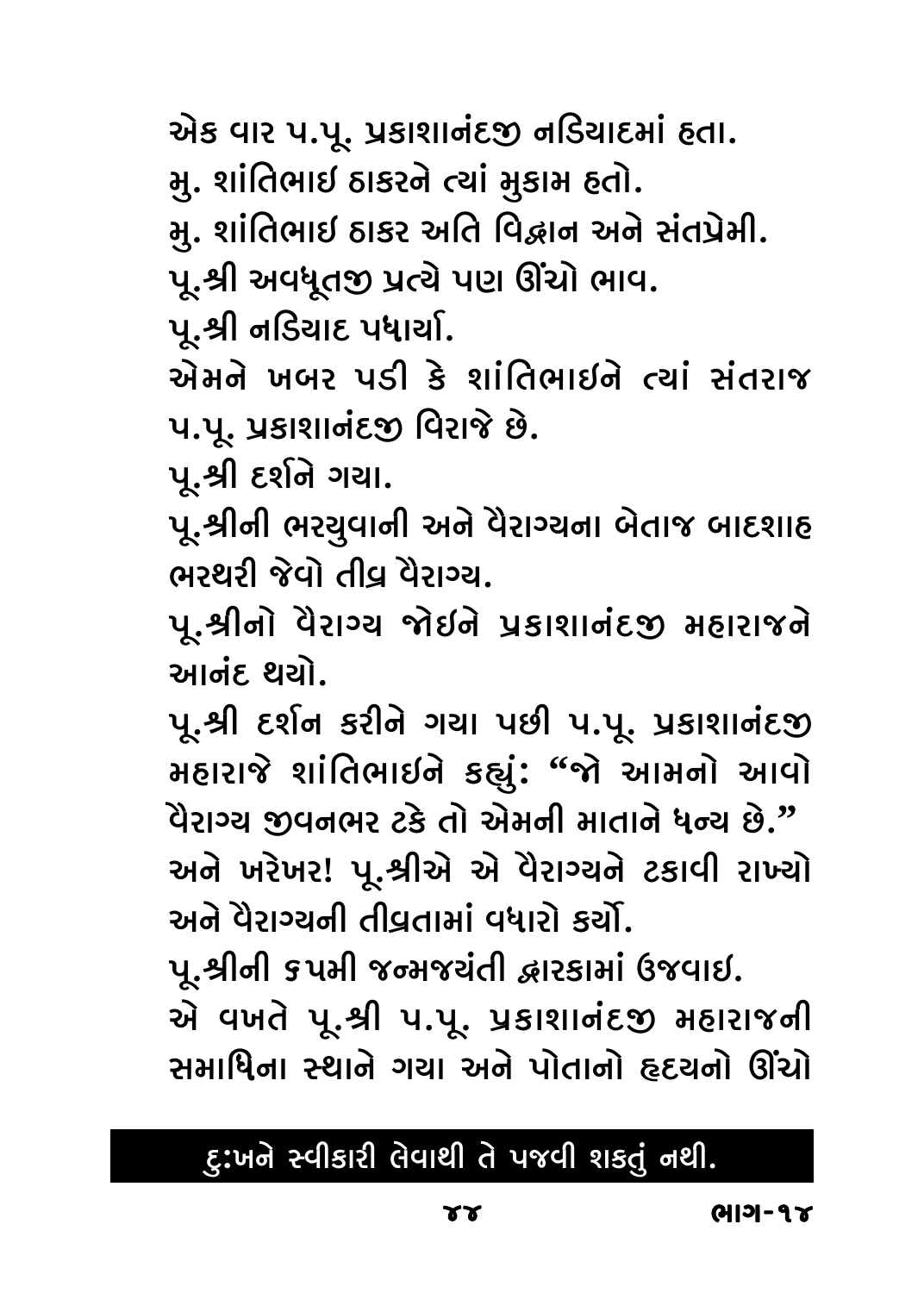એક વાર પ.પૂ. પ્રકાશાનંદજી નડિયાદમાં હતા.
મુ. શાંતિભાઈ ઠાકરને ત્યાં મુકામ હતો.
મુ. શાંતિભાઈ ઠાકર અતિ વિદ્વાન અને સંતપ્રેમી.
પૂ.શ્રી અવધૂતજી પ્રત્યે પણ ઊંચો ભાવ.
પૂ.શ્રી નડિયાદ પધાર્યા.
એમને ખબર પડી કે શાંતિભાઈને ત્યાં સંતરાજ પ.પૂ. પ્રકાશાનંદજી વિરાજે છે.
પૂ.શ્રી દર્શને ગયા.
પૂ.શ્રીની ભરયુવાની અને વૈરાગ્યના બેતાજ બાદશાહ ભરથરી જેવો તીવ્ર વૈરાગ્ય.
પૂ.શ્રીનો વૈરાગ્ય જોઈને પ્રકાશાનંદજી મહારાજને આનંદ થયો.
પૂ.શ્રી દર્શન કરીને ગયા પછી પ.પૂ. પ્રકાશાનંદજી મહારાજે શાંતિભાઈને કહ્યું: "જો આમનો આવો વૈરાગ્ય જીવનભર ટકે તો એમની માતાને ધન્ય છે."
અને ખરેખર! પૂ.શ્રીએ એ વૈરાગ્યને ટકાવી રાખ્યો અને વૈરાગ્યની તીવ્રતામાં વધારો કર્યો.
પૂ.શ્રીની ૬૫મી જન્મજયંતી દ્વારકામાં ઉજવાઈ.
એ વખતે પૂ.શ્રી પ.પૂ. પ્રકાશાનંદજી મહારાજની સમાધિના સ્થાને ગયા અને પોતાનો હૃદયનો ઊંચો

**દુ:ખને સ્વીકારી લેવાથી તે પજવી શકતું નથી.**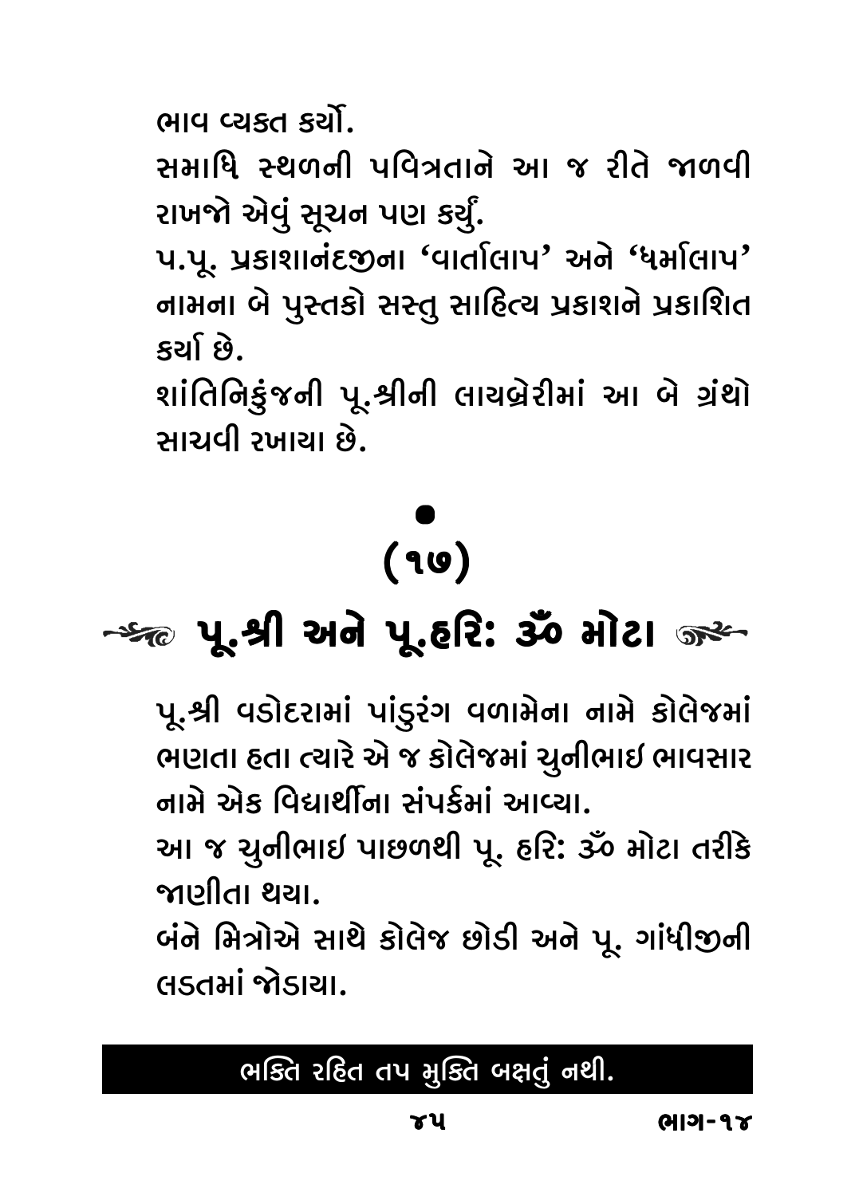ભાવ વ્યક્ત કર્યો.

સમાધિ સ્થળની પવિત્રતાને આ જ રીતે જાળવી રાખજો એવું સૂચન પણ કર્યું.

પ.પૂ. પ્રકાશાનંદજીના 'વાર્તાલાપ' અને 'ધર્માલાપ' નામના બે પુસ્તકો સસ્તુ સાહિત્ય પ્રકાશને પ્રકાશિત કર્યા છે.

શાંતિનિકુંજની પૂ.શ્રીની લાયબ્રેરીમાં આ બે ગ્રંથો સાચવી રખાયા છે.

•

(૧૭)

## પૂ.શ્રી અને પૂ.હરિ: ૐ મોટા

પૂ.શ્રી વડોદરામાં પાંડુરંગ વળામેના નામે કોલેજમાં ભણતા હતા ત્યારે એ જ કોલેજમાં ચુનીભાઇ ભાવસાર નામે એક વિદ્યાર્થીના સંપર્કમાં આવ્યા.

આ જ ચુનીભાઇ પાછળથી પૂ. હરિ: ૐ મોટા તરીકે જાણીતા થયા.

બંને મિત્રોએ સાથે કોલેજ છોડી અને પૂ. ગાંધીજીની લડતમાં જોડાયા.

**ભક્તિ રહિત તપ મુક્તિ બક્ષતું નથી.**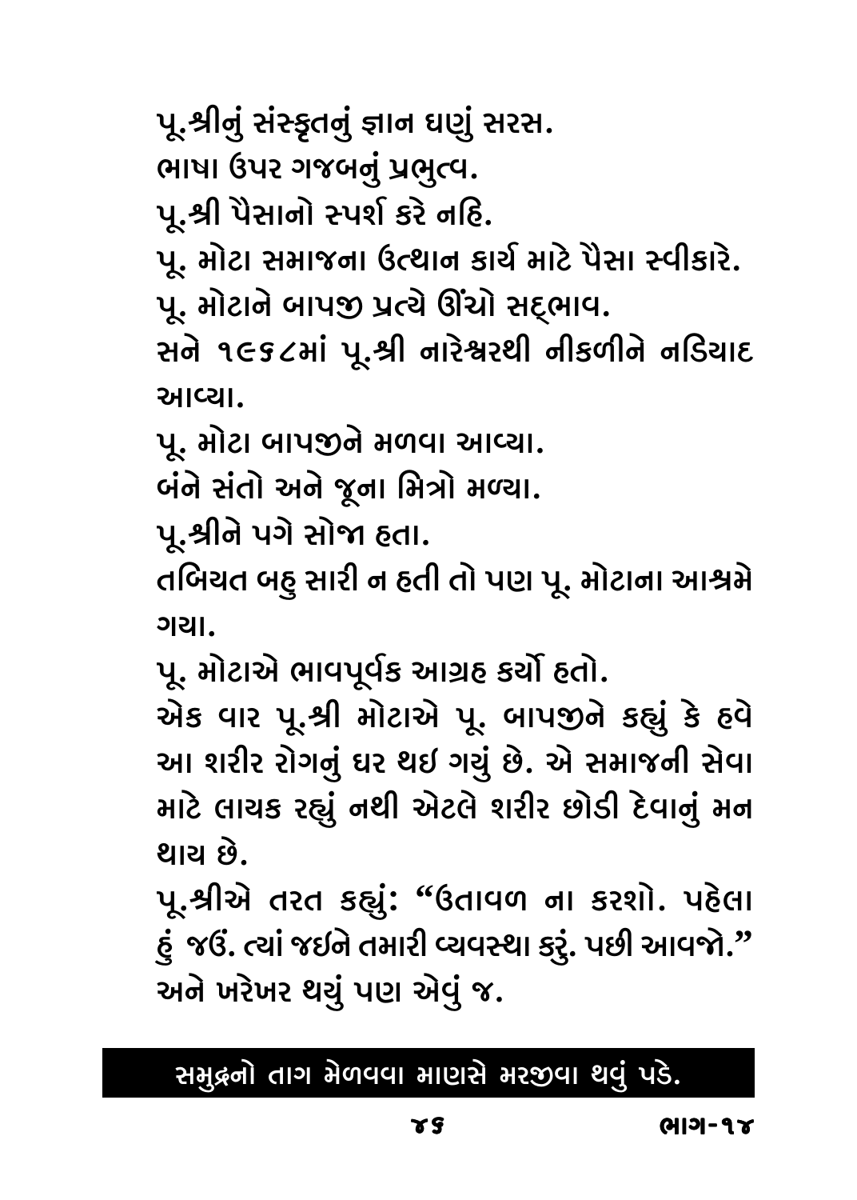પૂ.શ્રીનું સંસ્કૃતનું જ્ઞાન ઘણું સરસ.

ભાષા ઉપર ગજબનું પ્રભુત્વ.

પૂ.શ્રી પૈસાનો સ્પર્શ કરે નહિ.

પૂ. મોટા સમાજના ઉત્થાન કાર્ય માટે પૈસા સ્વીકારે.

પૂ. મોટાને બાપજી પ્રત્યે ઊંચો સદ્‌ભાવ.

સને ૧૯૬૮માં પૂ.શ્રી નારેશ્વરથી નીકળીને નડિયાદ આવ્યા.

પૂ. મોટા બાપજીને મળવા આવ્યા.

બંને સંતો અને જૂના મિત્રો મળ્યા.

પૂ.શ્રીને પગે સોજા હતા.

તબિયત બહુ સારી ન હતી તો પણ પૂ. મોટાના આશ્રમે ગયા.

પૂ. મોટાએ ભાવપૂર્વક આગ્રહ કર્યો હતો.

એક વાર પૂ.શ્રી મોટાએ પૂ. બાપજીને કહ્યું કે હવે આ શરીર રોગનું ઘર થઇ ગયું છે. એ સમાજની સેવા માટે લાયક રહ્યું નથી એટલે શરીર છોડી દેવાનું મન થાય છે.

પૂ.શ્રીએ તરત કહ્યું: "ઉતાવળ ના કરશો. પહેલા હું જઉં. ત્યાં જઇને તમારી વ્યવસ્થા કરું. પછી આવજો."

અને ખરેખર થયું પણ એવું જ.

**સમુદ્રનો તાગ મેળવવા માણસે મરજીવા થવું પડે.**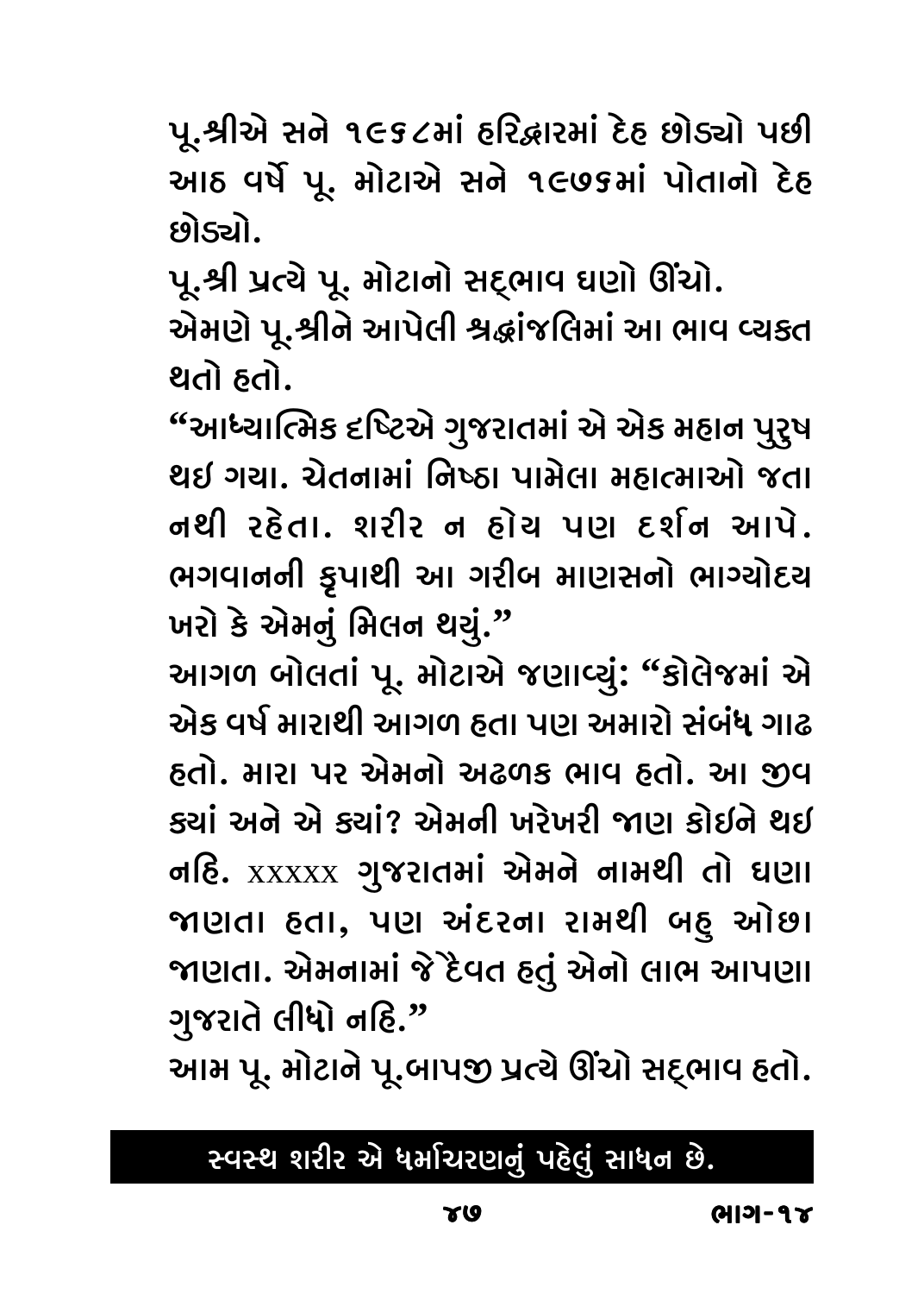પૂ.શ્રીએ સને ૧૯૬૮માં હરિદ્વારમાં દેહ છોડ્યો પછી આઠ વર્ષે પૂ. મોટાએ સને ૧૯૭૬માં પોતાનો દેહ છોડ્યો.

પૂ.શ્રી પ્રત્યે પૂ. મોટાનો સદ્‌ભાવ ઘણો ઊંચો.

એમણે પૂ.શ્રીને આપેલી શ્રદ્ધાંજલિમાં આ ભાવ વ્યક્ત થતો હતો.

“આધ્યાત્મિક દૃષ્ટિએ ગુજરાતમાં એ એક મહાન પુરુષ થઈ ગયા. ચેતનામાં નિષ્ઠા પામેલા મહાત્માઓ જતા નથી રહેતા. શરીર ન હોય પણ દર્શન આપે. ભગવાનની કૃપાથી આ ગરીબ માણસનો ભાગ્યોદય ખરો કે એમનું મિલન થયું.”

આગળ બોલતાં પૂ. મોટાએ જણાવ્યું: “કોલેજમાં એ એક વર્ષ મારાથી આગળ હતા પણ અમારો સંબંધ ગાઢ હતો. મારા પર એમનો અઢળક ભાવ હતો. આ જીવ ક્યાં અને એ ક્યાં? એમની ખરેખરી જાણ કોઈને થઈ નહિ. xxxxx ગુજરાતમાં એમને નામથી તો ઘણા જાણતા હતા, પણ અંદરના રામથી બહુ ઓછા જાણતા. એમનામાં જે દૈવત હતું એનો લાભ આપણા ગુજરાતે લીધો નહિ.”

આમ પૂ. મોટાને પૂ.બાપજી પ્રત્યે ઊંચો સદ્‌ભાવ હતો.

**સ્વસ્થ શરીર એ ધર્માચરણનું પહેલું સાધન છે.**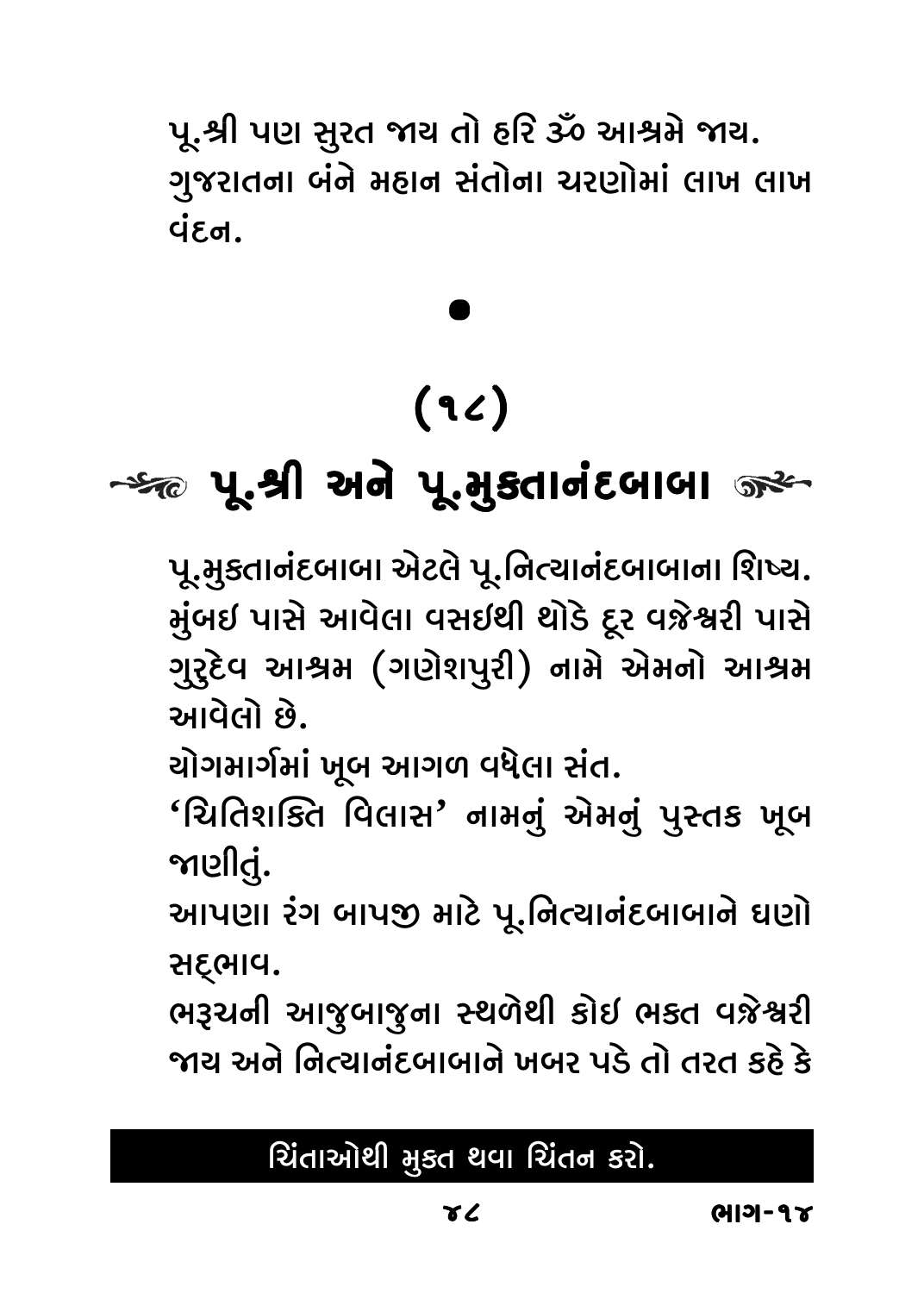પૂ.શ્રી પણ સુરત જાય તો હરિ ૐ આશ્રમે જાય. ગુજરાતના બંને મહાન સંતોના ચરણોમાં લાખ લાખ વંદન.

•

## (૧૮)

## પૂ.શ્રી અને પૂ.મુક્તાનંદબાબા

પૂ.મુક્તાનંદબાબા એટલે પૂ.નિત્યાનંદબાબાના શિષ્ય. મુંબઇ પાસે આવેલા વસઇથી થોડે દૂર વજ્રેશ્વરી પાસે ગુરુદેવ આશ્રમ (ગણેશપુરી) નામે એમનો આશ્રમ આવેલો છે.

યોગમાર્ગમાં ખૂબ આગળ વધેલા સંત.

'ચિતિશક્તિ વિલાસ' નામનું એમનું પુસ્તક ખૂબ જાણીતું.

આપણા રંગ બાપજી માટે પૂ.નિત્યાનંદબાબાને ઘણો સદ્‌ભાવ.

ભરૂચની આજુબાજુના સ્થળેથી કોઇ ભક્ત વજ્રેશ્વરી જાય અને નિત્યાનંદબાબાને ખબર પડે તો તરત કહે કે

**ચિંતાઓથી મુક્ત થવા ચિંતન કરો.**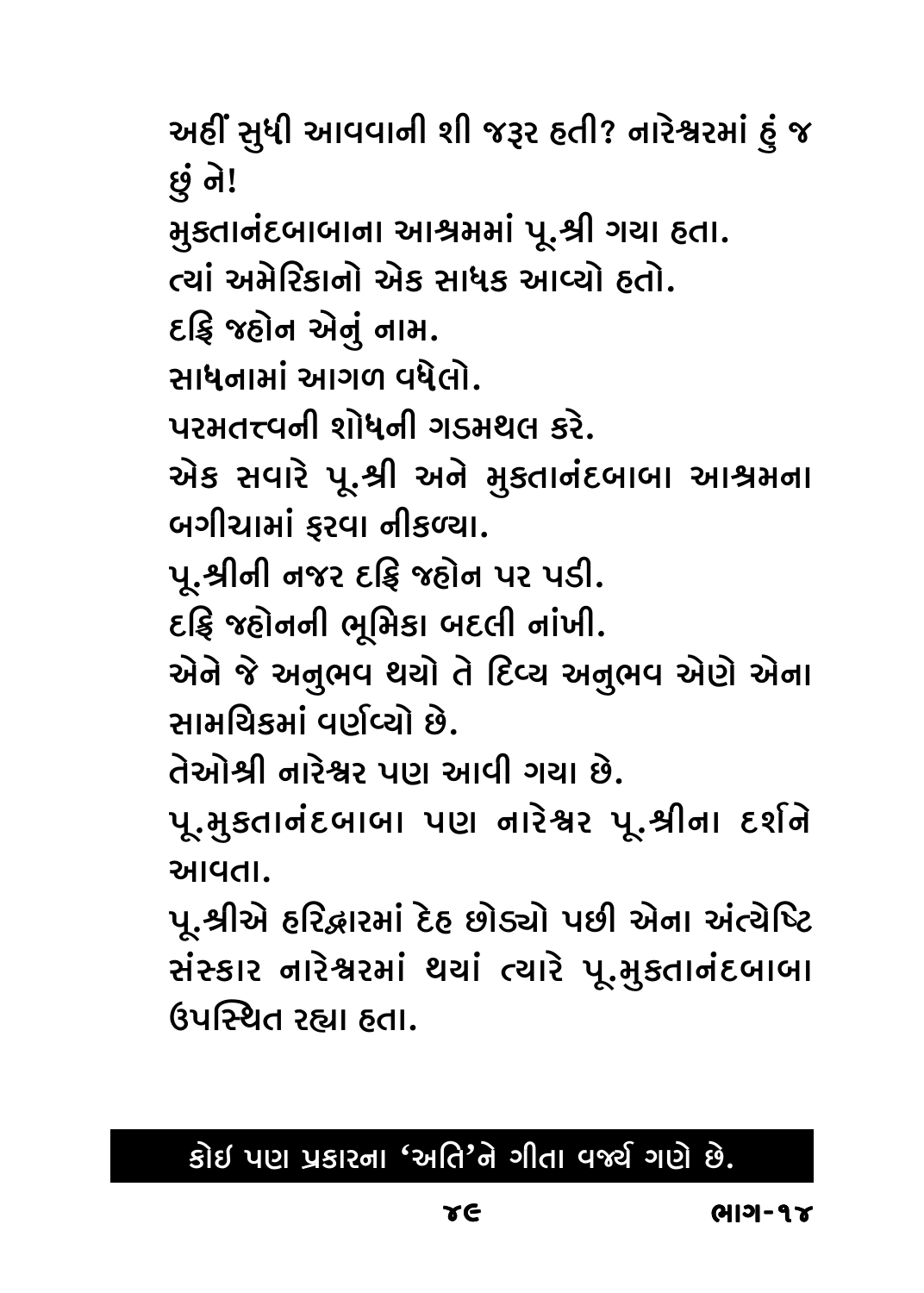અહીં સુધી આવવાની શી જરૂર હતી? નારેશ્વરમાં હું જ છું ને!

મુક્તાનંદબાબાના આશ્રમમાં પૂ.શ્રી ગયા હતા.

ત્યાં અમેરિકાનો એક સાધક આવ્યો હતો.

દક્ષિ જહોન એનું નામ.

સાધનામાં આગળ વધેલો.

પરમતત્ત્વની શોધની ગડમથલ કરે.

એક સવારે પૂ.શ્રી અને મુક્તાનંદબાબા આશ્રમના બગીચામાં ફરવા નીકળ્યા.

પૂ.શ્રીની નજર દક્ષિ જહોન પર પડી.

દક્ષિ જહોનની ભૂમિકા બદલી નાંખી.

એને જે અનુભવ થયો તે દિવ્ય અનુભવ એણે એના સામયિકમાં વર્ણવ્યો છે.

તેઓશ્રી નારેશ્વર પણ આવી ગયા છે.

પૂ.મુક્તાનંદબાબા પણ નારેશ્વર પૂ.શ્રીના દર્શને આવતા.

પૂ.શ્રીએ હરિદ્વારમાં દેહ છોડ્યો પછી એના અંત્યેષ્ટિ સંસ્કાર નારેશ્વરમાં થયાં ત્યારે પૂ.મુક્તાનંદબાબા ઉપસ્થિત રહ્યા હતા.

**કોઈ પણ પ્રકારના 'અતિ'ને ગીતા વર્જ્ય ગણે છે.**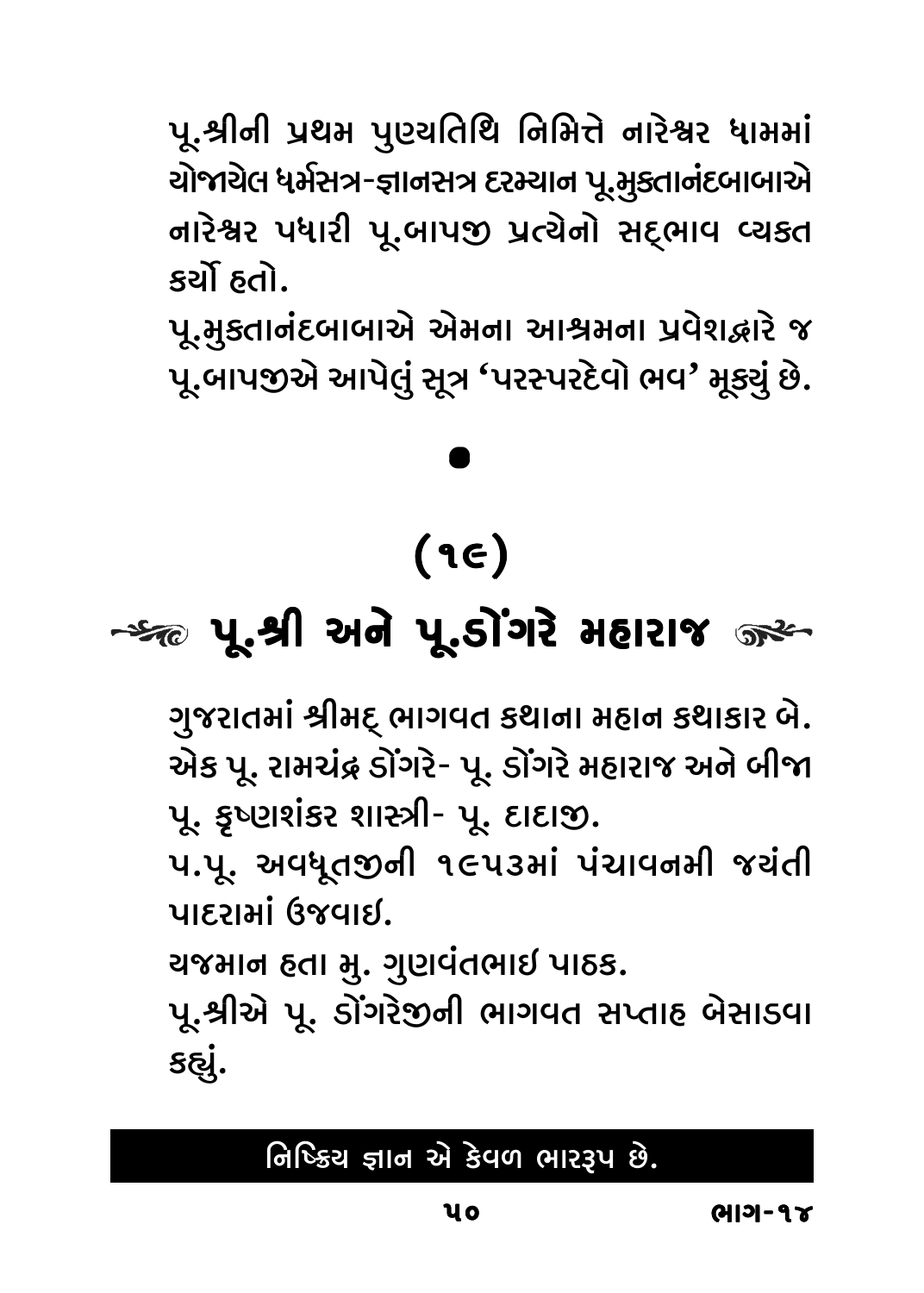પૂ.શ્રીની પ્રથમ પુણ્યતિથિ નિમિત્તે નારેશ્વર ધામમાં યોજાયેલ ધર્મસત્ર-જ્ઞાનસત્ર દરમ્યાન પૂ.મુક્તાનંદબાબાએ નારેશ્વર પધારી પૂ.બાપજી પ્રત્યેનો સદ્ભાવ વ્યકત કર્યો હતો.

પૂ.મુકતાનંદબાબાએ એમના આશ્રમના પ્રવેશદ્વારે જ પૂ.બાપજીએ આપેલું સૂત્ર 'પરસ્પરદેવો ભવ' મૂક્યું છે.

●

## (૧૯)

## પૂ.શ્રી અને પૂ.ડોંગરે મહારાજ

ગુજરાતમાં શ્રીમદ્ ભાગવત કથાના મહાન કથાકાર બે. એક પૂ. રામચંદ્ર ડોંગરે- પૂ. ડોંગરે મહારાજ અને બીજા પૂ. કૃષ્ણશંકર શાસ્ત્રી- પૂ. દાદાજી.

પ.પૂ. અવધૂતજીની ૧૯૫૩માં પંચાવનમી જયંતી પાદરામાં ઉજવાઇ.

યજમાન હતા મુ. ગુણવંતભાઇ પાઠક.

પૂ.શ્રીએ પૂ. ડોંગરેજીની ભાગવત સપ્તાહ બેસાડવા કહ્યું.

**નિષ્ક્રિય જ્ઞાન એ કેવળ ભારરૂપ છે.**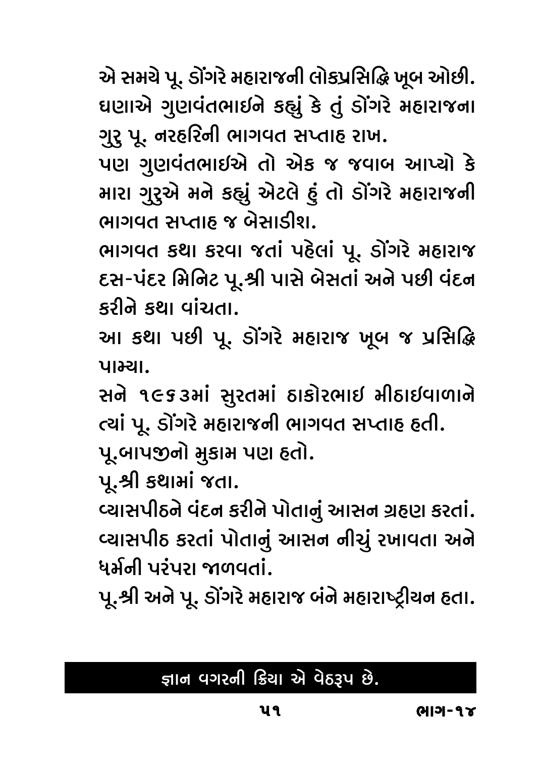એ સમયે પૂ. ડોંગરે મહારાજની લોકપ્રસિદ્ધિ ખૂબ ઓછી. ઘણાએ ગુણવંતભાઈને કહ્યું કે તું ડોંગરે મહારાજના ગુરુ પૂ. નરહરિની ભાગવત સપ્તાહ રાખ.

પણ ગુણવંતભાઈએ તો એક જ જવાબ આપ્યો કે મારા ગુરુએ મને કહ્યું એટલે હું તો ડોંગરે મહારાજની ભાગવત સપ્તાહ જ બેસાડીશ.

ભાગવત કથા કરવા જતાં પહેલાં પૂ. ડોંગરે મહારાજ દસ-પંદર મિનિટ પૂ.શ્રી પાસે બેસતાં અને પછી વંદન કરીને કથા વાંચતા.

આ કથા પછી પૂ. ડોંગરે મહારાજ ખૂબ જ પ્રસિદ્ધિ પામ્યા.

સને ૧૯૬૩માં સુરતમાં ઠાકોરભાઈ મીઠાઈવાળાને ત્યાં પૂ. ડોંગરે મહારાજની ભાગવત સપ્તાહ હતી.

પૂ.બાપજીનો મુકામ પણ હતો.

પૂ.શ્રી કથામાં જતા.

વ્યાસપીઠને વંદન કરીને પોતાનું આસન ગ્રહણ કરતાં. વ્યાસપીઠ કરતાં પોતાનું આસન નીચું રખાવતા અને ધર્મની પરંપરા જાળવતાં.

પૂ.શ્રી અને પૂ. ડોંગરે મહારાજ બંને મહારાષ્ટ્રીયન હતા.

**જ્ઞાન વગરની ક્રિયા એ વેઠરૂપ છે.**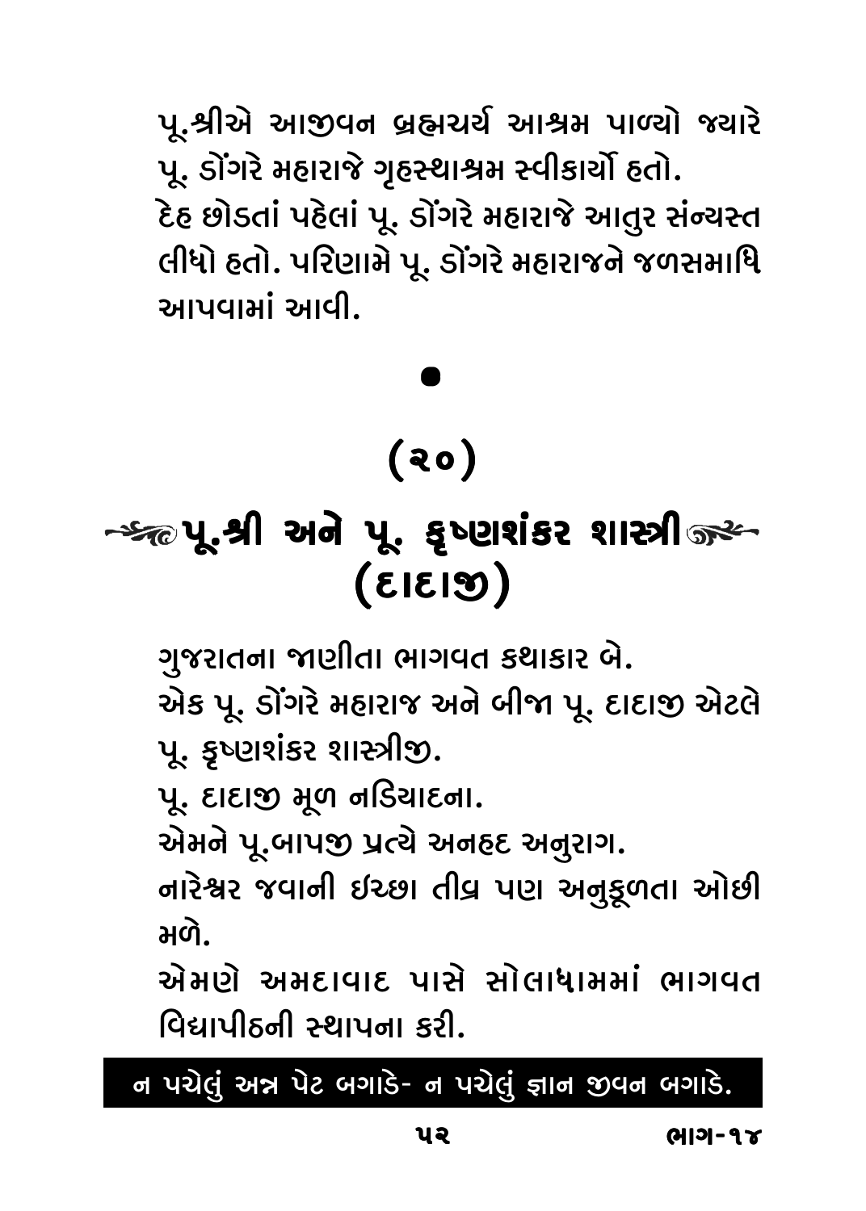પૂ.શ્રીએ આજીવન બ્રહ્મચર્ય આશ્રમ પાળ્યો જ્યારે પૂ. ડોંગરે મહારાજે ગૃહસ્થાશ્રમ સ્વીકાર્યો હતો.
દેહ છોડતાં પહેલાં પૂ. ડોંગરે મહારાજે આતુર સંન્યસ્ત લીધો હતો. પરિણામે પૂ. ડોંગરે મહારાજને જળસમાધિ આપવામાં આવી.

•

## (૨૦)

## પૂ.શ્રી અને પૂ. કૃષ્ણશંકર શાસ્ત્રી (દાદાજી)

ગુજરાતના જાણીતા ભાગવત કથાકાર બે.
એક પૂ. ડોંગરે મહારાજ અને બીજા પૂ. દાદાજી એટલે પૂ. કૃષ્ણશંકર શાસ્ત્રીજી.
પૂ. દાદાજી મૂળ નડિયાદના.
એમને પૂ.બાપજી પ્રત્યે અનહદ અનુરાગ.
નારેશ્વર જવાની ઇચ્છા તીવ્ર પણ અનુકૂળતા ઓછી મળે.
એમણે અમદાવાદ પાસે સોલાધામમાં ભાગવત વિદ્યાપીઠની સ્થાપના કરી.

**ન પચેલું અન્ન પેટ બગાડે- ન પચેલું જ્ઞાન જીવન બગાડે.**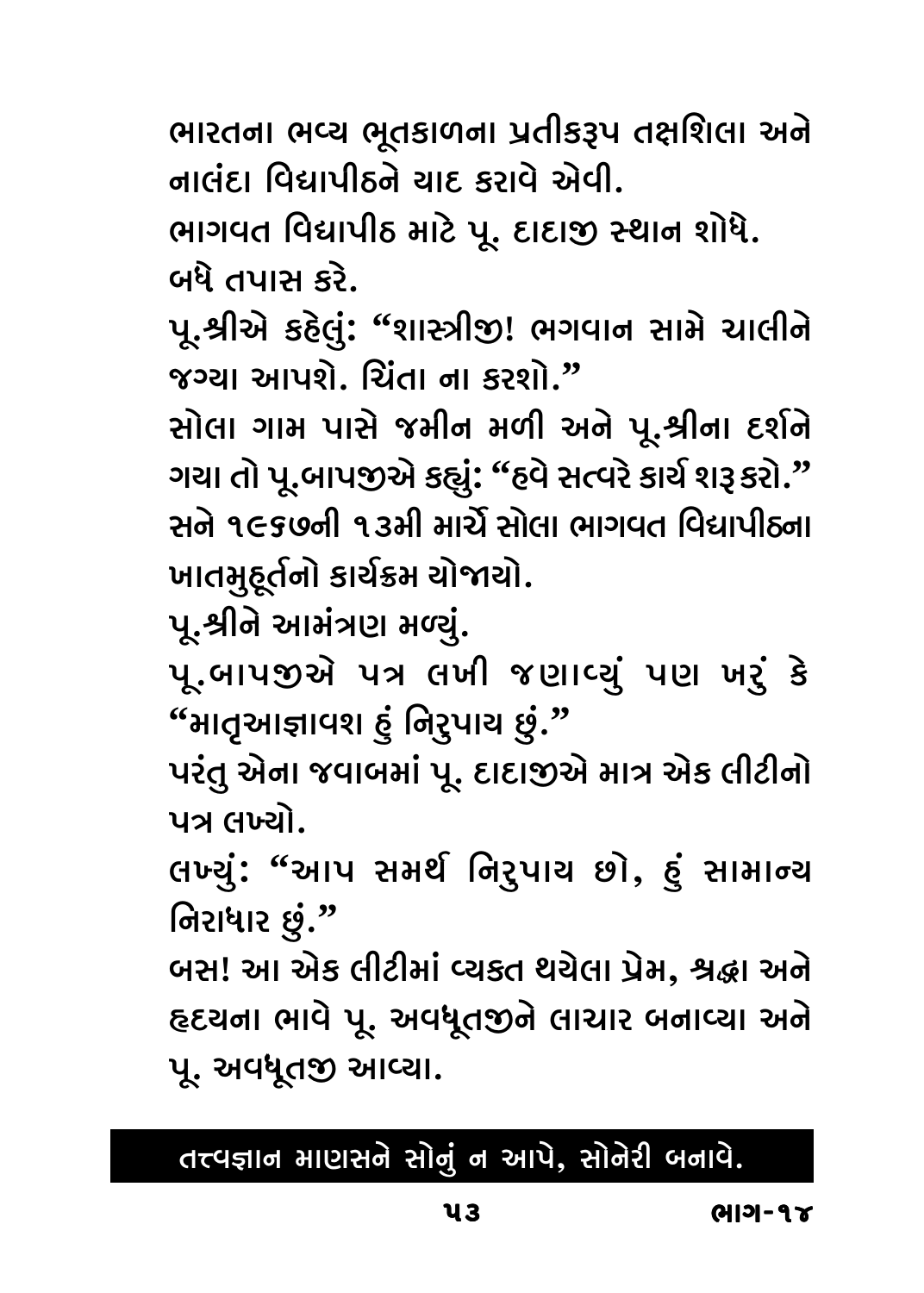ભારતના ભવ્ય ભૂતકાળના પ્રતીકરૂપ તક્ષશિલા અને નાલંદા વિદ્યાપીઠને યાદ કરાવે એવી.

ભાગવત વિદ્યાપીઠ માટે પૂ. દાદાજી સ્થાન શોધે.

બધે તપાસ કરે.

પૂ.શ્રીએ કહેલું: "શાસ્ત્રીજી! ભગવાન સામે ચાલીને જગ્યા આપશે. ચિંતા ના કરશો."

સોલા ગામ પાસે જમીન મળી અને પૂ.શ્રીના દર્શને ગયા તો પૂ.બાપજીએ કહ્યું: "હવે સત્વરે કાર્ય શરૂ કરો."

સને ૧૯૬૭ની ૧૩મી માર્ચે સોલા ભાગવત વિદ્યાપીઠના ખાતમુહૂર્તનો કાર્યક્રમ યોજાયો.

પૂ.શ્રીને આમંત્રણ મળ્યું.

પૂ.બાપજીએ પત્ર લખી જણાવ્યું પણ ખરું કે "માતૃઆજ્ઞાવશ હું નિરુપાય છું."

પરંતુ એના જવાબમાં પૂ. દાદાજીએ માત્ર એક લીટીનો પત્ર લખ્યો.

લખ્યું: "આપ સમર્થ નિરુપાય છો, હું સામાન્ય નિરાધાર છું."

બસ! આ એક લીટીમાં વ્યક્ત થયેલા પ્રેમ, શ્રદ્ધા અને હૃદયના ભાવે પૂ. અવધૂતજીને લાચાર બનાવ્યા અને પૂ. અવધૂતજી આવ્યા.

**તત્ત્વજ્ઞાન માણસને સોનું ન આપે, સોનેરી બનાવે.**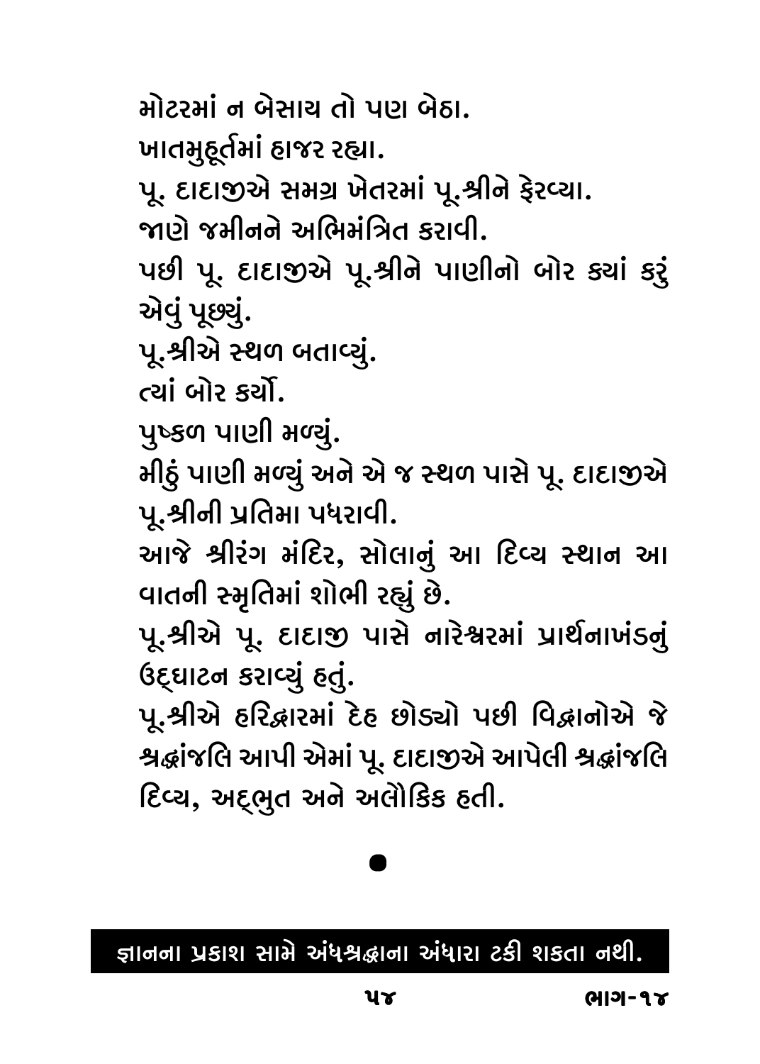મોટરમાં ન બેસાય તો પણ બેઠા.

ખાતમુહૂર્તમાં હાજર રહ્યા.

પૂ. દાદાજીએ સમગ્ર ખેતરમાં પૂ.શ્રીને ફેરવ્યા.

જાણે જમીનને અભિમંત્રિત કરાવી.

પછી પૂ. દાદાજીએ પૂ.શ્રીને પાણીનો બોર ક્યાં કરું એવું પૂછ્યું.

પૂ.શ્રીએ સ્થળ બતાવ્યું.

ત્યાં બોર કર્યો.

પુષ્કળ પાણી મળ્યું.

મીઠું પાણી મળ્યું અને એ જ સ્થળ પાસે પૂ. દાદાજીએ પૂ.શ્રીની પ્રતિમા પધરાવી.

આજે શ્રીરંગ મંદિર, સોલાનું આ દિવ્ય સ્થાન આ વાતની સ્મૃતિમાં શોભી રહ્યું છે.

પૂ.શ્રીએ પૂ. દાદાજી પાસે નારેશ્વરમાં પ્રાર્થનાખંડનું ઉદ્‌ઘાટન કરાવ્યું હતું.

પૂ.શ્રીએ હરિદ્વારમાં દેહ છોડ્યો પછી વિદ્વાનોએ જે શ્રદ્ધાંજલિ આપી એમાં પૂ. દાદાજીએ આપેલી શ્રદ્ધાંજલિ દિવ્ય, અદ્‌ભુત અને અલૌકિક હતી.

●

**જ્ઞાનના પ્રકાશ સામે અંધશ્રદ્ધાના અંધારા ટકી શકતા નથી.**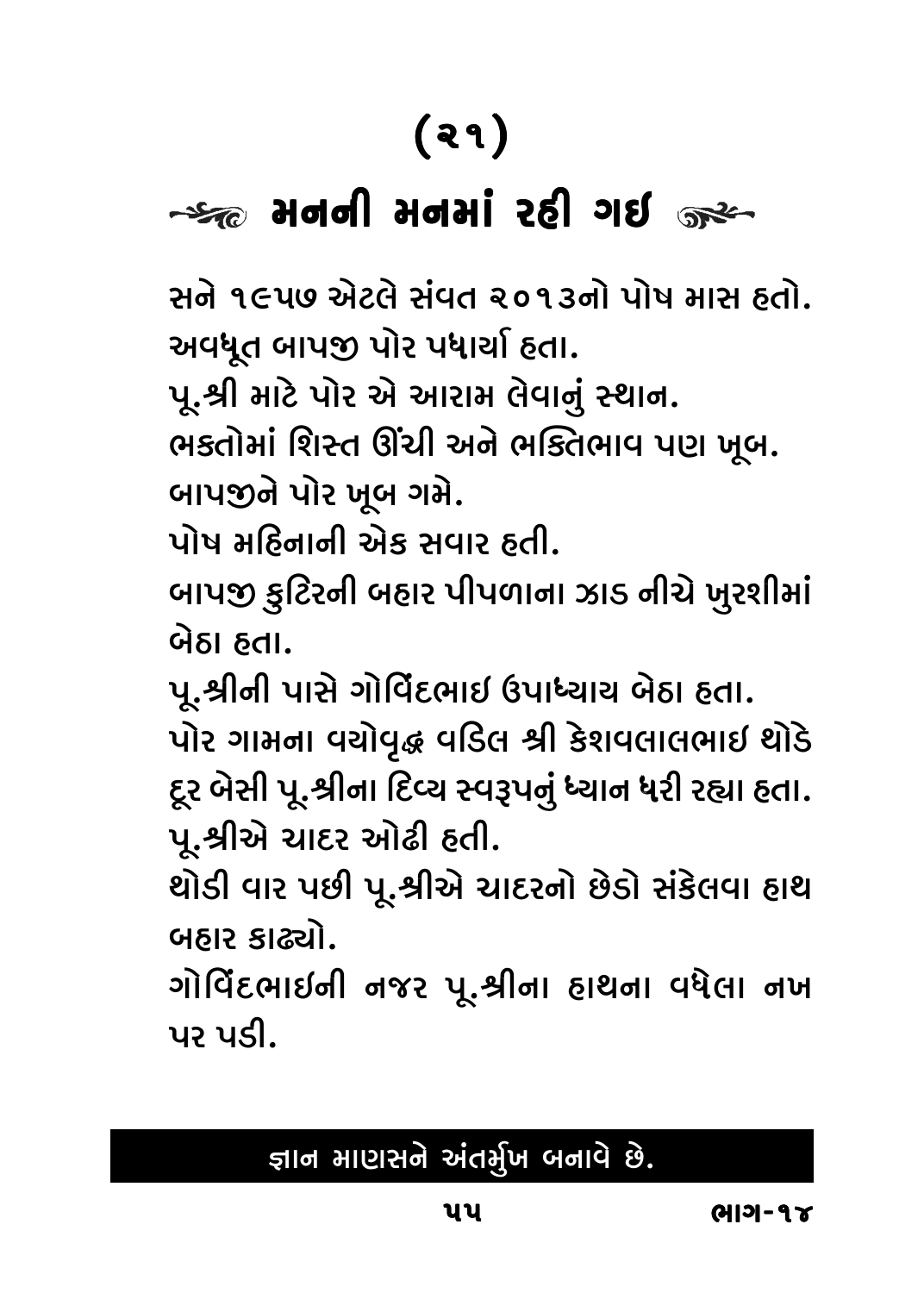# (૨૧)

## મનની મનમાં રહી ગઇ

સને ૧૯૫૭ એટલે સંવત ૨૦૧૩નો પોષ માસ હતો.
અવધૂત બાપજી પોર પધાર્યા હતા.
પૂ.શ્રી માટે પોર એ આરામ લેવાનું સ્થાન.
ભક્તોમાં શિસ્ત ઊંચી અને ભક્તિભાવ પણ ખૂબ.
બાપજીને પોર ખૂબ ગમે.
પોષ મહિનાની એક સવાર હતી.
બાપજી કુટિરની બહાર પીપળાના ઝાડ નીચે ખુરશીમાં બેઠા હતા.
પૂ.શ્રીની પાસે ગોવિંદભાઇ ઉપાધ્યાય બેઠા હતા.
પોર ગામના વયોવૃદ્ધ વડિલ શ્રી કેશવલાલભાઇ થોડે દૂર બેસી પૂ.શ્રીના દિવ્ય સ્વરૂપનું ધ્યાન ધરી રહ્યા હતા.
પૂ.શ્રીએ ચાદર ઓઢી હતી.
થોડી વાર પછી પૂ.શ્રીએ ચાદરનો છેડો સંકેલવા હાથ બહાર કાઢ્યો.
ગોવિંદભાઇની નજર પૂ.શ્રીના હાથના વધેલા નખ પર પડી.

**જ્ઞાન માણસને અંતર્મુખ બનાવે છે.**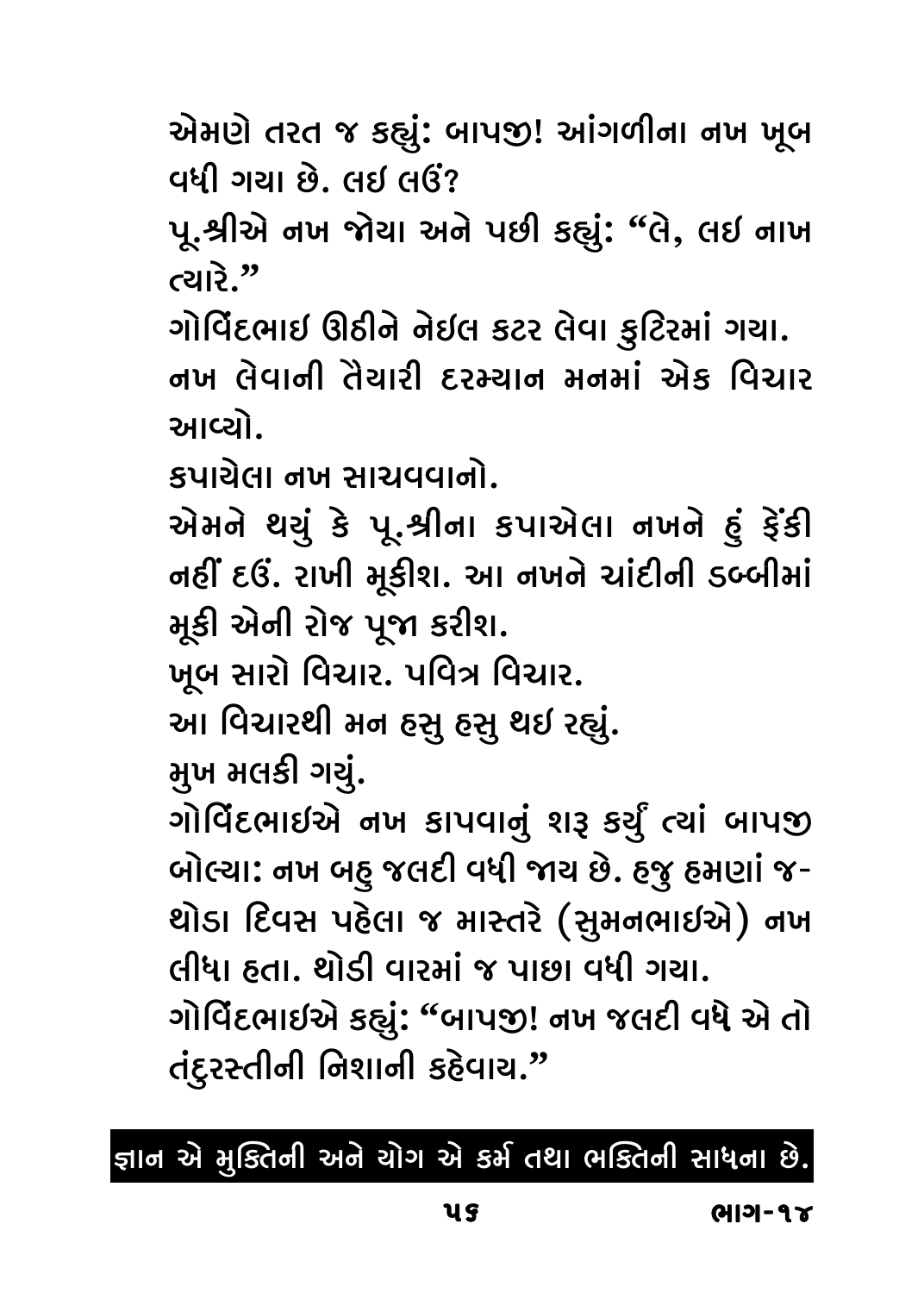એમણે તરત જ કહ્યું: બાપજી! આંગળીના નખ ખૂબ વધી ગયા છે. લઇ લઉં?

પૂ.શ્રીએ નખ જોયા અને પછી કહ્યું: "લે, લઇ નાખ ત્યારે."

ગોવિંદભાઇ ઊઠીને નેઇલ કટર લેવા કુટિરમાં ગયા.

નખ લેવાની તૈયારી દરમ્યાન મનમાં એક વિચાર આવ્યો.

કપાયેલા નખ સાચવવાનો.

એમને થયું કે પૂ.શ્રીના કપાએલા નખને હું ફેંકી નહીં દઉં. રાખી મૂકીશ. આ નખને ચાંદીની ડબ્બીમાં મૂકી એની રોજ પૂજા કરીશ.

ખૂબ સારો વિચાર. પવિત્ર વિચાર.

આ વિચારથી મન હસુ હસુ થઇ રહ્યું.

મુખ મલકી ગયું.

ગોવિંદભાઇએ નખ કાપવાનું શરૂ કર્યું ત્યાં બાપજી બોલ્યા: નખ બહુ જલદી વધી જાય છે. હજુ હમણાં જ- થોડા દિવસ પહેલા જ માસ્તરે (સુમનભાઇએ) નખ લીધા હતા. થોડી વારમાં જ પાછા વધી ગયા.

ગોવિંદભાઇએ કહ્યું: "બાપજી! નખ જલદી વધે એ તો તંદુરસ્તીની નિશાની કહેવાય."

**જ્ઞાન એ મુક્તિની અને યોગ એ કર્મ તથા ભક્તિની સાધના છે.**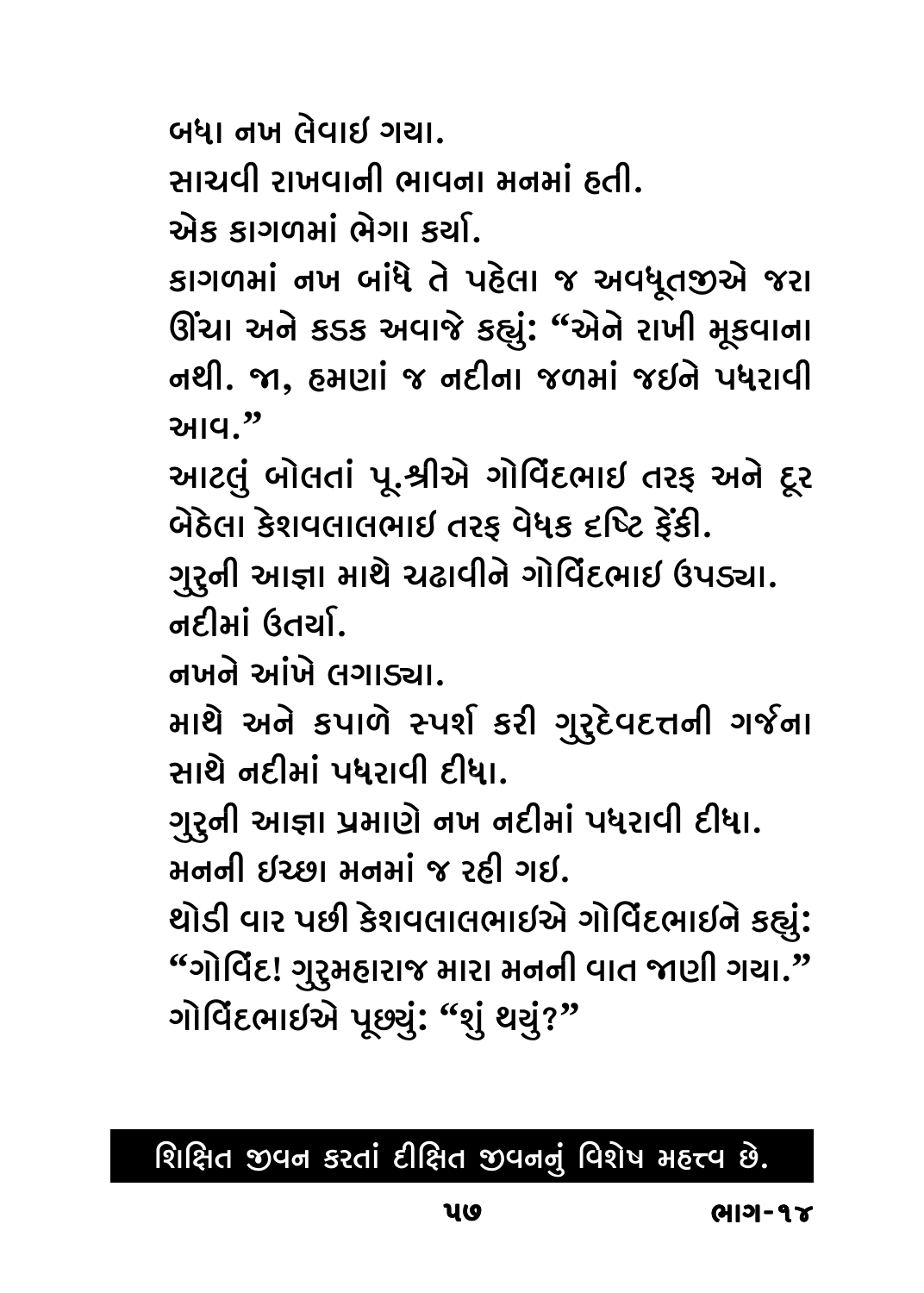બધા નખ લેવાઇ ગયા.

સાચવી રાખવાની ભાવના મનમાં હતી.

એક કાગળમાં ભેગા કર્યા.

કાગળમાં નખ બાંધે તે પહેલા જ અવધૂતજીએ જરા ઊંચા અને કડક અવાજે કહ્યું: "એને રાખી મૂકવાના નથી. જા, હમણાં જ નદીના જળમાં જઇને પધરાવી આવ."

આટલું બોલતાં પૂ.શ્રીએ ગોવિંદભાઇ તરફ અને દૂર બેઠેલા કેશવલાલભાઇ તરફ વેધક દૃષ્ટિ ફેંકી.

ગુરુની આજ્ઞા માથે ચઢાવીને ગોવિંદભાઇ ઉપડ્યા.

નદીમાં ઉતર્યા.

નખને આંખે લગાડ્યા.

માથે અને કપાળે સ્પર્શ કરી ગુરુદેવદત્તની ગર્જના સાથે નદીમાં પધરાવી દીધા.

ગુરુની આજ્ઞા પ્રમાણે નખ નદીમાં પધરાવી દીધા.

મનની ઇચ્છા મનમાં જ રહી ગઇ.

થોડી વાર પછી કેશવલાલભાઇએ ગોવિંદભાઇને કહ્યું: "ગોવિંદ! ગુરુમહારાજ મારા મનની વાત જાણી ગયા."

ગોવિંદભાઇએ પૂછ્યું: "શું થયું?"

**શિક્ષિત જીવન કરતાં દીક્ષિત જીવનનું વિશેષ મહત્ત્વ છે.**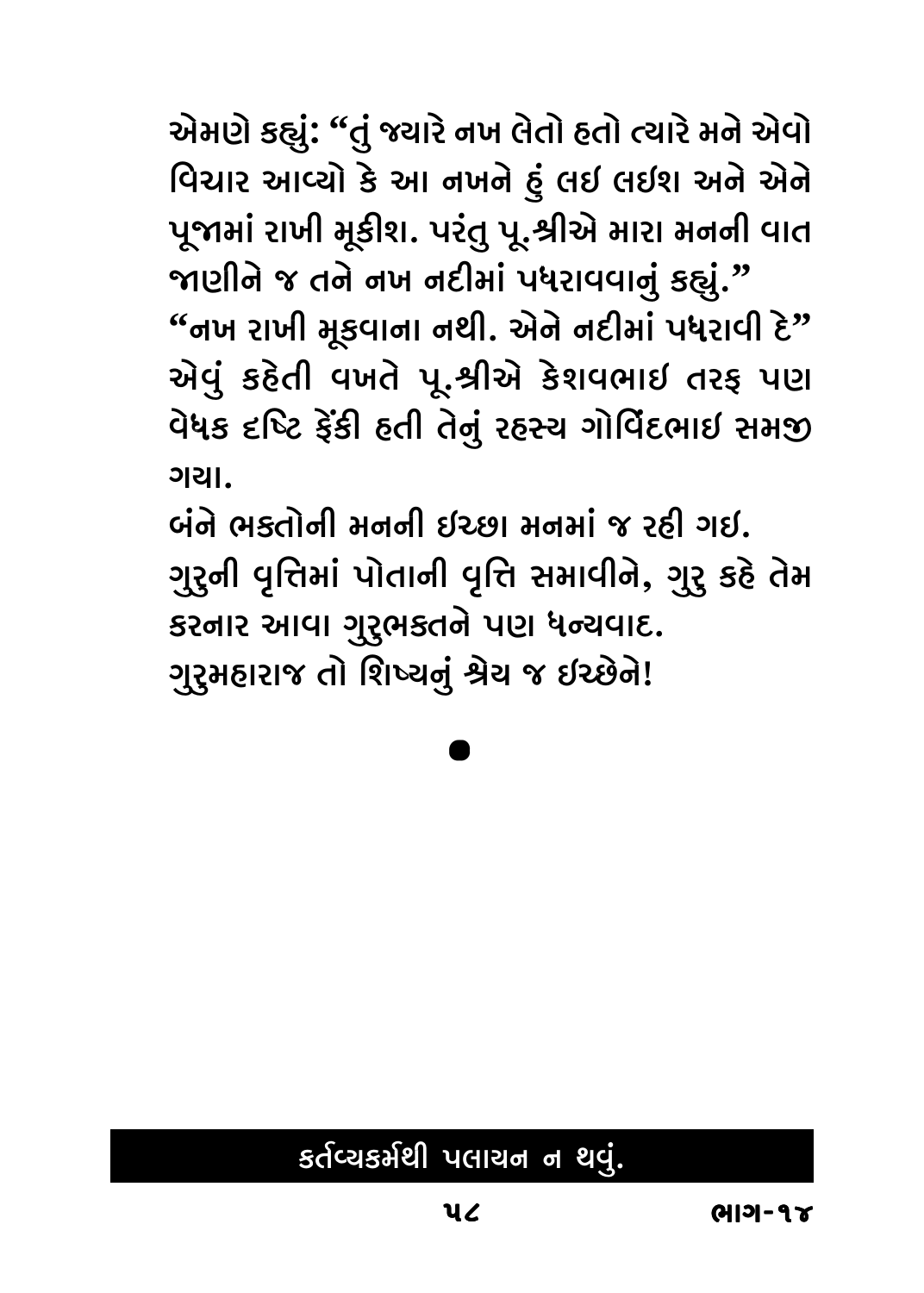એમણે કહ્યું: "તું જ્યારે નખ લેતો હતો ત્યારે મને એવો વિચાર આવ્યો કે આ નખને હું લઈ લઈશ અને એને પૂજામાં રાખી મૂકીશ. પરંતુ પૂ.શ્રીએ મારા મનની વાત જાણીને જ તને નખ નદીમાં પધરાવવાનું કહ્યું."

"નખ રાખી મૂકવાના નથી. એને નદીમાં પધરાવી દે" એવું કહેતી વખતે પૂ.શ્રીએ કેશવભાઈ તરફ પણ વેધક દૃષ્ટિ ફેંકી હતી તેનું રહસ્ય ગોવિંદભાઈ સમજી ગયા.

બંને ભક્તોની મનની ઈચ્છા મનમાં જ રહી ગઈ.

ગુરુની વૃત્તિમાં પોતાની વૃત્તિ સમાવીને, ગુરુ કહે તેમ કરનાર આવા ગુરુભક્તને પણ ધન્યવાદ.

ગુરુમહારાજ તો શિષ્યનું શ્રેય જ ઈચ્છેને!

●

**કર્તવ્યકર્મથી પલાયન ન થવું.**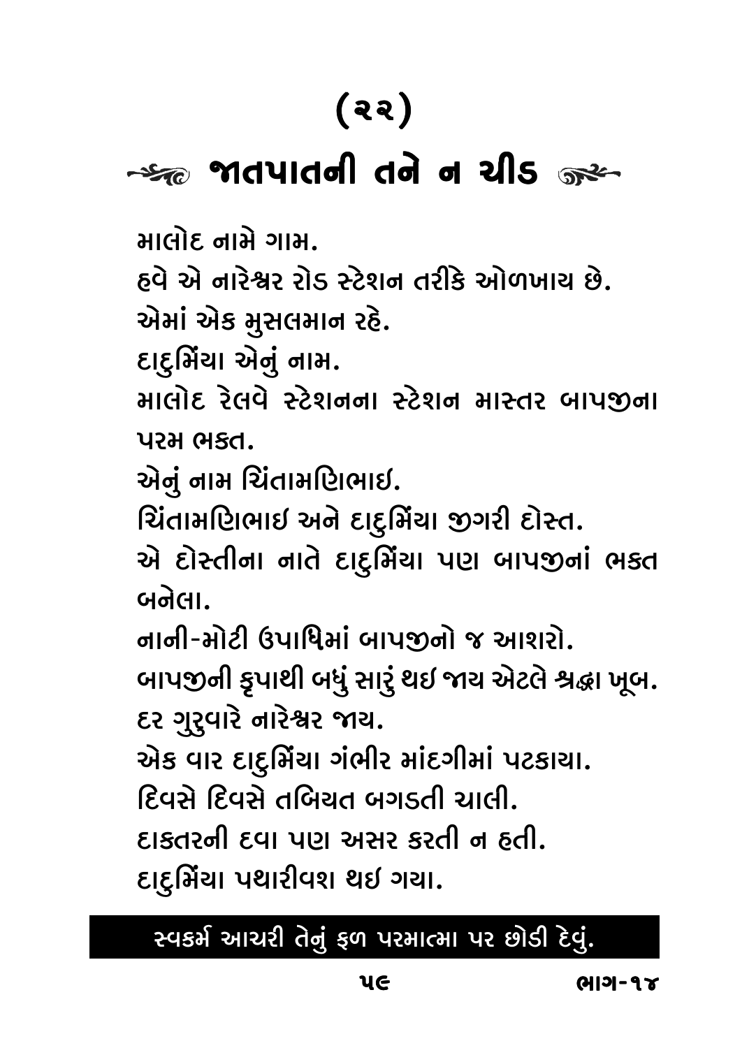# (૨૨)

## જાતપાતની તને ન ચીડ

માલોદ નામે ગામ.

હવે એ નારેશ્વર રોડ સ્ટેશન તરીકે ઓળખાય છે.

એમાં એક મુસલમાન રહે.

દાદુમિંયા એનું નામ.

માલોદ રેલવે સ્ટેશનના સ્ટેશન માસ્તર બાપજીના પરમ ભક્ત.

એનું નામ ચિંતામણિભાઇ.

ચિંતામણિભાઇ અને દાદુમિંયા જીગરી દોસ્ત.

એ દોસ્તીના નાતે દાદુમિંયા પણ બાપજીનાં ભક્ત બનેલા.

નાની-મોટી ઉપાધિમાં બાપજીનો જ આશરો.

બાપજીની કૃપાથી બધું સારું થઇ જાય એટલે શ્રદ્ધા ખૂબ.

દર ગુરુવારે નારેશ્વર જાય.

એક વાર દાદુમિંયા ગંભીર માંદગીમાં પટકાયા.

દિવસે દિવસે તબિયત બગડતી ચાલી.

દાક્તરની દવા પણ અસર કરતી ન હતી.

દાદુમિંયા પથારીવશ થઇ ગયા.

**સ્વકર્મ આચરી તેનું ફળ પરમાત્મા પર છોડી દેવું.**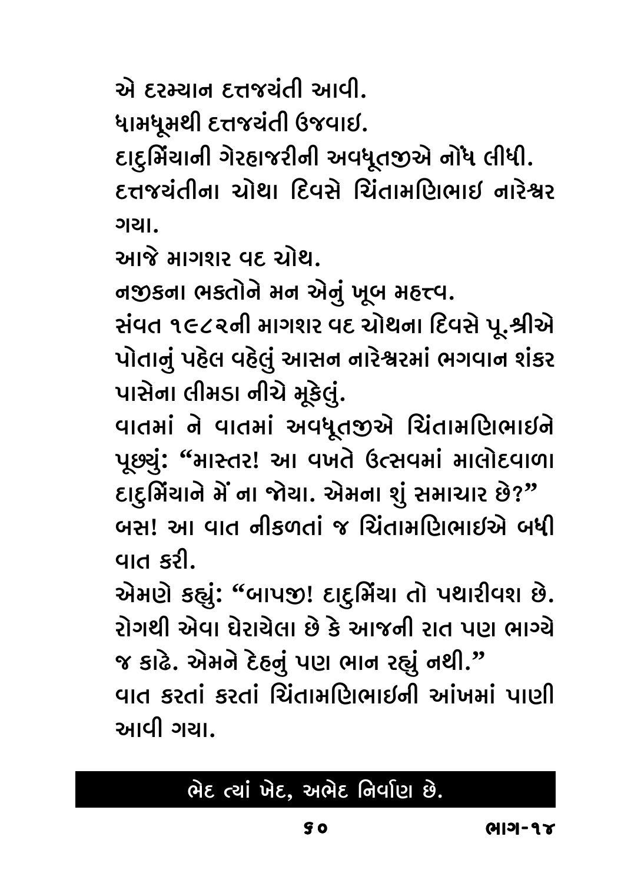એ દરમ્યાન દત્તજયંતી આવી.

ધામધૂમથી દત્તજયંતી ઉજવાઇ.

દાદુમિંયાની ગેરહાજરીની અવધૂતજીએ નોંધ લીધી.

દત્તજયંતીના ચોથા દિવસે ચિંતામણિભાઇ નારેશ્વર ગયા.

આજે માગશર વદ ચોથ.

નજીકના ભક્તોને મન એનું ખૂબ મહત્ત્વ.

સંવત ૧૯૮૨ની માગશર વદ ચોથના દિવસે પૂ.શ્રીએ પોતાનું પહેલ વહેલું આસન નારેશ્વરમાં ભગવાન શંકર પાસેના લીમડા નીચે મૂકેલું.

વાતમાં ને વાતમાં અવધૂતજીએ ચિંતામણિભાઇને પૂછ્યું: "માસ્તર! આ વખતે ઉત્સવમાં માલોદવાળા દાદુમિંયાને મેં ના જોયા. એમના શું સમાચાર છે?"

બસ! આ વાત નીકળતાં જ ચિંતામણિભાઇએ બધી વાત કરી.

એમણે કહ્યું: "બાપજી! દાદુમિંયા તો પથારીવશ છે. રોગથી એવા ઘેરાયેલા છે કે આજની રાત પણ ભાગ્યે જ કાઢે. એમને દેહનું પણ ભાન રહ્યું નથી."

વાત કરતાં કરતાં ચિંતામણિભાઇની આંખમાં પાણી આવી ગયા.

**ભેદ ત્યાં ખેદ, અભેદ નિર્વાણ છે.**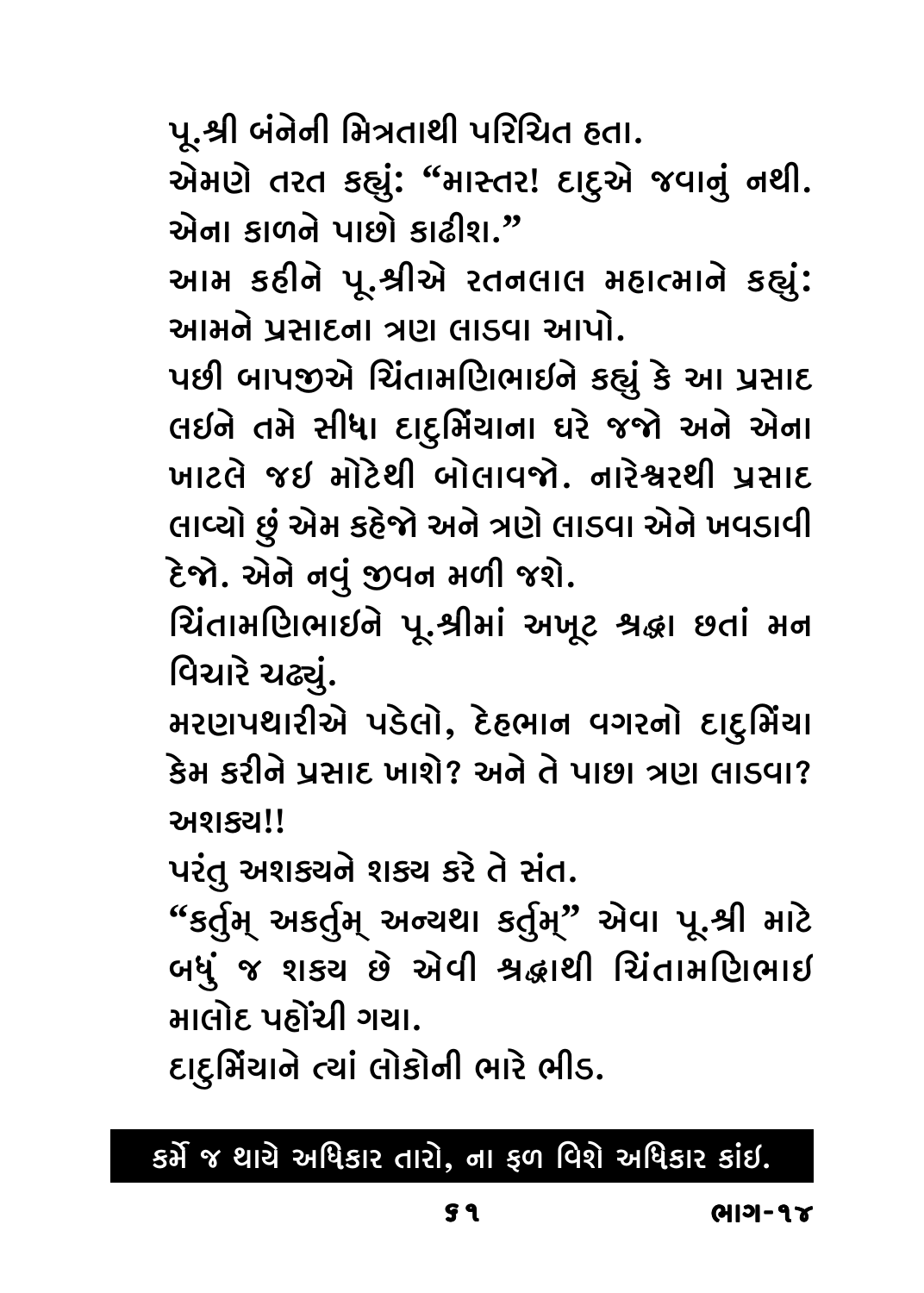પૂ.શ્રી બંનેની મિત્રતાથી પરિચિત હતા.

એમણે તરત કહ્યું: "માસ્તર! દાદુએ જવાનું નથી. એના કાળને પાછો કાઢીશ."

આમ કહીને પૂ.શ્રીએ રતનલાલ મહાત્માને કહ્યું: આમને પ્રસાદના ત્રણ લાડવા આપો.

પછી બાપજીએ ચિંતામણિભાઇને કહ્યું કે આ પ્રસાદ લઇને તમે સીધા દાદુમિંયાના ઘરે જજો અને એના ખાટલે જઇ મોટેથી બોલાવજો. નારેશ્વરથી પ્રસાદ લાવ્યો છું એમ કહેજો અને ત્રણે લાડવા એને ખવડાવી દેજો. એને નવું જીવન મળી જશે.

ચિંતામણિભાઇને પૂ.શ્રીમાં અખૂટ શ્રદ્ધા છતાં મન વિચારે ચઢ્યું.

મરણપથારીએ પડેલો, દેહભાન વગરનો દાદુમિંયા કેમ કરીને પ્રસાદ ખાશે? અને તે પાછા ત્રણ લાડવા? અશક્ય!!

પરંતુ અશક્યને શક્ય કરે તે સંત.

"કર્તુમ્ અકર્તુમ્ અન્યથા કર્તુમ્" એવા પૂ.શ્રી માટે બધું જ શક્ય છે એવી શ્રદ્ધાથી ચિંતામણિભાઇ માલોદ પહોંચી ગયા.

દાદુમિંયાને ત્યાં લોકોની ભારે ભીડ.

**કર્મે જ થાયે અધિકાર તારો, ના ફળ વિશે અધિકાર કાંઇ.**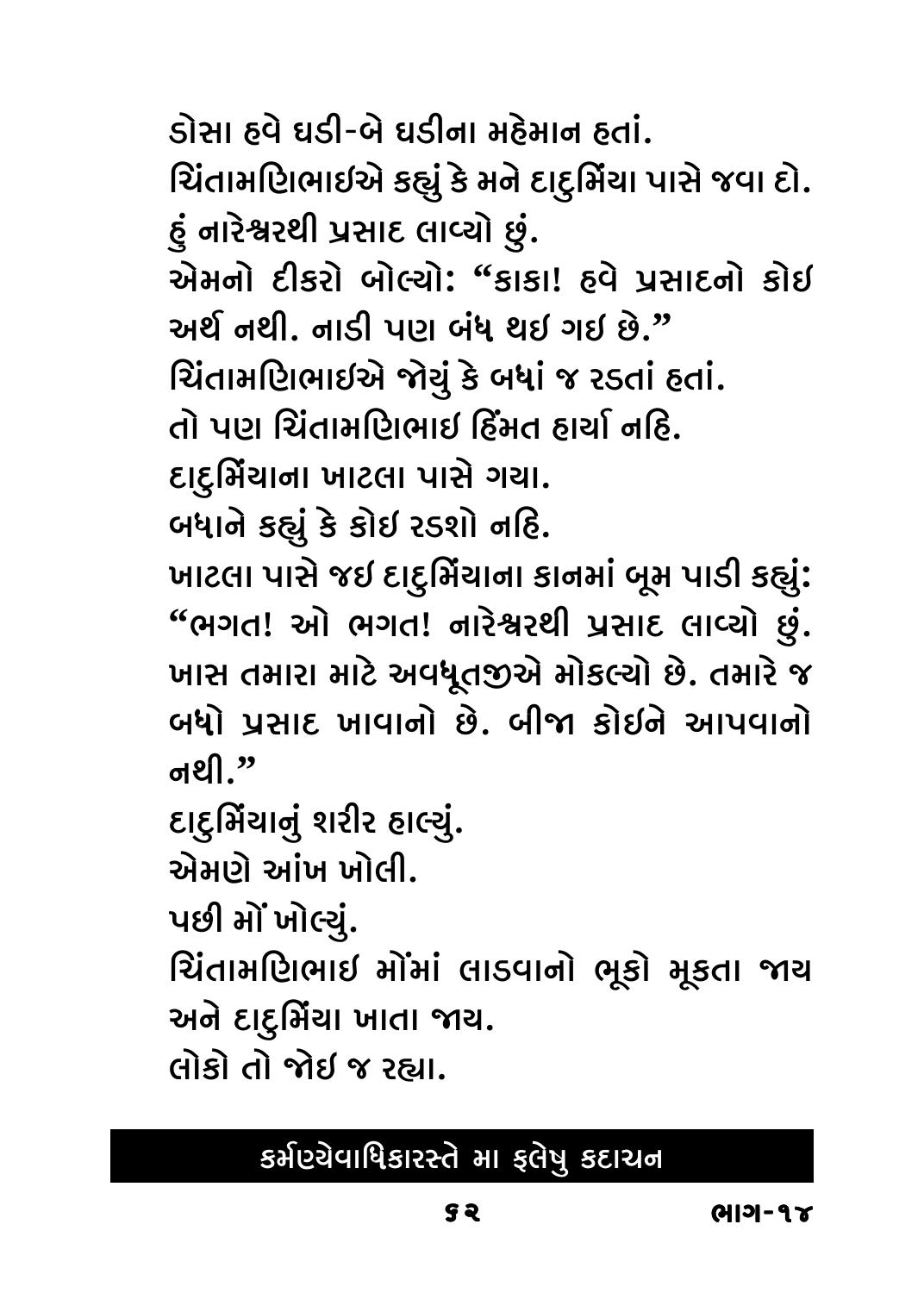ડોસા હવે ઘડી-બે ઘડીના મહેમાન હતાં.

ચિંતામણિભાઈએ કહ્યું કે મને દાદુમિંયા પાસે જવા દો. હું નારેશ્વરથી પ્રસાદ લાવ્યો છું.

એમનો દીકરો બોલ્યો: "કાકા! હવે પ્રસાદનો કોઈ અર્થ નથી. નાડી પણ બંધ થઈ ગઈ છે."

ચિંતામણિભાઈએ જોયું કે બધાં જ રડતાં હતાં.

તો પણ ચિંતામણિભાઈ હિંમત હાર્યા નહિ.

દાદુમિંયાના ખાટલા પાસે ગયા.

બધાને કહ્યું કે કોઈ રડશો નહિ.

ખાટલા પાસે જઈ દાદુમિંયાના કાનમાં બૂમ પાડી કહ્યું: "ભગત! ઓ ભગત! નારેશ્વરથી પ્રસાદ લાવ્યો છું. ખાસ તમારા માટે અવધૂતજીએ મોકલ્યો છે. તમારે જ બધો પ્રસાદ ખાવાનો છે. બીજા કોઈને આપવાનો નથી."

દાદુમિંયાનું શરીર હાલ્યું.

એમણે આંખ ખોલી.

પછી મોં ખોલ્યું.

ચિંતામણિભાઈ મોંમાં લાડવાનો ભૂકો મૂકતા જાય અને દાદુમિંયા ખાતા જાય.

લોકો તો જોઈ જ રહ્યા.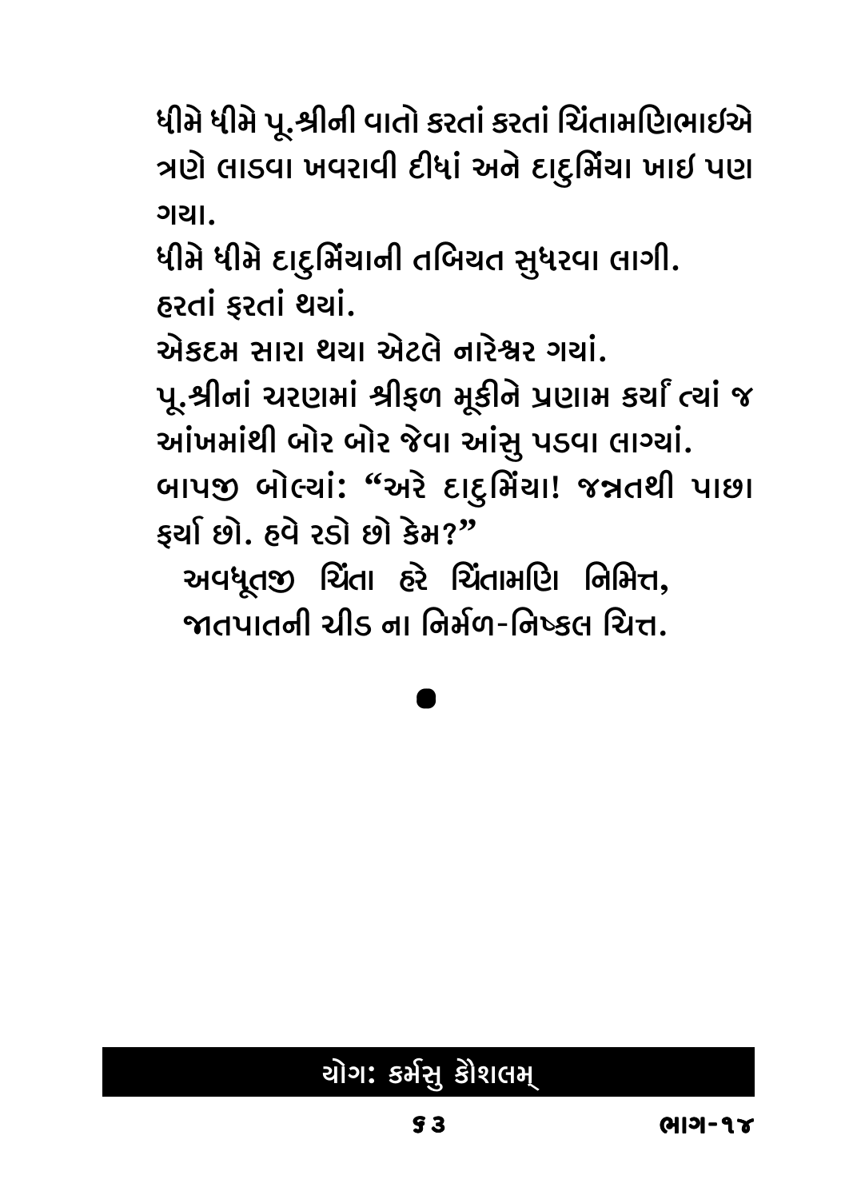ધીમે ધીમે પૂ.શ્રીની વાતો કરતાં કરતાં ચિંતામણિભાઇએ ત્રણે લાડવા ખવરાવી દીધાં અને દાદુમિંયા ખાઇ પણ ગયા.

ધીમે ધીમે દાદુમિંયાની તબિયત સુધરવા લાગી.

હરતાં ફરતાં થયાં.

એકદમ સારા થયા એટલે નારેશ્વર ગયાં.

પૂ.શ્રીનાં ચરણમાં શ્રીફળ મૂકીને પ્રણામ કર્યાં ત્યાં જ આંખમાંથી બોર બોર જેવા આંસુ પડવા લાગ્યાં.

બાપજી બોલ્યાં: "અરે દાદુમિંયા! જન્નતથી પાછા ફર્યા છો. હવે રડો છો કેમ?"

અવધૂતજી ચિંતા હરે ચિંતામણિ નિમિત્ત,
જાતપાતની ચીડ ના નિર્મળ-નિષ્કલ ચિત્ત.

●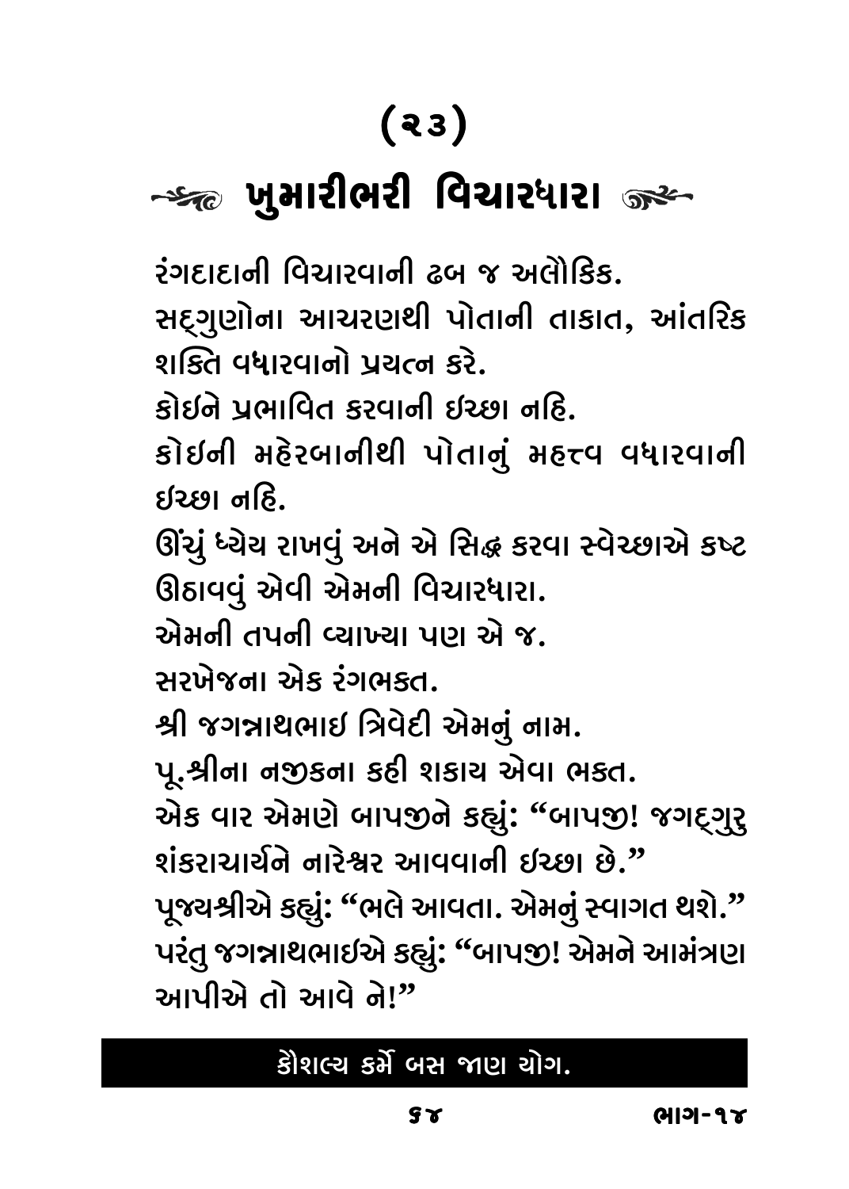# (૨૩)

## ખુમારીભરી વિચારધારા

રંગદાદાની વિચારવાની ઢબ જ અલૌકિક.
સદ્‌ગુણોના આચરણથી પોતાની તાકાત, આંતરિક શક્તિ વધારવાનો પ્રયત્ન કરે.
કોઇને પ્રભાવિત કરવાની ઇચ્છા નહિ.
કોઇની મહેરબાનીથી પોતાનું મહત્ત્વ વધારવાની ઇચ્છા નહિ.
ઊંચું ધ્યેય રાખવું અને એ સિદ્ધ કરવા સ્વેચ્છાએ કષ્ટ ઊઠાવવું એવી એમની વિચારધારા.
એમની તપની વ્યાખ્યા પણ એ જ.
સરખેજના એક રંગભક્ત.
શ્રી જગન્નાથભાઇ ત્રિવેદી એમનું નામ.
પૂ.શ્રીના નજીકના કહી શકાય એવા ભક્ત.
એક વાર એમણે બાપજીને કહ્યું: "બાપજી! જગદ્‌ગુરુ શંકરાચાર્યને નારેશ્વર આવવાની ઇચ્છા છે."
પૂજ્યશ્રીએ કહ્યું: "ભલે આવતા. એમનું સ્વાગત થશે."
પરંતુ જગન્નાથભાઇએ કહ્યું: "બાપજી! એમને આમંત્રણ આપીએ તો આવે ને!"

**કૌશલ્ય કર્મે બસ જાણ યોગ.**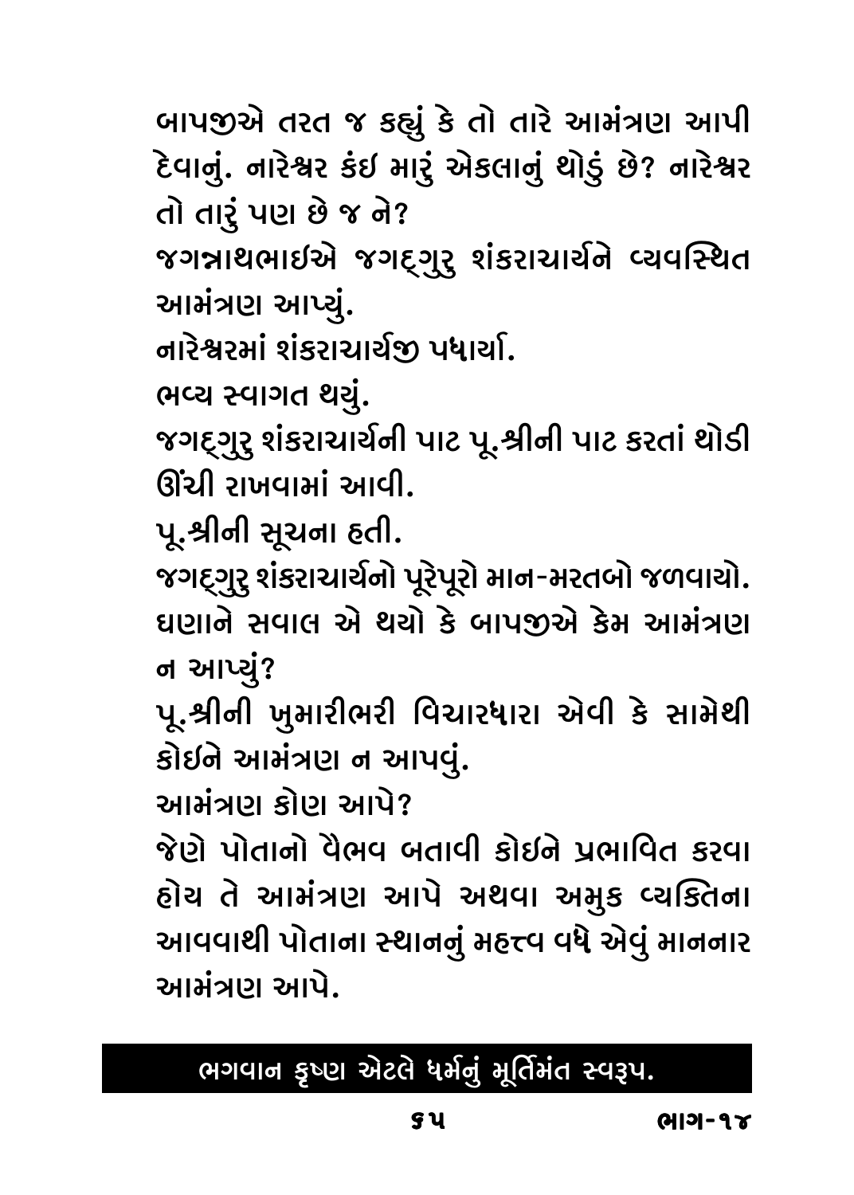બાપજીએ તરત જ કહ્યું કે તો તારે આમંત્રણ આપી દેવાનું. નારેશ્વર કંઇ મારું એકલાનું થોડું છે? નારેશ્વર તો તારું પણ છે જ ને?

જગન્નાથભાઇએ જગદ્ગુરુ શંકરાચાર્યને વ્યવસ્થિત આમંત્રણ આપ્યું.

નારેશ્વરમાં શંકરાચાર્યજી પધાર્યા.

ભવ્ય સ્વાગત થયું.

જગદ્ગુરુ શંકરાચાર્યની પાટ પૂ.શ્રીની પાટ કરતાં થોડી ઊંચી રાખવામાં આવી.

પૂ.શ્રીની સૂચના હતી.

જગદ્ગુરુ શંકરાચાર્યનો પૂરેપૂરો માન-મરતબો જળવાયો.

ઘણાને સવાલ એ થયો કે બાપજીએ કેમ આમંત્રણ ન આપ્યું?

પૂ.શ્રીની ખુમારીભરી વિચારધારા એવી કે સામેથી કોઇને આમંત્રણ ન આપવું.

આમંત્રણ કોણ આપે?

જેણે પોતાનો વૈભવ બતાવી કોઇને પ્રભાવિત કરવા હોય તે આમંત્રણ આપે અથવા અમુક વ્યક્તિના આવવાથી પોતાના સ્થાનનું મહત્ત્વ વધે એવું માનનાર આમંત્રણ આપે.

**ભગવાન કૃષ્ણ એટલે ધર્મનું મૂર્તિમંત સ્વરૂપ.**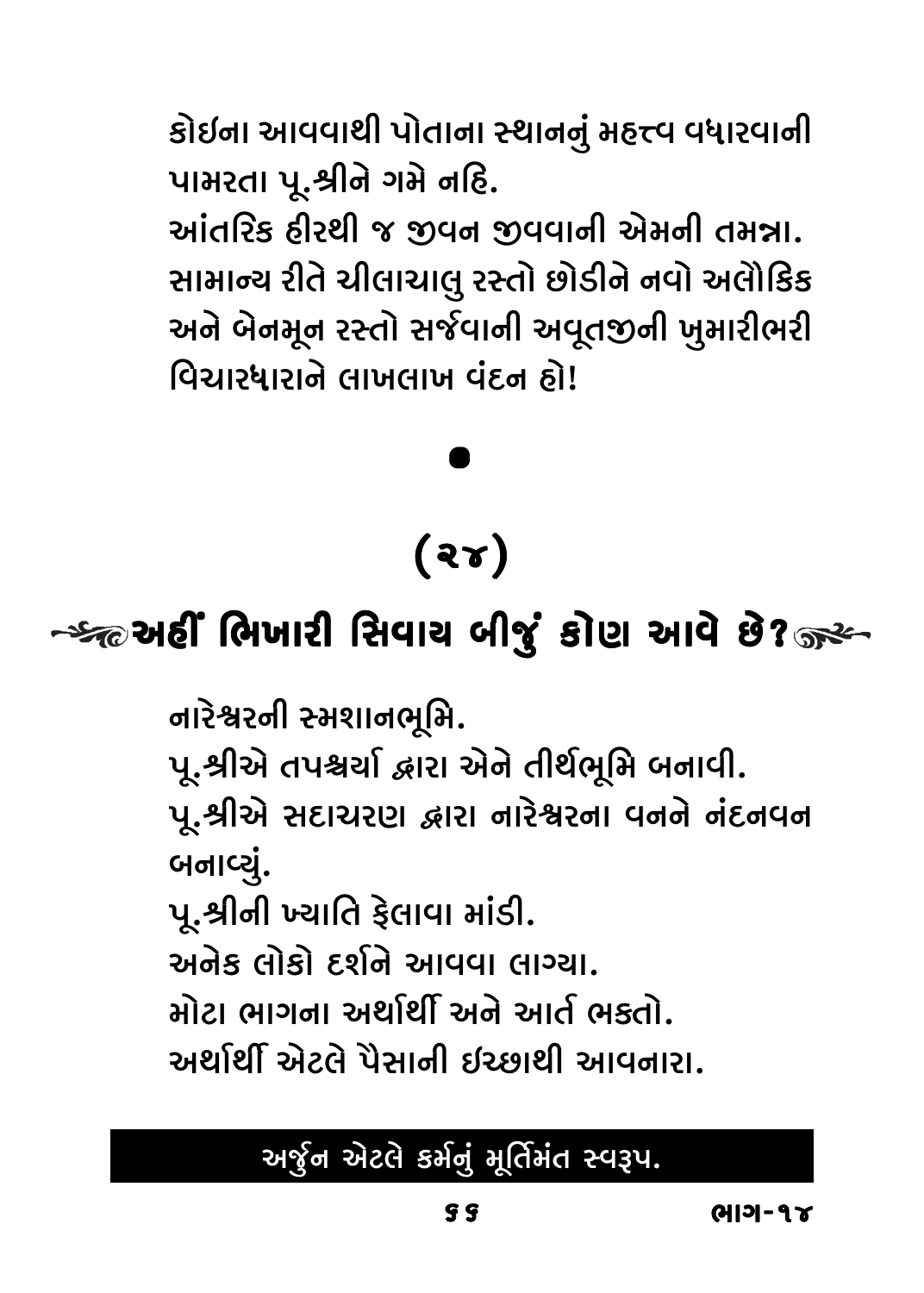કોઇના આવવાથી પોતાના સ્થાનનું મહત્ત્વ વધારવાની પામરતા પૂ.શ્રીને ગમે નહિ.
આંતરિક હીરથી જ જીવન જીવવાની એમની તમન્ના.
સામાન્ય રીતે ચીલાચાલુ રસ્તો છોડીને નવો અલૌકિક અને બેનમૂન રસ્તો સર્જવાની અવૂતજીની ખુમારીભરી વિચારધારાને લાખલાખ વંદન હો!

•

## (૨૪)

## અહીં ભિખારી સિવાય બીજું કોણ આવે છે?

નારેશ્વરની સ્મશાનભૂમિ.
પૂ.શ્રીએ તપશ્ચર્યા દ્વારા એને તીર્થભૂમિ બનાવી.
પૂ.શ્રીએ સદાચરણ દ્વારા નારેશ્વરના વનને નંદનવન બનાવ્યું.
પૂ.શ્રીની ખ્યાતિ ફેલાવા માંડી.
અનેક લોકો દર્શને આવવા લાગ્યા.
મોટા ભાગના અર્થાર્થી અને આર્ત ભક્તો.
અર્થાર્થી એટલે પૈસાની ઇચ્છાથી આવનારા.

**અર્જુન એટલે કર્મનું મૂર્તિમંત સ્વરૂપ.**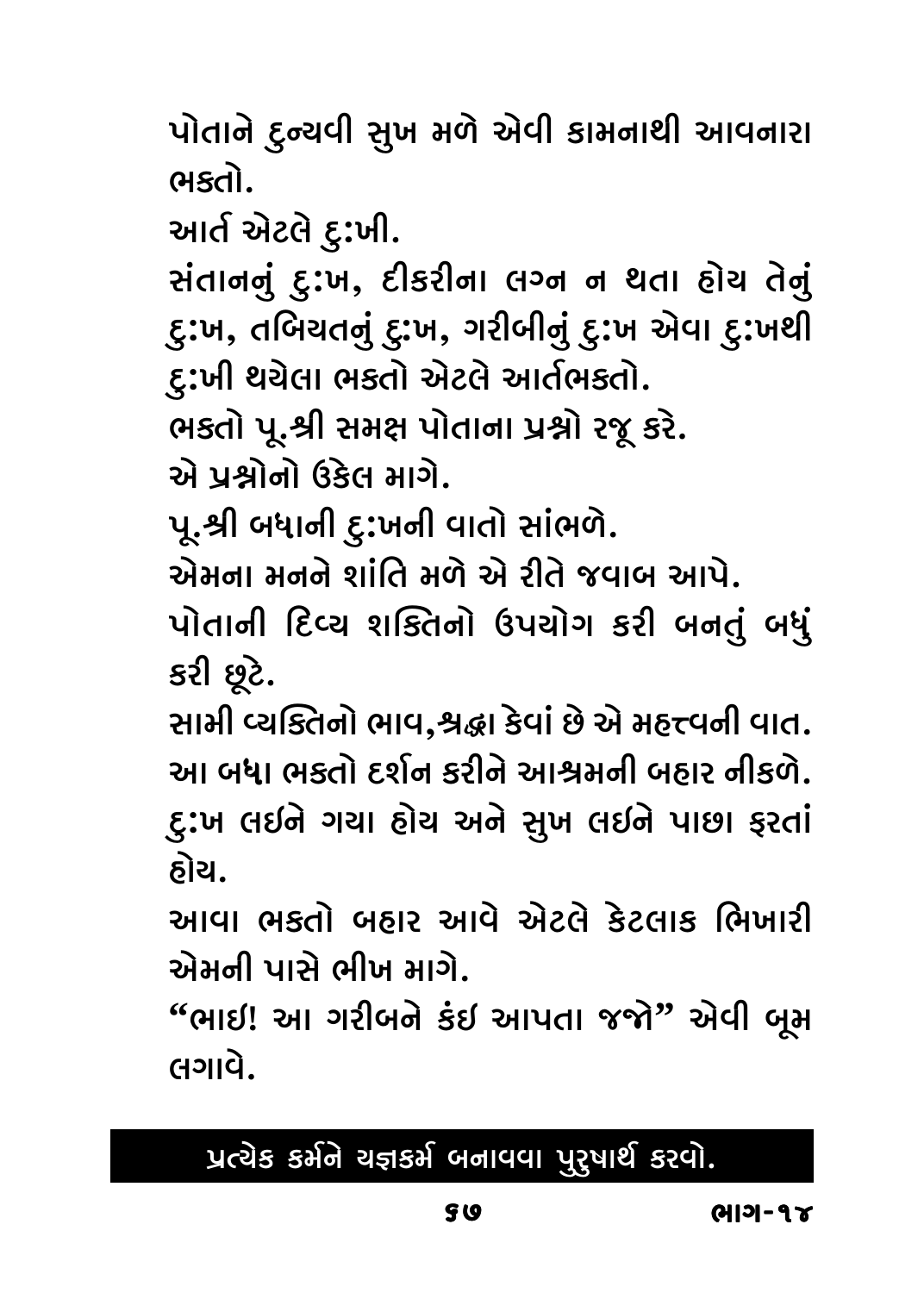પોતાને દુન્યવી સુખ મળે એવી કામનાથી આવનારા ભક્તો.

આર્ત એટલે દુઃખી.

સંતાનનું દુઃખ, દીકરીના લગ્ન ન થતા હોય તેનું દુઃખ, તબિયતનું દુઃખ, ગરીબીનું દુઃખ એવા દુઃખથી દુઃખી થયેલા ભક્તો એટલે આર્તભક્તો.

ભક્તો પૂ.શ્રી સમક્ષ પોતાના પ્રશ્નો રજૂ કરે.

એ પ્રશ્નોનો ઉકેલ માગે.

પૂ.શ્રી બધાની દુઃખની વાતો સાંભળે.

એમના મનને શાંતિ મળે એ રીતે જવાબ આપે.

પોતાની દિવ્ય શક્તિનો ઉપયોગ કરી બનતું બધું કરી છૂટે.

સામી વ્યક્તિનો ભાવ,શ્રદ્ધા કેવાં છે એ મહત્ત્વની વાત.

આ બધા ભક્તો દર્શન કરીને આશ્રમની બહાર નીકળે.

દુઃખ લઇને ગયા હોય અને સુખ લઇને પાછા ફરતાં હોય.

આવા ભક્તો બહાર આવે એટલે કેટલાક ભિખારી એમની પાસે ભીખ માગે.

"ભાઇ! આ ગરીબને કંઇ આપતા જજો" એવી બૂમ લગાવે.

**પ્રત્યેક કર્મને યજ્ઞકર્મ બનાવવા પુરુષાર્થ કરવો.**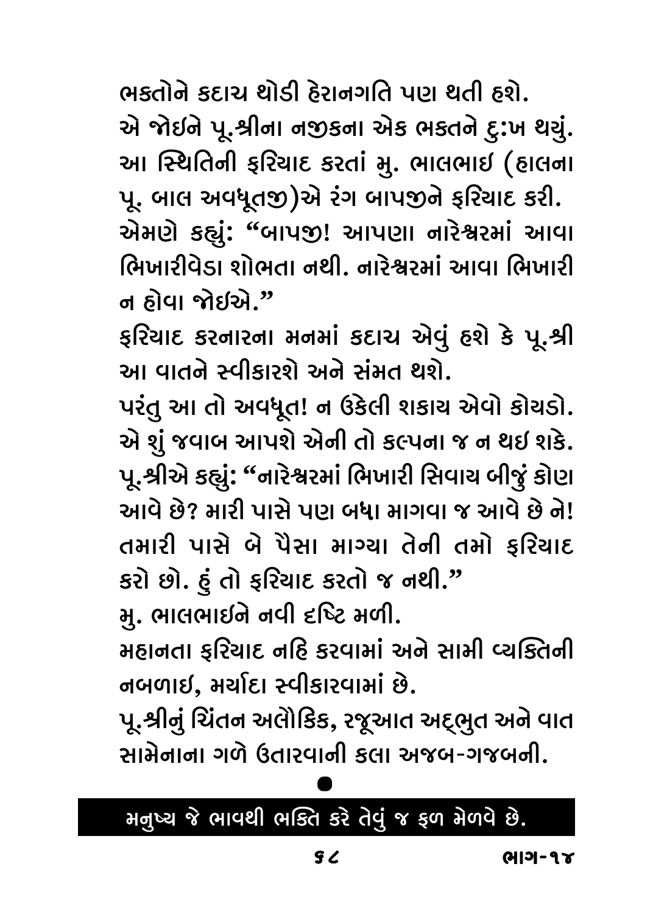ભક્તોને કદાચ થોડી હેરાનગતિ પણ થતી હશે.

એ જોઇને પૂ.શ્રીના નજીકના એક ભક્તને દુ:ખ થયું. આ સ્થિતિની ફરિયાદ કરતાં મુ. ભાલભાઇ (હાલના પૂ. બાલ અવધૂતજી)એ રંગ બાપજીને ફરિયાદ કરી. એમણે કહ્યું: "બાપજી! આપણા નારેશ્વરમાં આવા ભિખારીવેડા શોભતા નથી. નારેશ્વરમાં આવા ભિખારી ન હોવા જોઇએ."

ફરિયાદ કરનારના મનમાં કદાચ એવું હશે કે પૂ.શ્રી આ વાતને સ્વીકારશે અને સંમત થશે.

પરંતુ આ તો અવધૂત! ન ઉકેલી શકાય એવો કોયડો. એ શું જવાબ આપશે એની તો કલ્પના જ ન થઇ શકે.

પૂ.શ્રીએ કહ્યું: "નારેશ્વરમાં ભિખારી સિવાય બીજું કોણ આવે છે? મારી પાસે પણ બધા માગવા જ આવે છે ને! તમારી પાસે બે પૈસા માગ્યા તેની તમો ફરિયાદ કરો છો. હું તો ફરિયાદ કરતો જ નથી."

મુ. ભાલભાઇને નવી દૃષ્ટિ મળી.

મહાનતા ફરિયાદ નહિ કરવામાં અને સામી વ્યક્તિની નબળાઇ, મર્યાદા સ્વીકારવામાં છે.

પૂ.શ્રીનું ચિંતન અલૌકિક, રજૂઆત અદ્‌ભુત અને વાત સામેનાના ગળે ઉતારવાની કલા અજબ-ગજબની.

●

**મનુષ્ય જે ભાવથી ભક્તિ કરે તેવું જ ફળ મેળવે છે.**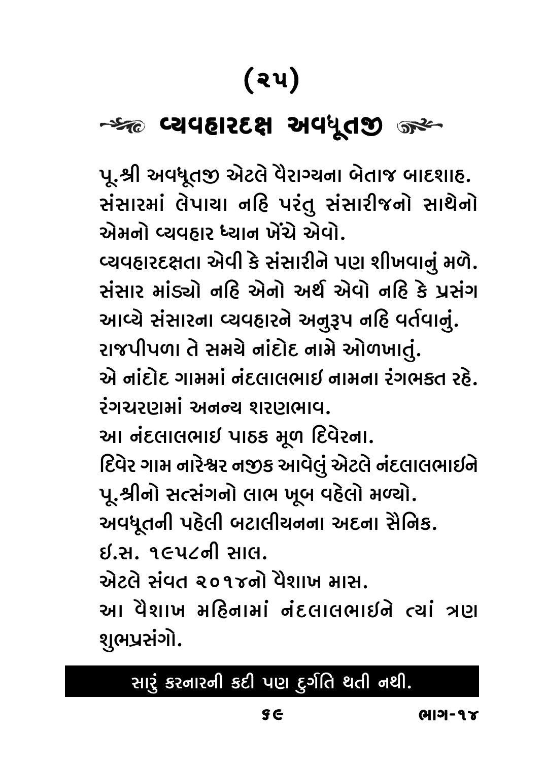# (૨૫)

## વ્યવહારદક્ષ અવધૂતજી

પૂ.શ્રી અવધૂતજી એટલે વૈરાગ્યના બેતાજ બાદશાહ. સંસારમાં લેપાયા નહિ પરંતુ સંસારીજનો સાથેનો એમનો વ્યવહાર ધ્યાન ખેંચે એવો.

વ્યવહારદક્ષતા એવી કે સંસારીને પણ શીખવાનું મળે. સંસાર માંડ્યો નહિ એનો અર્થ એવો નહિ કે પ્રસંગ આવ્યે સંસારના વ્યવહારને અનુરૂપ નહિ વર્તવાનું.

રાજપીપળા તે સમયે નાંદોદ નામે ઓળખાતું.

એ નાંદોદ ગામમાં નંદલાલભાઈ નામના રંગભક્ત રહે. રંગચરણમાં અનન્ય શરણભાવ.

આ નંદલાલભાઈ પાઠક મૂળ દિવેરના.

દિવેર ગામ નારેશ્વર નજીક આવેલું એટલે નંદલાલભાઈને પૂ.શ્રીનો સત્સંગનો લાભ ખૂબ વહેલો મળ્યો.

અવધૂતની પહેલી બટાલીયનના અદના સૈનિક.

ઈ.સ. ૧૯૫૮ની સાલ.

એટલે સંવત ૨૦૧૪નો વૈશાખ માસ.

આ વૈશાખ મહિનામાં નંદલાલભાઈને ત્યાં ત્રણ શુભપ્રસંગો.

**સારું કરનારની કદી પણ દુર્ગતિ થતી નથી.**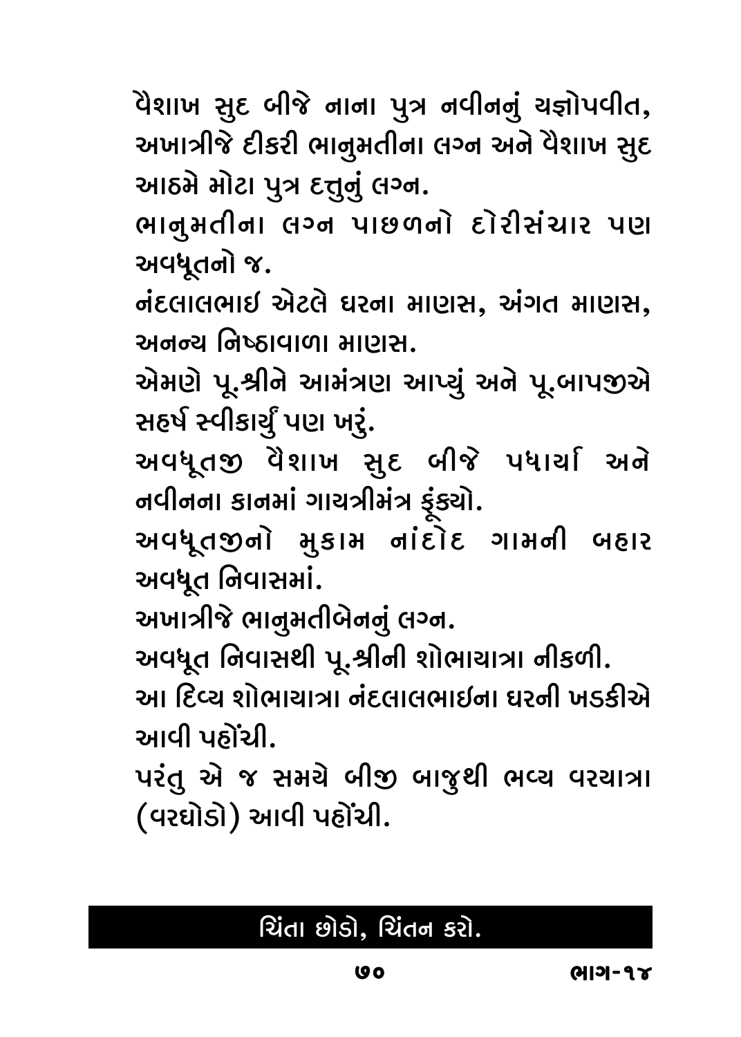વૈશાખ સુદ બીજે નાના પુત્ર નવીનનું યજ્ઞોપવીત, અખાત્રીજે દીકરી ભાનુમતીના લગ્ન અને વૈશાખ સુદ આઠમે મોટા પુત્ર દત્તુનું લગ્ન.

ભાનુમતીના લગ્ન પાછળનો દોરીસંચાર પણ અવધૂતનો જ.

નંદલાલભાઈ એટલે ઘરના માણસ, અંગત માણસ, અનન્ય નિષ્ઠાવાળા માણસ.

એમણે પૂ.શ્રીને આમંત્રણ આપ્યું અને પૂ.બાપજીએ સહર્ષ સ્વીકાર્યું પણ ખરું.

અવધૂતજી વૈશાખ સુદ બીજે પધાર્યા અને નવીનના કાનમાં ગાયત્રીમંત્ર ફૂંક્યો.

અવધૂતજીનો મુકામ નાંદોદ ગામની બહાર અવધૂત નિવાસમાં.

અખાત્રીજે ભાનુમતીબેનનું લગ્ન.

અવધૂત નિવાસથી પૂ.શ્રીની શોભાયાત્રા નીકળી.

આ દિવ્ય શોભાયાત્રા નંદલાલભાઈના ઘરની ખડકીએ આવી પહોંચી.

પરંતુ એ જ સમયે બીજી બાજુથી ભવ્ય વરયાત્રા (વરઘોડો) આવી પહોંચી.

ચિંતા છોડો, ચિંતન કરો.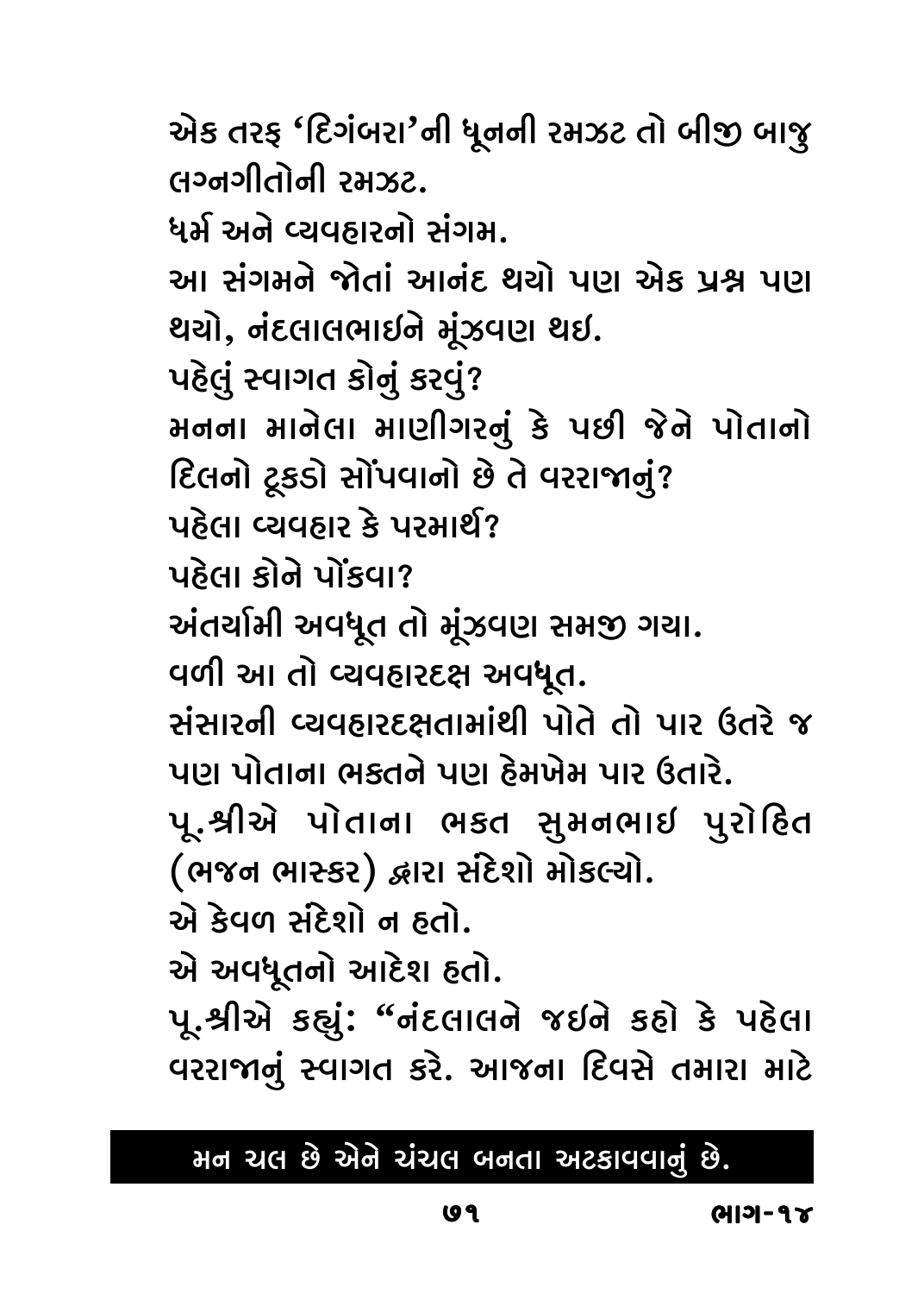એક તરફ 'દિગંબરા'ની ધૂનની રમઝટ તો બીજી બાજુ લગ્નગીતોની રમઝટ.

ધર્મ અને વ્યવહારનો સંગમ.

આ સંગમને જોતાં આનંદ થયો પણ એક પ્રશ્ન પણ થયો, નંદલાલભાઈને મૂંઝવણ થઈ.

પહેલું સ્વાગત કોનું કરવું?

મનના માનેલા માણીગરનું કે પછી જેને પોતાનો દિલનો ટૂકડો સોંપવાનો છે તે વરરાજાનું?

પહેલા વ્યવહાર કે પરમાર્થ?

પહેલા કોને પોંકવા?

અંતર્યામી અવધૂત તો મૂંઝવણ સમજી ગયા.

વળી આ તો વ્યવહારદક્ષ અવધૂત.

સંસારની વ્યવહારદક્ષતામાંથી પોતે તો પાર ઉતરે જ પણ પોતાના ભક્તને પણ હેમખેમ પાર ઉતારે.

પૂ.શ્રીએ પોતાના ભકત સુમનભાઈ પુરોહિત (ભજન ભાસ્કર) દ્વારા સંદેશો મોકલ્યો.

એ કેવળ સંદેશો ન હતો.

એ અવધૂતનો આદેશ હતો.

પૂ.શ્રીએ કહ્યું: "નંદલાલને જઈને કહો કે પહેલા વરરાજાનું સ્વાગત કરે. આજના દિવસે તમારા માટે

**મન ચલ છે એને ચંચલ બનતા અટકાવવાનું છે.**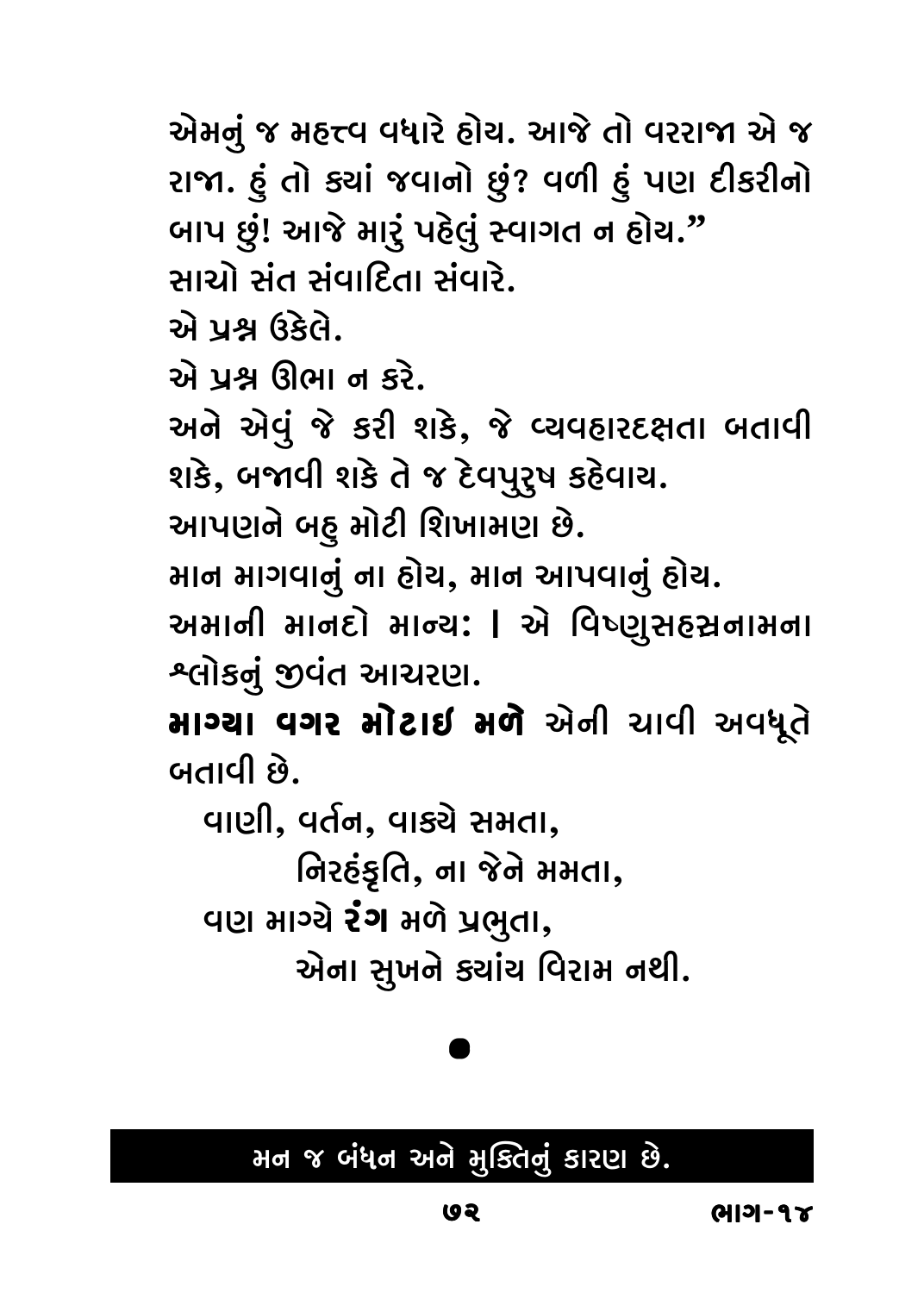એમનું જ મહત્ત્વ વધારે હોય. આજે તો વરરાજા એ જ રાજા. હું તો ક્યાં જવાનો છું? વળી હું પણ દીકરીનો બાપ છું! આજે મારું પહેલું સ્વાગત ન હોય."

સાચો સંત સંવાદિતા સંવારે.

એ પ્રશ્ન ઉકેલે.

એ પ્રશ્ન ઊભા ન કરે.

અને એવું જે કરી શકે, જે વ્યવહારદક્ષતા બતાવી શકે, બજાવી શકે તે જ દેવપુરુષ કહેવાય.

આપણને બહુ મોટી શિખામણ છે.

માન માગવાનું ના હોય, માન આપવાનું હોય.

અમાની માનદો માન્ય: । એ વિષ્ણુસહસ્રનામના શ્લોકનું જીવંત આચરણ.

**માગ્યા વગર મોટાઈ મળે** એની ચાવી અવધૂતે બતાવી છે.

વાણી, વર્તન, વાક્યે સમતા,
નિરહંકૃતિ, ના જેને મમતા,
વણ માગ્યે **રંગ** મળે પ્રભુતા,
એના સુખને ક્યાંય વિરામ નથી.

●

**મન જ બંધન અને મુક્તિનું કારણ છે.**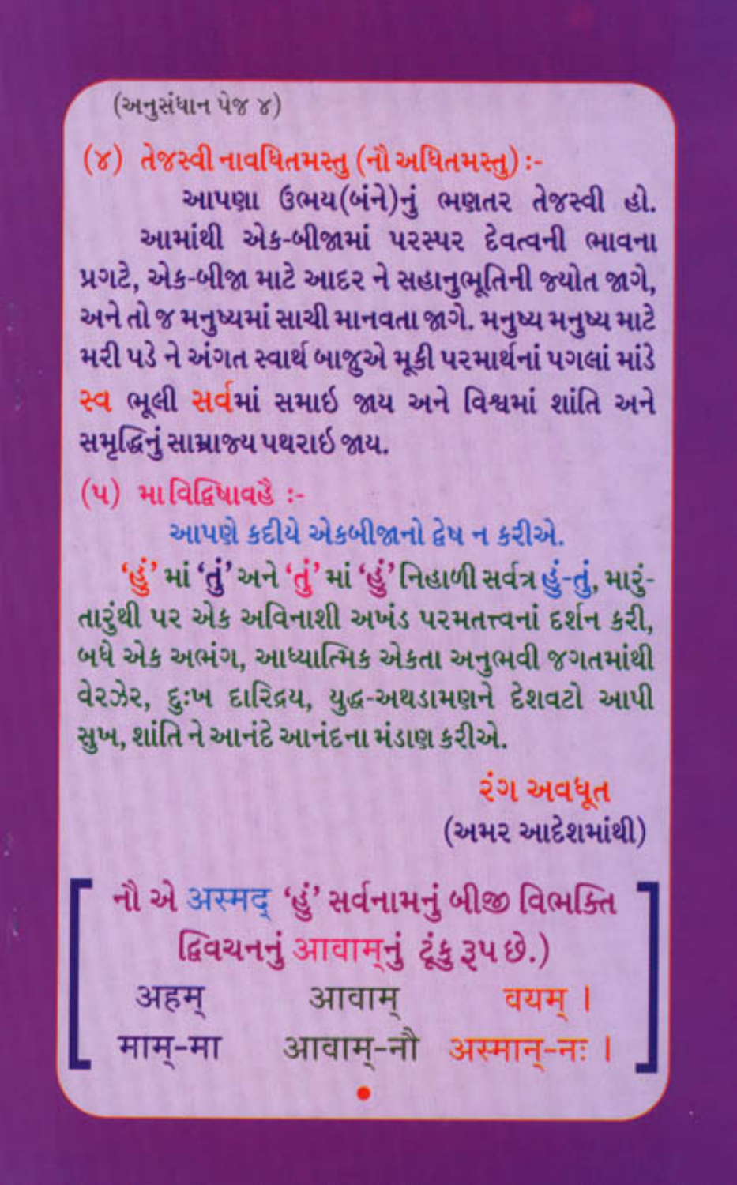(અનુસંધાન પેજ ૪)

**(૪) તેજસ્વી નાવધિતમસ્તુ (નૌ અધિતમસ્તુ) :-**

આપણા ઉભય(બંને)નું ભણતર તેજસ્વી હો.

આમાંથી એક-બીજામાં પરસ્પર દેવત્વની ભાવના પ્રગટે, એક-બીજા માટે આદર ને સહાનુભૂતિની જ્યોત જાગે, અને તો જ મનુષ્યમાં સાચી માનવતા જાગે. મનુષ્ય મનુષ્ય માટે મરી પડે ને અંગત સ્વાર્થ બાજુએ મૂકી પરમાર્થનાં પગલાં માંડે સ્વ ભૂલી સર્વમાં સમાઈ જાય અને વિશ્વમાં શાંતિ અને સમૃદ્ધિનું સામ્રાજ્ય પથરાઈ જાય.

**(૫) મા વિદ્વિષાવહૈ :-**

આપણે કદીયે એકબીજાનો દ્વેષ ન કરીએ.

'હું' માં 'તું' અને 'તું' માં 'હું' નિહાળી સર્વત્ર હું-તું, મારું-તારુંથી પર એક અવિનાશી અખંડ પરમતત્ત્વનાં દર્શન કરી, બધે એક અભંગ, આધ્યાત્મિક એકતા અનુભવી જગતમાંથી વેરઝેર, દુઃખ દારિદ્રય, યુદ્ધ-અથડામણને દેશવટો આપી સુખ, શાંતિ ને આનંદે આનંદના મંડાણ કરીએ.

રંગ અવધૂત
(અમર આદેશમાંથી)

[ નૌ એ अस्मद् 'હું' સર્વનામનું બીજી વિભક્તિ દ્વિવચનનું आवाम्નું ટૂંકુ રૂપ છે.)

| अहम् | आवाम् | वयम् । |
|---|---|---|
| माम्-मा | आवाम्-नौ | अस्मान्-नः । |

]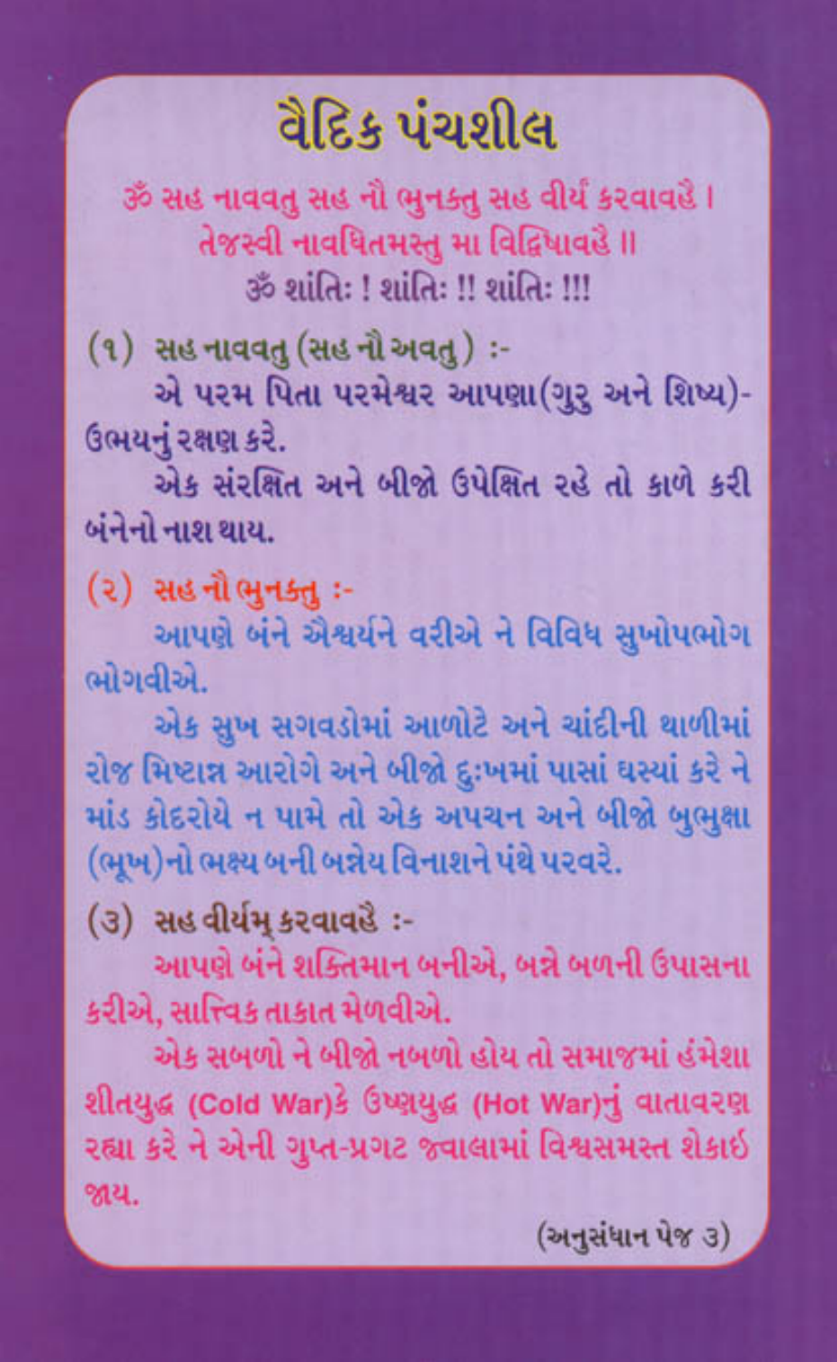# વૈદિક પંચશીલ

ૐ સહ નાવવતુ સહ નૌ ભુનક્તુ સહ વીર્યં કરવાવહૈ ।
તેજસ્વી નાવધિતમસ્તુ મા વિદ્વિષાવહૈ ॥
ૐ શાંતિઃ ! શાંતિઃ !! શાંતિઃ !!!

**(૧) સહ નાવવતુ (સહ નૌ અવતુ) :-**

એ પરમ પિતા પરમેશ્વર આપણા(ગુરુ અને શિષ્ય)-ઉભયનું રક્ષણ કરે.

એક સંરક્ષિત અને બીજો ઉપેક્ષિત રહે તો કાળે કરી બંનેનો નાશ થાય.

**(૨) સહ નૌ ભુનક્તુ :-**

આપણે બંને ઐશ્વર્યને વરીએ ને વિવિધ સુખોપભોગ ભોગવીએ.

એક સુખ સગવડોમાં આળોટે અને ચાંદીની થાળીમાં રોજ મિષ્ટાન્ન આરોગે અને બીજો દુઃખમાં પાસાં ઘસ્યાં કરે ને માંડ કોદરાયે ન પામે તો એક અપચન અને બીજો બુભુક્ષા (ભૂખ)નો ભક્ષ્ય બની બન્નેય વિનાશને પંથે પરવરે.

**(૩) સહ વીર્યમ્ કરવાવહૈ :-**

આપણે બંને શક્તિમાન બનીએ, બન્ને બળની ઉપાસના કરીએ, સાત્ત્વિક તાકાત મેળવીએ.

એક સબળો ને બીજો નબળો હોય તો સમાજમાં હંમેશા શીતયુદ્ધ (Cold War)કે ઉષ્ણયુદ્ધ (Hot War)નું વાતાવરણ રહ્યા કરે ને એની ગુપ્ત-પ્રગટ જ્વાલામાં વિશ્વસમસ્ત શેકાઈ જાય.

(અનુસંધાન પેજ ૩)